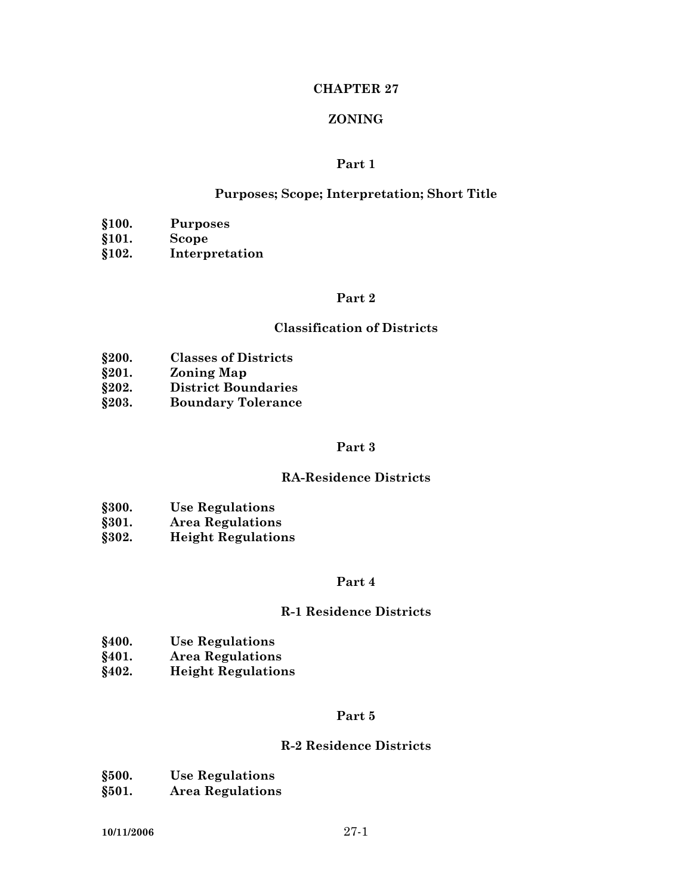# CHAPTER 27

# ZONING

## Part 1

## Purposes; Scope; Interpretation; Short Title

**§100. Purposes**
**§101. Scope**
**§102. Interpretation**

## Part 2

## Classification of Districts

**§200. Classes of Districts**
**§201. Zoning Map**
**§202. District Boundaries**
**§203. Boundary Tolerance**

## Part 3

## RA-Residence Districts

**§300. Use Regulations**
**§301. Area Regulations**
**§302. Height Regulations**

## Part 4

## R-1 Residence Districts

**§400. Use Regulations**
**§401. Area Regulations**
**§402. Height Regulations**

## Part 5

## R-2 Residence Districts

**§500. Use Regulations**
**§501. Area Regulations**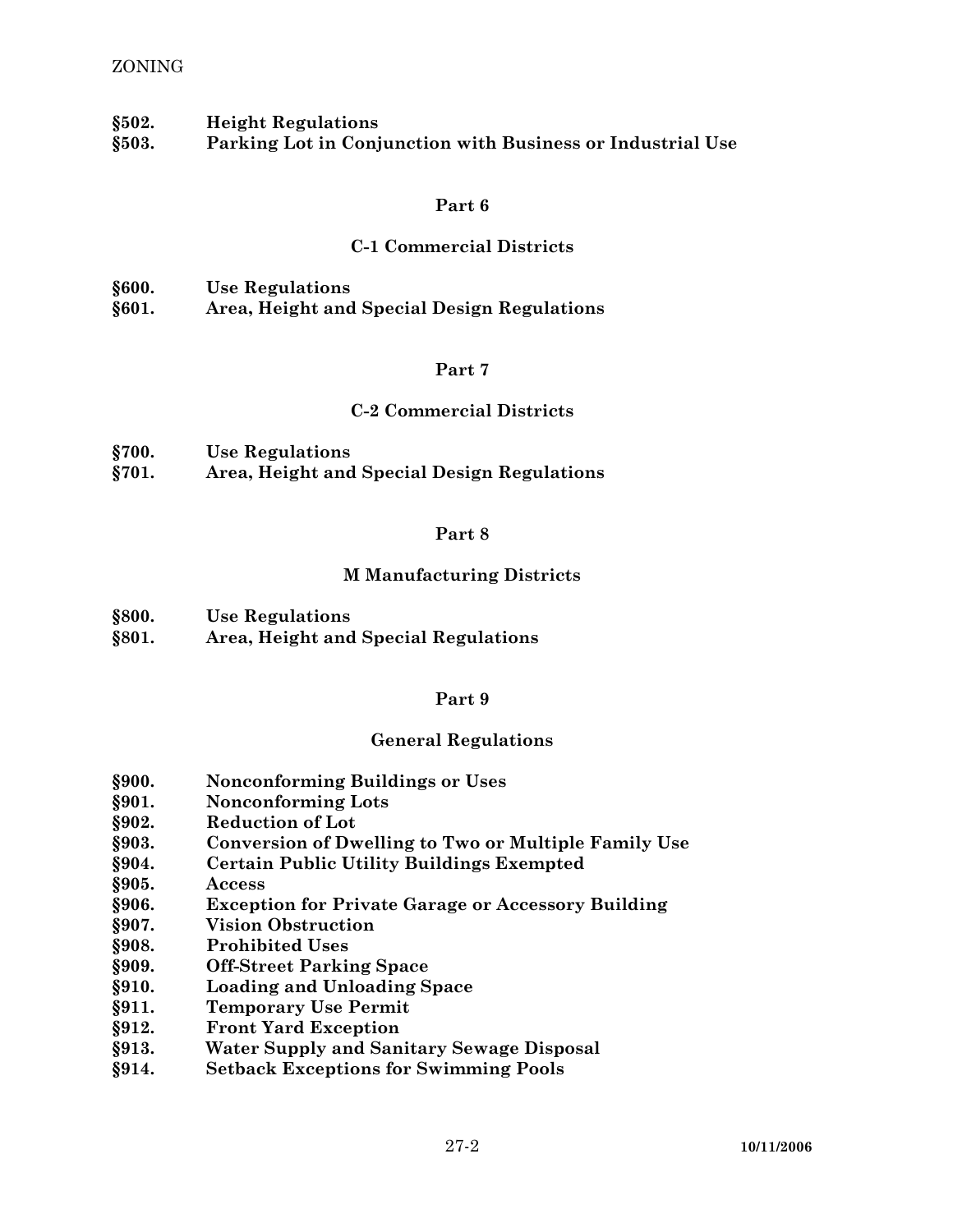**§502. Height Regulations**
**§503. Parking Lot in Conjunction with Business or Industrial Use**

## Part 6

## C-1 Commercial Districts

**§600. Use Regulations**
**§601. Area, Height and Special Design Regulations**

## Part 7

## C-2 Commercial Districts

**§700. Use Regulations**
**§701. Area, Height and Special Design Regulations**

## Part 8

## M Manufacturing Districts

**§800. Use Regulations**
**§801. Area, Height and Special Regulations**

## Part 9

## General Regulations

**§900. Nonconforming Buildings or Uses**
**§901. Nonconforming Lots**
**§902. Reduction of Lot**
**§903. Conversion of Dwelling to Two or Multiple Family Use**
**§904. Certain Public Utility Buildings Exempted**
**§905. Access**
**§906. Exception for Private Garage or Accessory Building**
**§907. Vision Obstruction**
**§908. Prohibited Uses**
**§909. Off-Street Parking Space**
**§910. Loading and Unloading Space**
**§911. Temporary Use Permit**
**§912. Front Yard Exception**
**§913. Water Supply and Sanitary Sewage Disposal**
**§914. Setback Exceptions for Swimming Pools**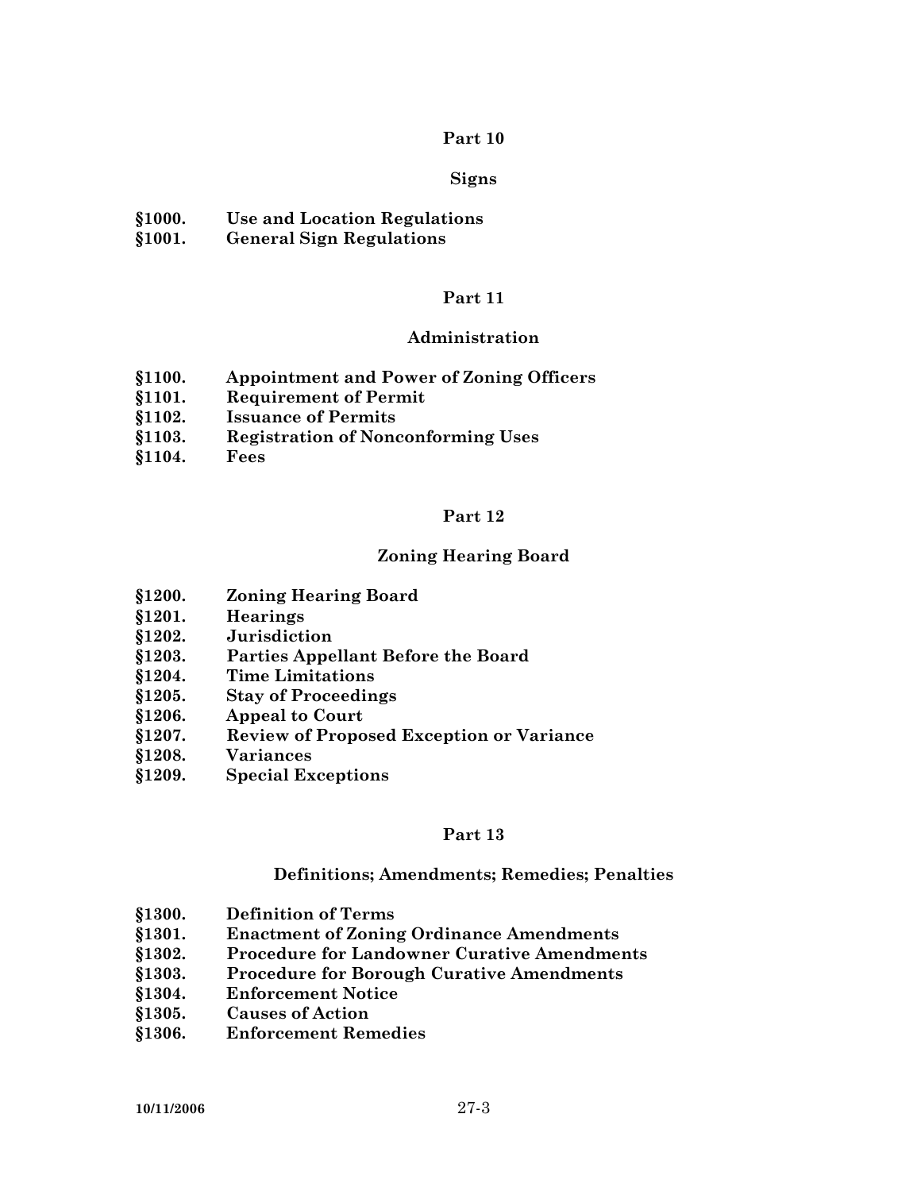## Part 10

### Signs

**§1000. Use and Location Regulations**
**§1001. General Sign Regulations**

## Part 11

### Administration

**§1100. Appointment and Power of Zoning Officers**
**§1101. Requirement of Permit**
**§1102. Issuance of Permits**
**§1103. Registration of Nonconforming Uses**
**§1104. Fees**

## Part 12

### Zoning Hearing Board

**§1200. Zoning Hearing Board**
**§1201. Hearings**
**§1202. Jurisdiction**
**§1203. Parties Appellant Before the Board**
**§1204. Time Limitations**
**§1205. Stay of Proceedings**
**§1206. Appeal to Court**
**§1207. Review of Proposed Exception or Variance**
**§1208. Variances**
**§1209. Special Exceptions**

## Part 13

### Definitions; Amendments; Remedies; Penalties

**§1300. Definition of Terms**
**§1301. Enactment of Zoning Ordinance Amendments**
**§1302. Procedure for Landowner Curative Amendments**
**§1303. Procedure for Borough Curative Amendments**
**§1304. Enforcement Notice**
**§1305. Causes of Action**
**§1306. Enforcement Remedies**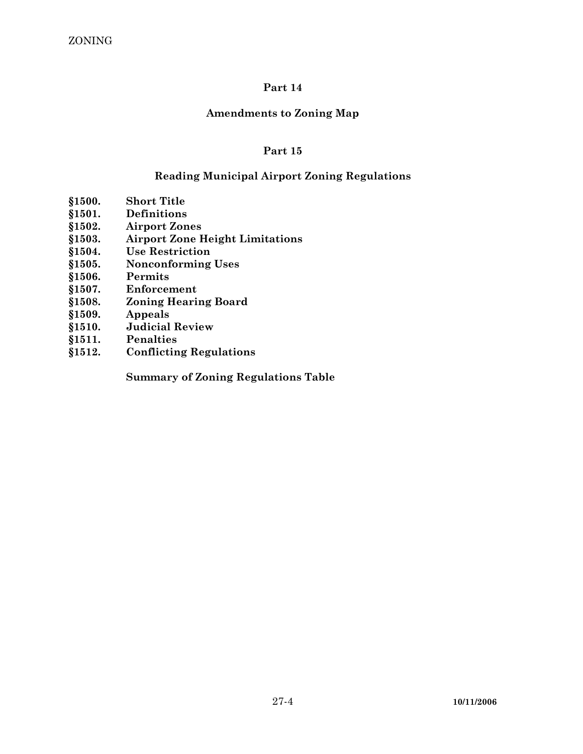## Part 14

## Amendments to Zoning Map

## Part 15

## Reading Municipal Airport Zoning Regulations

**§1500. Short Title**
**§1501. Definitions**
**§1502. Airport Zones**
**§1503. Airport Zone Height Limitations**
**§1504. Use Restriction**
**§1505. Nonconforming Uses**
**§1506. Permits**
**§1507. Enforcement**
**§1508. Zoning Hearing Board**
**§1509. Appeals**
**§1510. Judicial Review**
**§1511. Penalties**
**§1512. Conflicting Regulations**

**Summary of Zoning Regulations Table**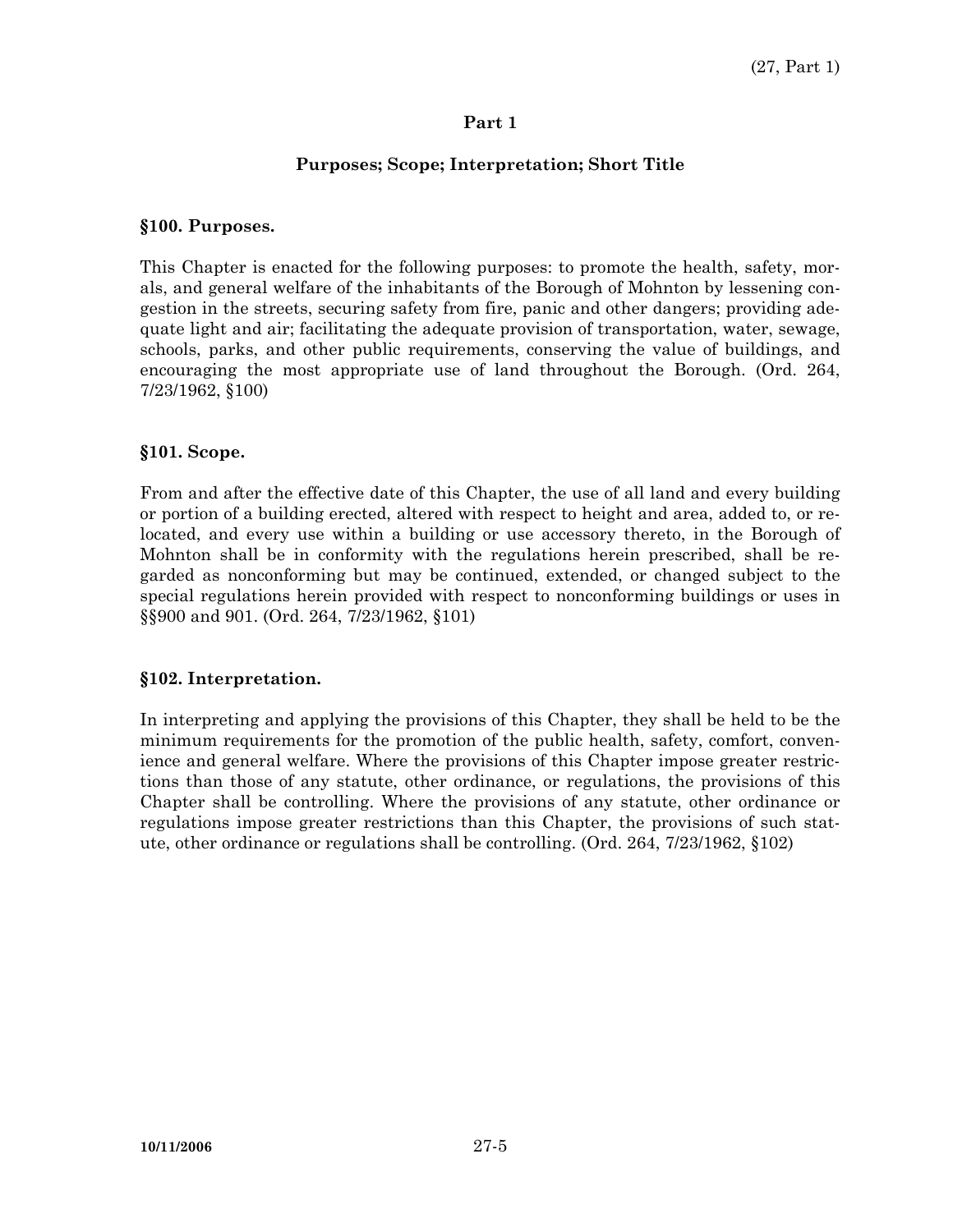## Part 1

### Purposes; Scope; Interpretation; Short Title

**§100. Purposes.**

This Chapter is enacted for the following purposes: to promote the health, safety, morals, and general welfare of the inhabitants of the Borough of Mohnton by lessening congestion in the streets, securing safety from fire, panic and other dangers; providing adequate light and air; facilitating the adequate provision of transportation, water, sewage, schools, parks, and other public requirements, conserving the value of buildings, and encouraging the most appropriate use of land throughout the Borough. (Ord. 264, 7/23/1962, §100)

**§101. Scope.**

From and after the effective date of this Chapter, the use of all land and every building or portion of a building erected, altered with respect to height and area, added to, or relocated, and every use within a building or use accessory thereto, in the Borough of Mohnton shall be in conformity with the regulations herein prescribed, shall be regarded as nonconforming but may be continued, extended, or changed subject to the special regulations herein provided with respect to nonconforming buildings or uses in §§900 and 901. (Ord. 264, 7/23/1962, §101)

**§102. Interpretation.**

In interpreting and applying the provisions of this Chapter, they shall be held to be the minimum requirements for the promotion of the public health, safety, comfort, convenience and general welfare. Where the provisions of this Chapter impose greater restrictions than those of any statute, other ordinance, or regulations, the provisions of this Chapter shall be controlling. Where the provisions of any statute, other ordinance or regulations impose greater restrictions than this Chapter, the provisions of such statute, other ordinance or regulations shall be controlling. (Ord. 264, 7/23/1962, §102)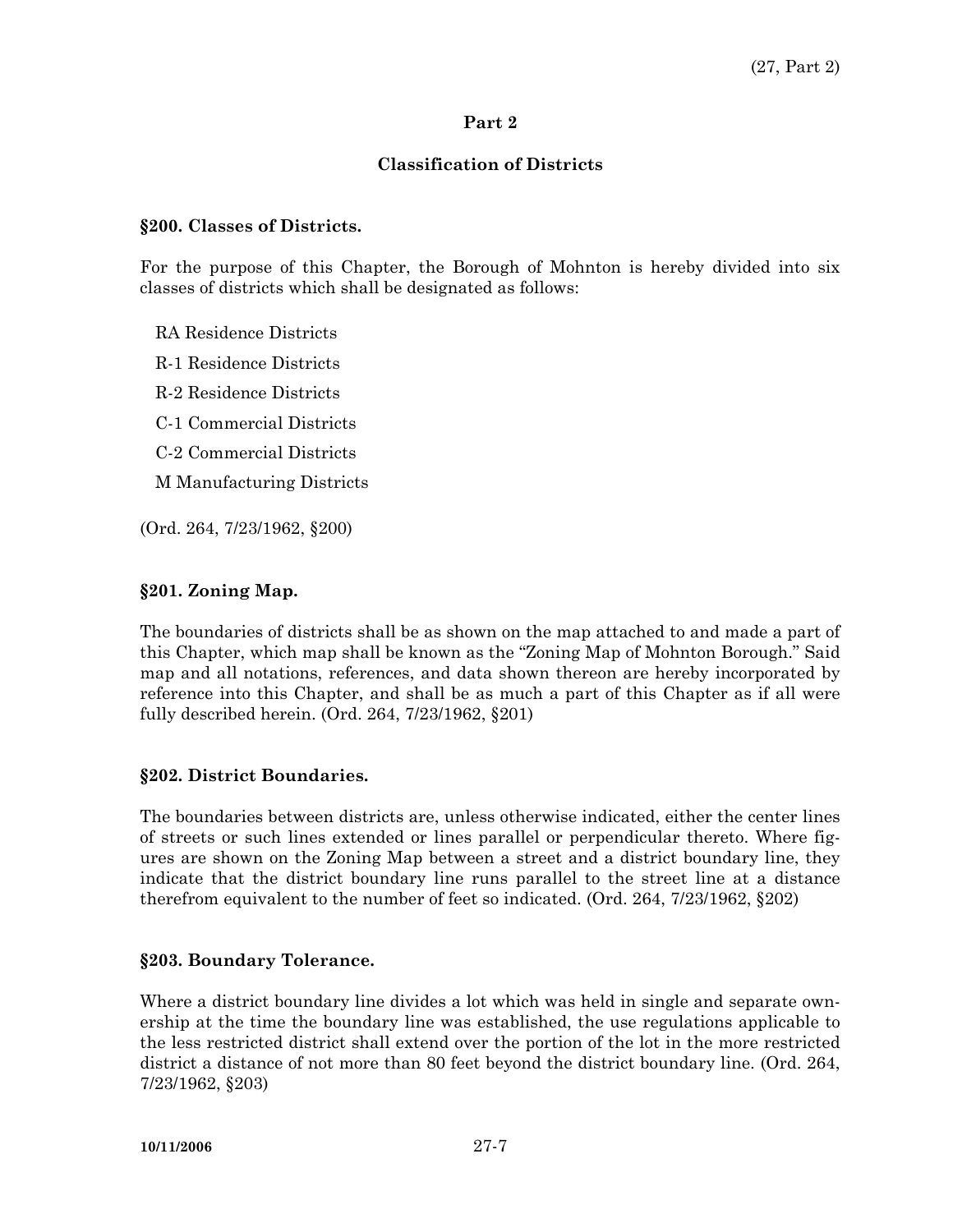## Part 2

## Classification of Districts

### §200. Classes of Districts.

For the purpose of this Chapter, the Borough of Mohnton is hereby divided into six classes of districts which shall be designated as follows:

RA Residence Districts

R-1 Residence Districts

R-2 Residence Districts

C-1 Commercial Districts

C-2 Commercial Districts

M Manufacturing Districts

(Ord. 264, 7/23/1962, §200)

### §201. Zoning Map.

The boundaries of districts shall be as shown on the map attached to and made a part of this Chapter, which map shall be known as the "Zoning Map of Mohnton Borough." Said map and all notations, references, and data shown thereon are hereby incorporated by reference into this Chapter, and shall be as much a part of this Chapter as if all were fully described herein. (Ord. 264, 7/23/1962, §201)

### §202. District Boundaries.

The boundaries between districts are, unless otherwise indicated, either the center lines of streets or such lines extended or lines parallel or perpendicular thereto. Where figures are shown on the Zoning Map between a street and a district boundary line, they indicate that the district boundary line runs parallel to the street line at a distance therefrom equivalent to the number of feet so indicated. (Ord. 264, 7/23/1962, §202)

### §203. Boundary Tolerance.

Where a district boundary line divides a lot which was held in single and separate ownership at the time the boundary line was established, the use regulations applicable to the less restricted district shall extend over the portion of the lot in the more restricted district a distance of not more than 80 feet beyond the district boundary line. (Ord. 264, 7/23/1962, §203)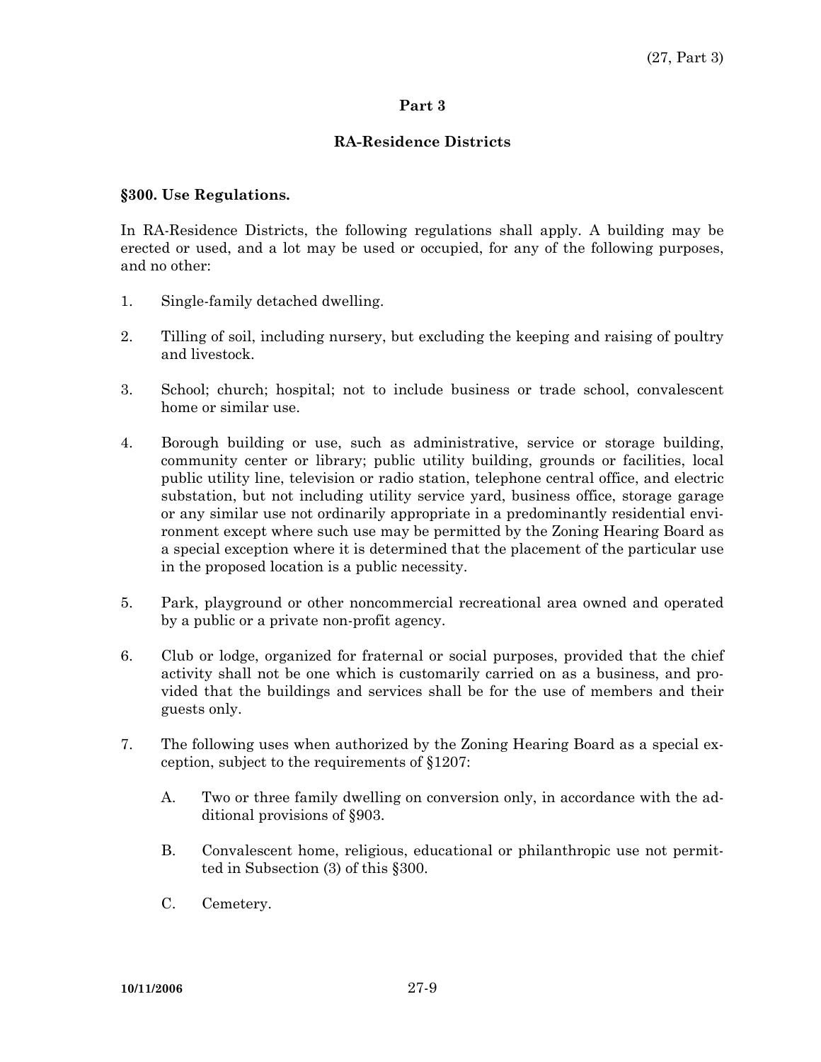# Part 3

## RA-Residence Districts

### §300. Use Regulations.

In RA-Residence Districts, the following regulations shall apply. A building may be erected or used, and a lot may be used or occupied, for any of the following purposes, and no other:

1. Single-family detached dwelling.

2. Tilling of soil, including nursery, but excluding the keeping and raising of poultry and livestock.

3. School; church; hospital; not to include business or trade school, convalescent home or similar use.

4. Borough building or use, such as administrative, service or storage building, community center or library; public utility building, grounds or facilities, local public utility line, television or radio station, telephone central office, and electric substation, but not including utility service yard, business office, storage garage or any similar use not ordinarily appropriate in a predominantly residential environment except where such use may be permitted by the Zoning Hearing Board as a special exception where it is determined that the placement of the particular use in the proposed location is a public necessity.

5. Park, playground or other noncommercial recreational area owned and operated by a public or a private non-profit agency.

6. Club or lodge, organized for fraternal or social purposes, provided that the chief activity shall not be one which is customarily carried on as a business, and provided that the buildings and services shall be for the use of members and their guests only.

7. The following uses when authorized by the Zoning Hearing Board as a special exception, subject to the requirements of §1207:

   A. Two or three family dwelling on conversion only, in accordance with the additional provisions of §903.

   B. Convalescent home, religious, educational or philanthropic use not permitted in Subsection (3) of this §300.

   C. Cemetery.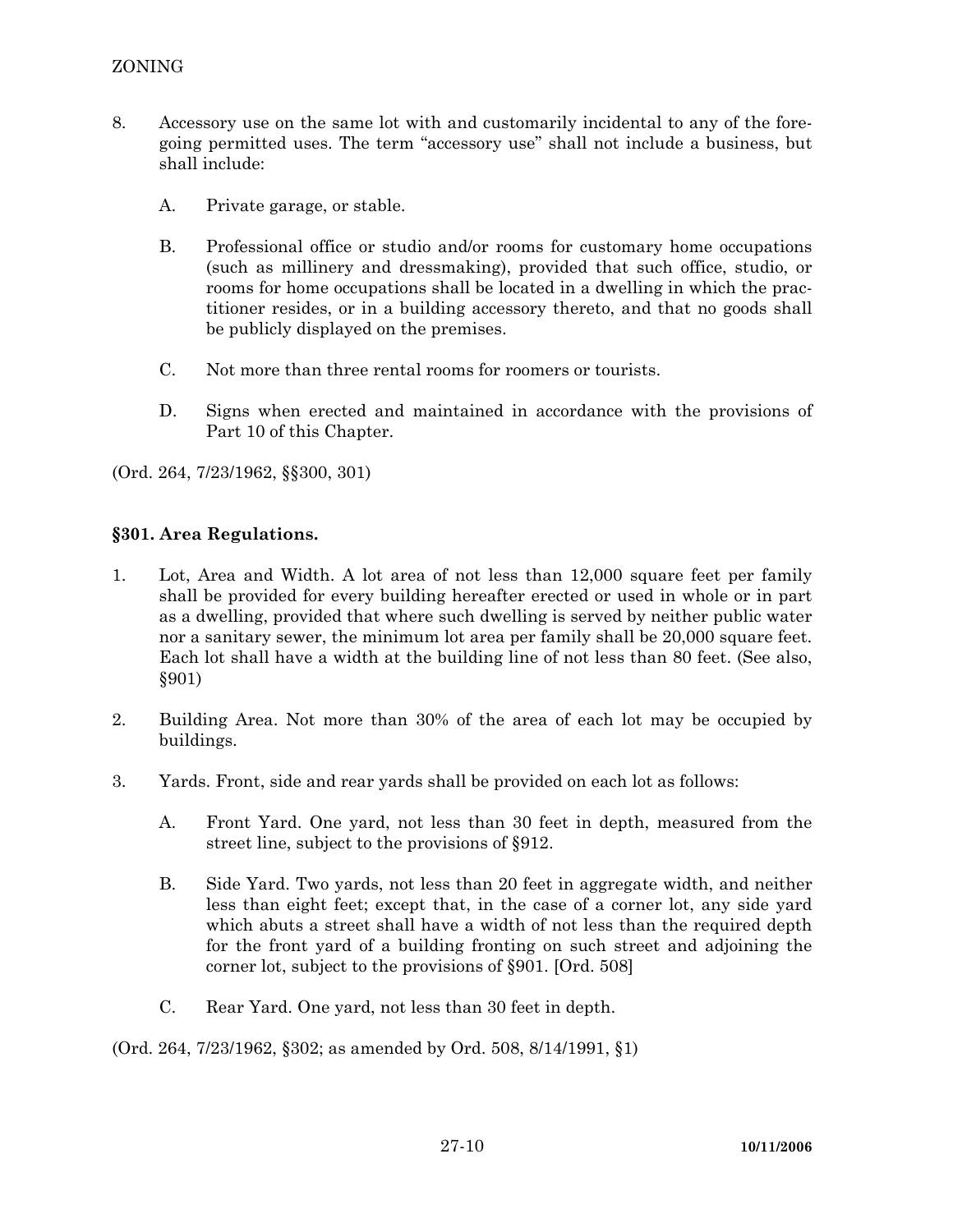8. Accessory use on the same lot with and customarily incidental to any of the foregoing permitted uses. The term "accessory use" shall not include a business, but shall include:

   A. Private garage, or stable.

   B. Professional office or studio and/or rooms for customary home occupations (such as millinery and dressmaking), provided that such office, studio, or rooms for home occupations shall be located in a dwelling in which the practitioner resides, or in a building accessory thereto, and that no goods shall be publicly displayed on the premises.

   C. Not more than three rental rooms for roomers or tourists.

   D. Signs when erected and maintained in accordance with the provisions of Part 10 of this Chapter.

(Ord. 264, 7/23/1962, §§300, 301)

### §301. Area Regulations.

1. Lot, Area and Width. A lot area of not less than 12,000 square feet per family shall be provided for every building hereafter erected or used in whole or in part as a dwelling, provided that where such dwelling is served by neither public water nor a sanitary sewer, the minimum lot area per family shall be 20,000 square feet. Each lot shall have a width at the building line of not less than 80 feet. (See also, §901)

2. Building Area. Not more than 30% of the area of each lot may be occupied by buildings.

3. Yards. Front, side and rear yards shall be provided on each lot as follows:

   A. Front Yard. One yard, not less than 30 feet in depth, measured from the street line, subject to the provisions of §912.

   B. Side Yard. Two yards, not less than 20 feet in aggregate width, and neither less than eight feet; except that, in the case of a corner lot, any side yard which abuts a street shall have a width of not less than the required depth for the front yard of a building fronting on such street and adjoining the corner lot, subject to the provisions of §901. [Ord. 508]

   C. Rear Yard. One yard, not less than 30 feet in depth.

(Ord. 264, 7/23/1962, §302; as amended by Ord. 508, 8/14/1991, §1)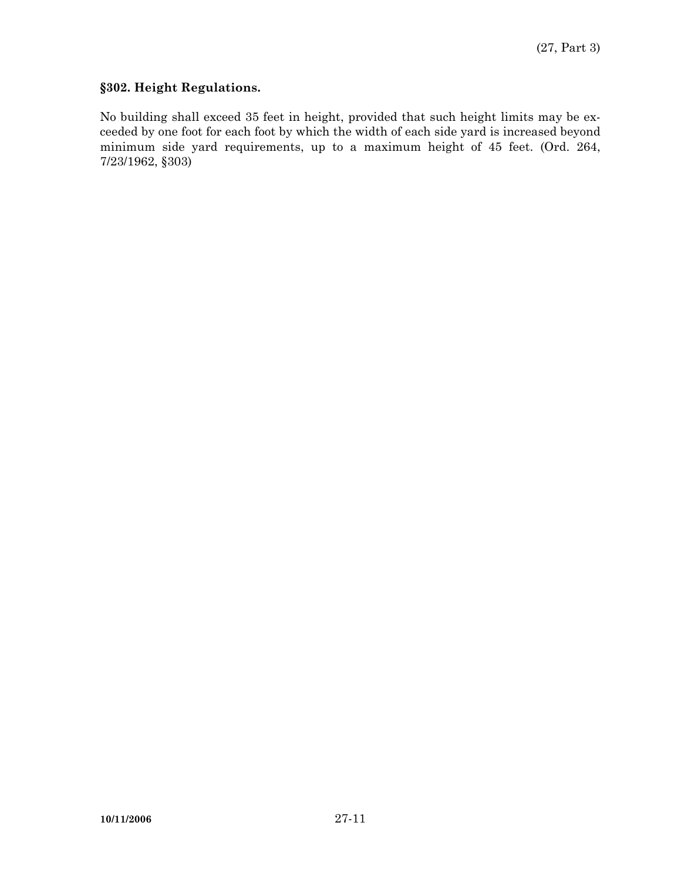### §302. Height Regulations.

No building shall exceed 35 feet in height, provided that such height limits may be exceeded by one foot for each foot by which the width of each side yard is increased beyond minimum side yard requirements, up to a maximum height of 45 feet. (Ord. 264, 7/23/1962, §303)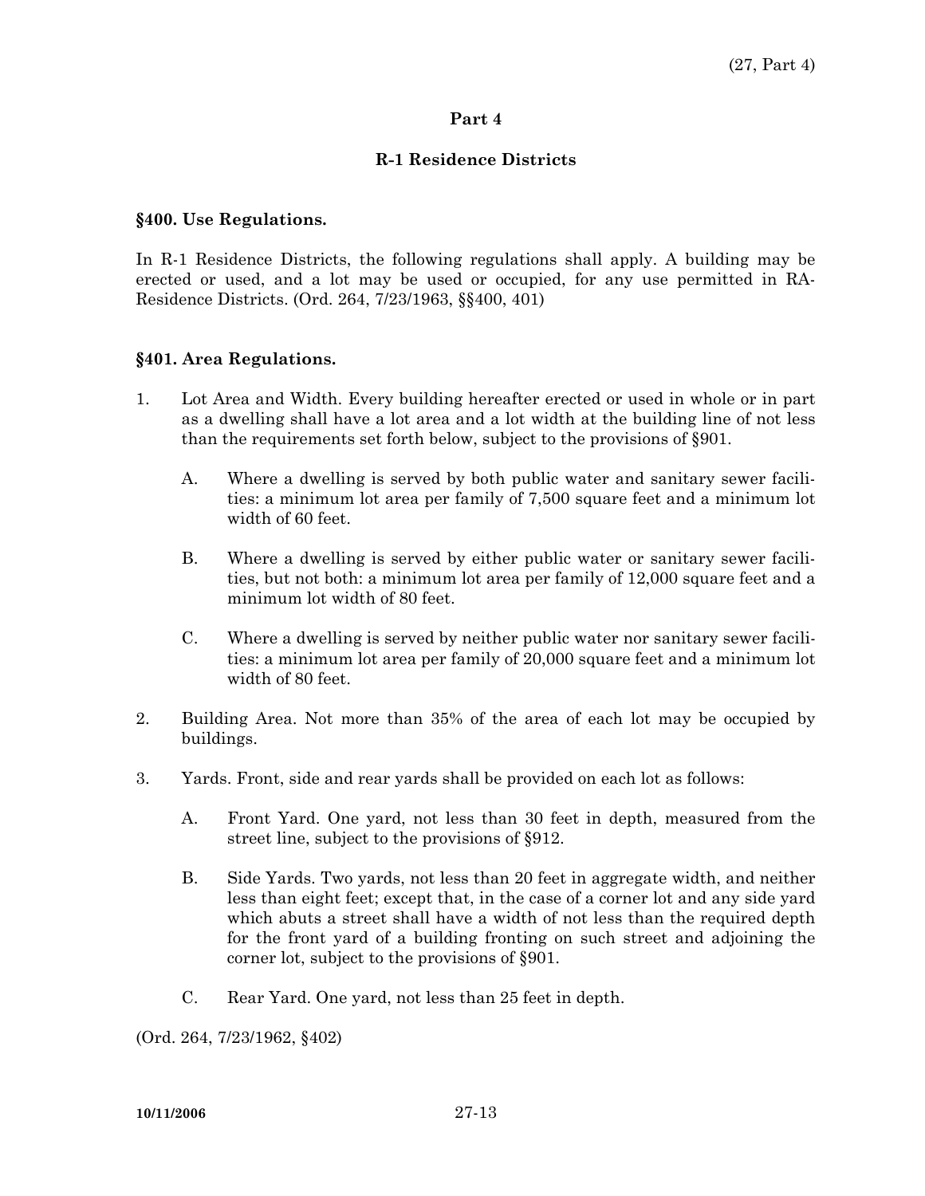# Part 4

## R-1 Residence Districts

### §400. Use Regulations.

In R-1 Residence Districts, the following regulations shall apply. A building may be erected or used, and a lot may be used or occupied, for any use permitted in RA-Residence Districts. (Ord. 264, 7/23/1963, §§400, 401)

### §401. Area Regulations.

1. Lot Area and Width. Every building hereafter erected or used in whole or in part as a dwelling shall have a lot area and a lot width at the building line of not less than the requirements set forth below, subject to the provisions of §901.

   A. Where a dwelling is served by both public water and sanitary sewer facilities: a minimum lot area per family of 7,500 square feet and a minimum lot width of 60 feet.

   B. Where a dwelling is served by either public water or sanitary sewer facilities, but not both: a minimum lot area per family of 12,000 square feet and a minimum lot width of 80 feet.

   C. Where a dwelling is served by neither public water nor sanitary sewer facilities: a minimum lot area per family of 20,000 square feet and a minimum lot width of 80 feet.

2. Building Area. Not more than 35% of the area of each lot may be occupied by buildings.

3. Yards. Front, side and rear yards shall be provided on each lot as follows:

   A. Front Yard. One yard, not less than 30 feet in depth, measured from the street line, subject to the provisions of §912.

   B. Side Yards. Two yards, not less than 20 feet in aggregate width, and neither less than eight feet; except that, in the case of a corner lot and any side yard which abuts a street shall have a width of not less than the required depth for the front yard of a building fronting on such street and adjoining the corner lot, subject to the provisions of §901.

   C. Rear Yard. One yard, not less than 25 feet in depth.

(Ord. 264, 7/23/1962, §402)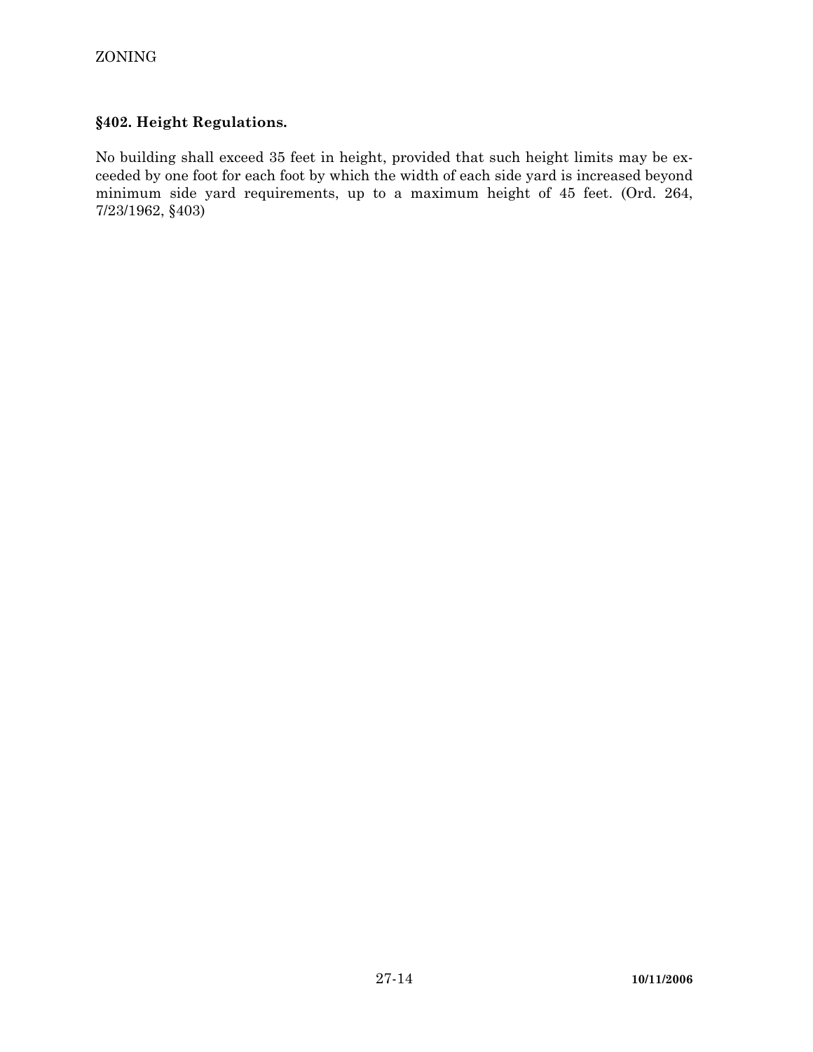## §402. Height Regulations.

No building shall exceed 35 feet in height, provided that such height limits may be exceeded by one foot for each foot by which the width of each side yard is increased beyond minimum side yard requirements, up to a maximum height of 45 feet. (Ord. 264, 7/23/1962, §403)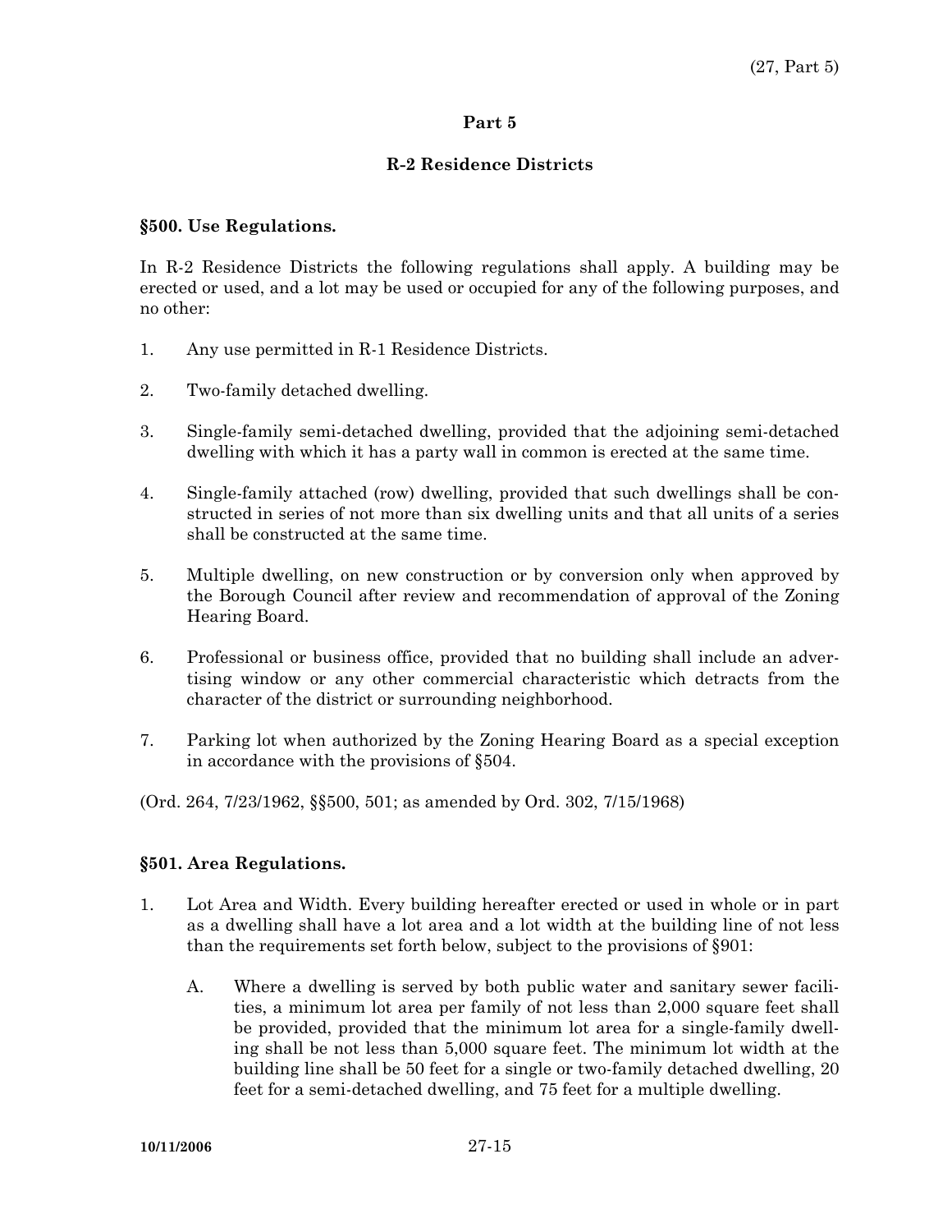# Part 5

## R-2 Residence Districts

### §500. Use Regulations.

In R-2 Residence Districts the following regulations shall apply. A building may be erected or used, and a lot may be used or occupied for any of the following purposes, and no other:

1. Any use permitted in R-1 Residence Districts.

2. Two-family detached dwelling.

3. Single-family semi-detached dwelling, provided that the adjoining semi-detached dwelling with which it has a party wall in common is erected at the same time.

4. Single-family attached (row) dwelling, provided that such dwellings shall be constructed in series of not more than six dwelling units and that all units of a series shall be constructed at the same time.

5. Multiple dwelling, on new construction or by conversion only when approved by the Borough Council after review and recommendation of approval of the Zoning Hearing Board.

6. Professional or business office, provided that no building shall include an advertising window or any other commercial characteristic which detracts from the character of the district or surrounding neighborhood.

7. Parking lot when authorized by the Zoning Hearing Board as a special exception in accordance with the provisions of §504.

(Ord. 264, 7/23/1962, §§500, 501; as amended by Ord. 302, 7/15/1968)

### §501. Area Regulations.

1. Lot Area and Width. Every building hereafter erected or used in whole or in part as a dwelling shall have a lot area and a lot width at the building line of not less than the requirements set forth below, subject to the provisions of §901:

    A. Where a dwelling is served by both public water and sanitary sewer facilities, a minimum lot area per family of not less than 2,000 square feet shall be provided, provided that the minimum lot area for a single-family dwelling shall be not less than 5,000 square feet. The minimum lot width at the building line shall be 50 feet for a single or two-family detached dwelling, 20 feet for a semi-detached dwelling, and 75 feet for a multiple dwelling.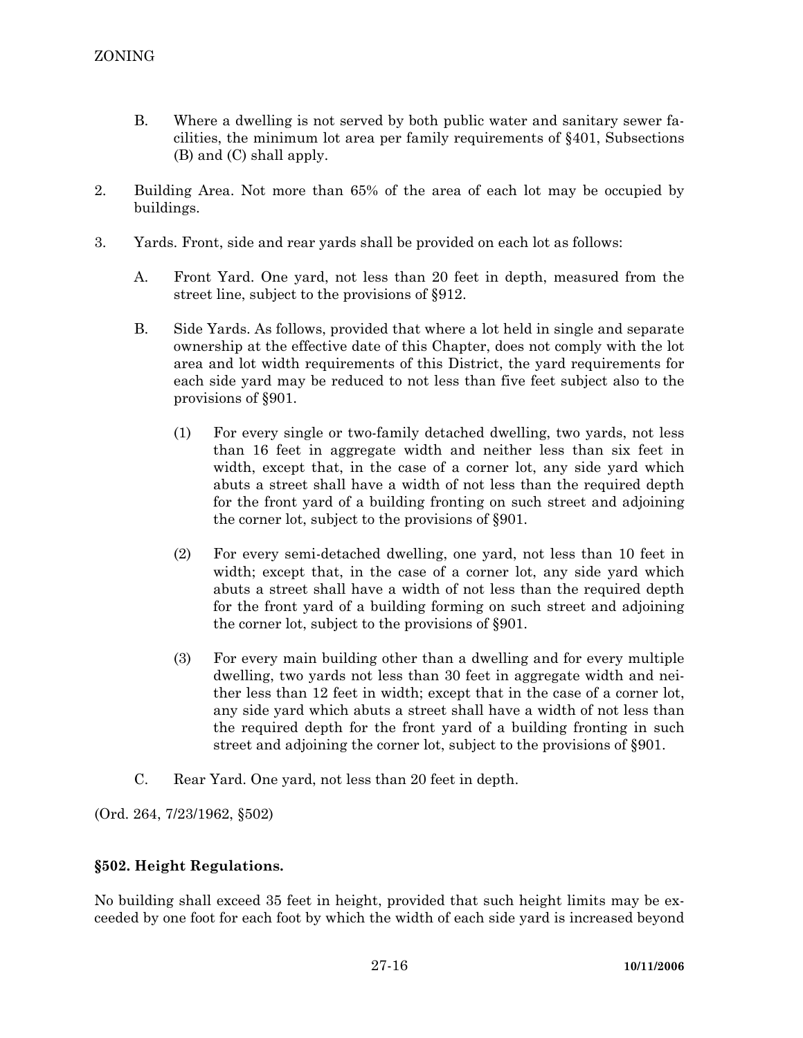B. Where a dwelling is not served by both public water and sanitary sewer facilities, the minimum lot area per family requirements of §401, Subsections (B) and (C) shall apply.

2. Building Area. Not more than 65% of the area of each lot may be occupied by buildings.

3. Yards. Front, side and rear yards shall be provided on each lot as follows:

   A. Front Yard. One yard, not less than 20 feet in depth, measured from the street line, subject to the provisions of §912.

   B. Side Yards. As follows, provided that where a lot held in single and separate ownership at the effective date of this Chapter, does not comply with the lot area and lot width requirements of this District, the yard requirements for each side yard may be reduced to not less than five feet subject also to the provisions of §901.

      (1) For every single or two-family detached dwelling, two yards, not less than 16 feet in aggregate width and neither less than six feet in width, except that, in the case of a corner lot, any side yard which abuts a street shall have a width of not less than the required depth for the front yard of a building fronting on such street and adjoining the corner lot, subject to the provisions of §901.

      (2) For every semi-detached dwelling, one yard, not less than 10 feet in width; except that, in the case of a corner lot, any side yard which abuts a street shall have a width of not less than the required depth for the front yard of a building forming on such street and adjoining the corner lot, subject to the provisions of §901.

      (3) For every main building other than a dwelling and for every multiple dwelling, two yards not less than 30 feet in aggregate width and neither less than 12 feet in width; except that in the case of a corner lot, any side yard which abuts a street shall have a width of not less than the required depth for the front yard of a building fronting in such street and adjoining the corner lot, subject to the provisions of §901.

   C. Rear Yard. One yard, not less than 20 feet in depth.

(Ord. 264, 7/23/1962, §502)

**§502. Height Regulations.**

No building shall exceed 35 feet in height, provided that such height limits may be exceeded by one foot for each foot by which the width of each side yard is increased beyond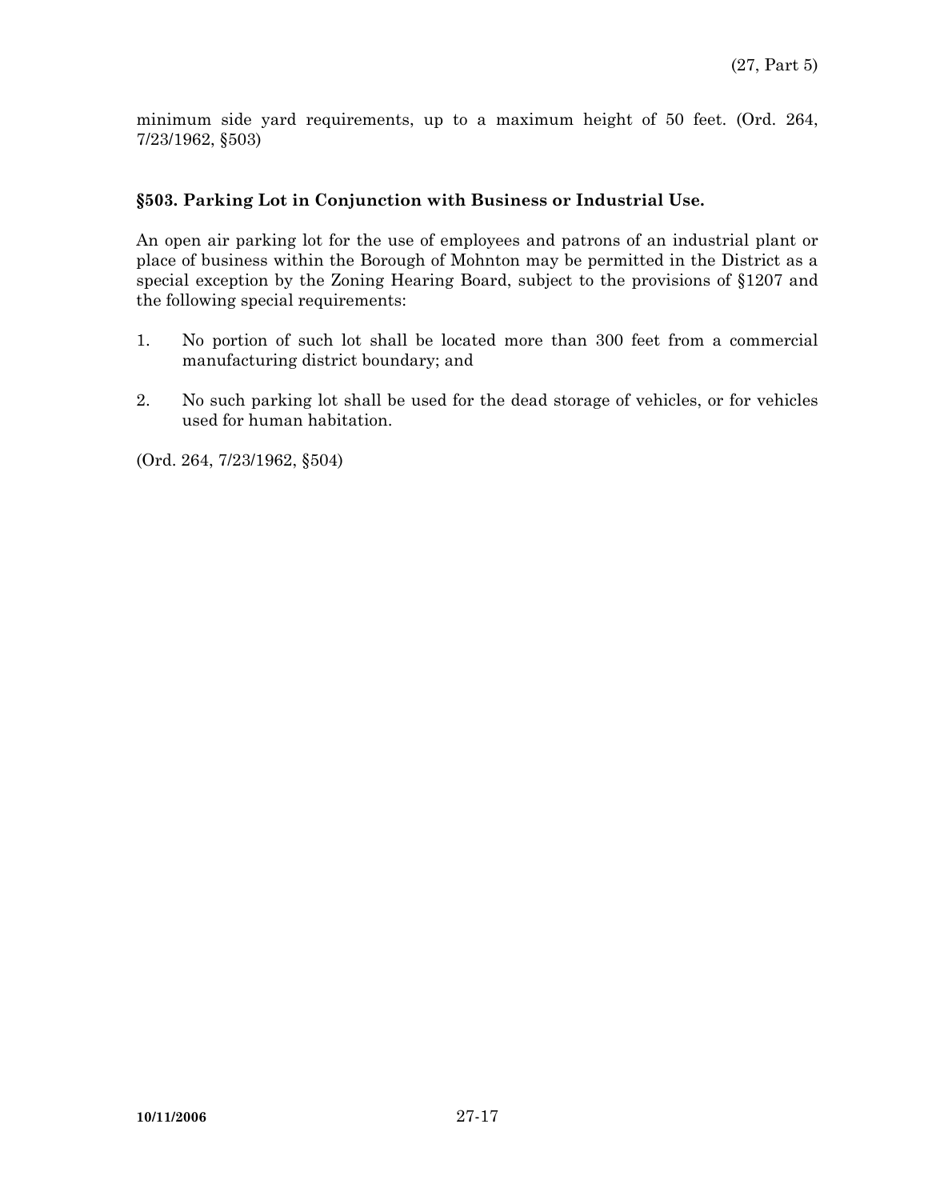minimum side yard requirements, up to a maximum height of 50 feet. (Ord. 264, 7/23/1962, §503)

### §503. Parking Lot in Conjunction with Business or Industrial Use.

An open air parking lot for the use of employees and patrons of an industrial plant or place of business within the Borough of Mohnton may be permitted in the District as a special exception by the Zoning Hearing Board, subject to the provisions of §1207 and the following special requirements:

1. No portion of such lot shall be located more than 300 feet from a commercial manufacturing district boundary; and

2. No such parking lot shall be used for the dead storage of vehicles, or for vehicles used for human habitation.

(Ord. 264, 7/23/1962, §504)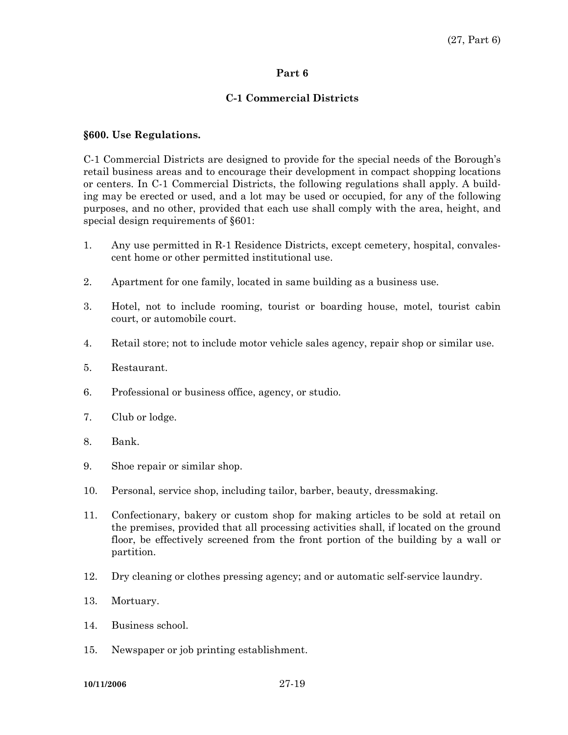## Part 6

## C-1 Commercial Districts

### §600. Use Regulations.

C-1 Commercial Districts are designed to provide for the special needs of the Borough's retail business areas and to encourage their development in compact shopping locations or centers. In C-1 Commercial Districts, the following regulations shall apply. A building may be erected or used, and a lot may be used or occupied, for any of the following purposes, and no other, provided that each use shall comply with the area, height, and special design requirements of §601:

1. Any use permitted in R-1 Residence Districts, except cemetery, hospital, convalescent home or other permitted institutional use.

2. Apartment for one family, located in same building as a business use.

3. Hotel, not to include rooming, tourist or boarding house, motel, tourist cabin court, or automobile court.

4. Retail store; not to include motor vehicle sales agency, repair shop or similar use.

5. Restaurant.

6. Professional or business office, agency, or studio.

7. Club or lodge.

8. Bank.

9. Shoe repair or similar shop.

10. Personal, service shop, including tailor, barber, beauty, dressmaking.

11. Confectionary, bakery or custom shop for making articles to be sold at retail on the premises, provided that all processing activities shall, if located on the ground floor, be effectively screened from the front portion of the building by a wall or partition.

12. Dry cleaning or clothes pressing agency; and or automatic self-service laundry.

13. Mortuary.

14. Business school.

15. Newspaper or job printing establishment.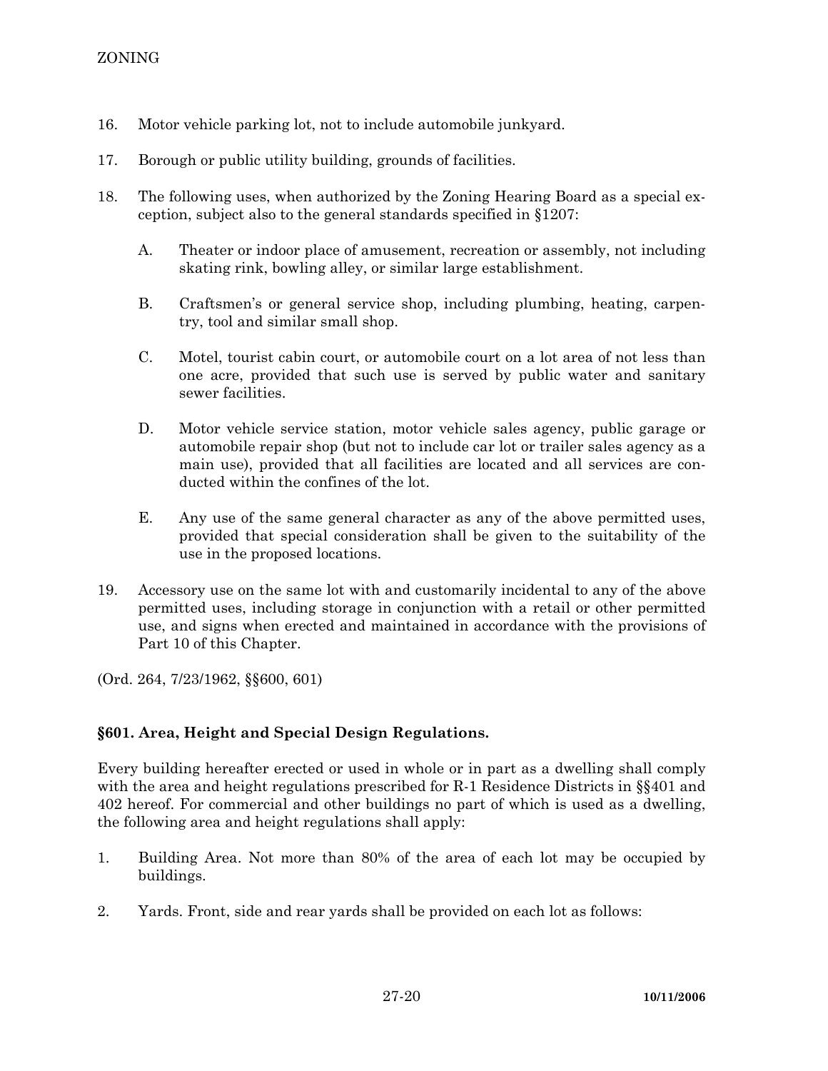16. Motor vehicle parking lot, not to include automobile junkyard.

17. Borough or public utility building, grounds of facilities.

18. The following uses, when authorized by the Zoning Hearing Board as a special exception, subject also to the general standards specified in §1207:

    A. Theater or indoor place of amusement, recreation or assembly, not including skating rink, bowling alley, or similar large establishment.

    B. Craftsmen's or general service shop, including plumbing, heating, carpentry, tool and similar small shop.

    C. Motel, tourist cabin court, or automobile court on a lot area of not less than one acre, provided that such use is served by public water and sanitary sewer facilities.

    D. Motor vehicle service station, motor vehicle sales agency, public garage or automobile repair shop (but not to include car lot or trailer sales agency as a main use), provided that all facilities are located and all services are conducted within the confines of the lot.

    E. Any use of the same general character as any of the above permitted uses, provided that special consideration shall be given to the suitability of the use in the proposed locations.

19. Accessory use on the same lot with and customarily incidental to any of the above permitted uses, including storage in conjunction with a retail or other permitted use, and signs when erected and maintained in accordance with the provisions of Part 10 of this Chapter.

(Ord. 264, 7/23/1962, §§600, 601)

### §601. Area, Height and Special Design Regulations.

Every building hereafter erected or used in whole or in part as a dwelling shall comply with the area and height regulations prescribed for R-1 Residence Districts in §§401 and 402 hereof. For commercial and other buildings no part of which is used as a dwelling, the following area and height regulations shall apply:

1. Building Area. Not more than 80% of the area of each lot may be occupied by buildings.

2. Yards. Front, side and rear yards shall be provided on each lot as follows: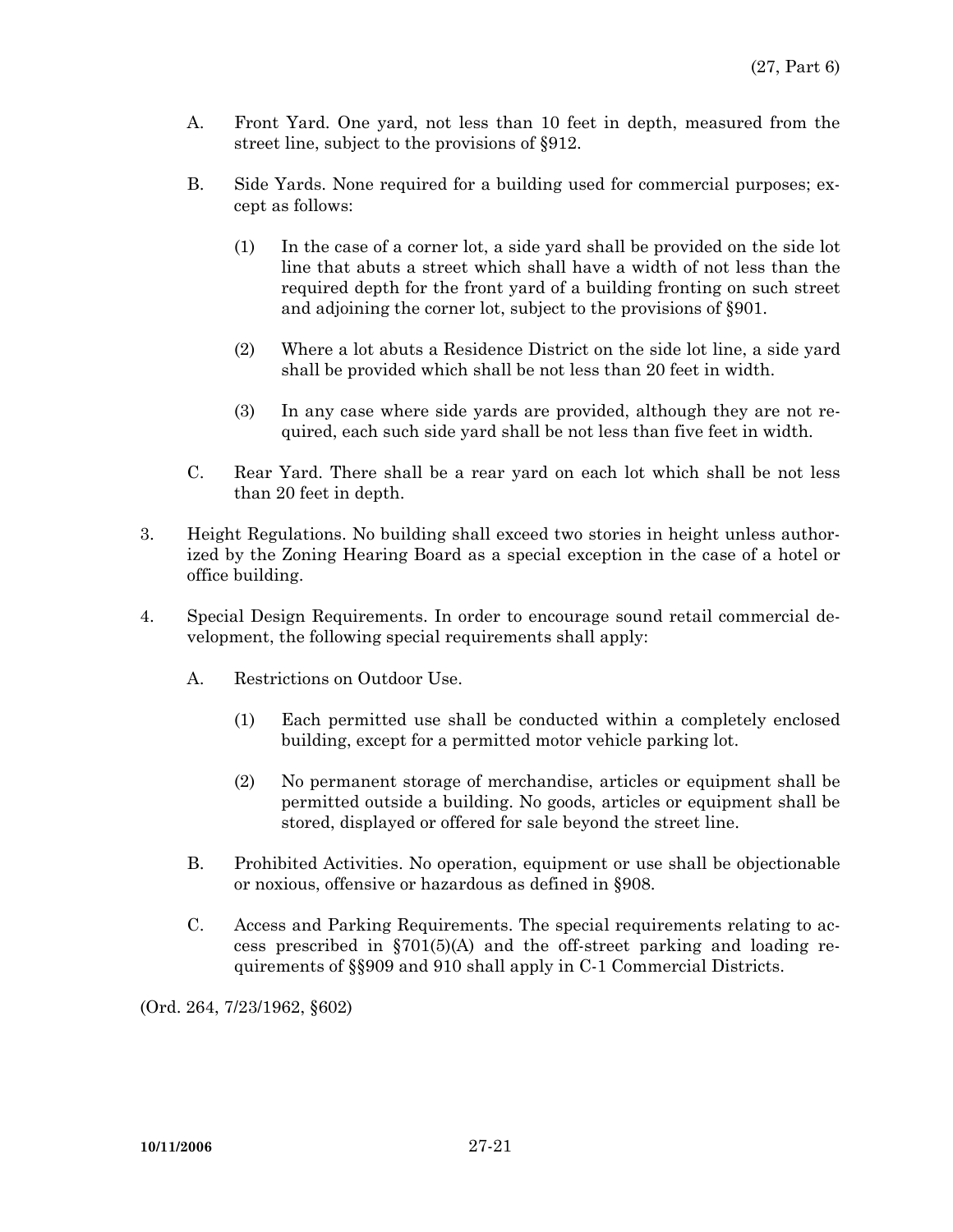A. Front Yard. One yard, not less than 10 feet in depth, measured from the street line, subject to the provisions of §912.

B. Side Yards. None required for a building used for commercial purposes; except as follows:

   (1) In the case of a corner lot, a side yard shall be provided on the side lot line that abuts a street which shall have a width of not less than the required depth for the front yard of a building fronting on such street and adjoining the corner lot, subject to the provisions of §901.

   (2) Where a lot abuts a Residence District on the side lot line, a side yard shall be provided which shall be not less than 20 feet in width.

   (3) In any case where side yards are provided, although they are not required, each such side yard shall be not less than five feet in width.

C. Rear Yard. There shall be a rear yard on each lot which shall be not less than 20 feet in depth.

3. Height Regulations. No building shall exceed two stories in height unless authorized by the Zoning Hearing Board as a special exception in the case of a hotel or office building.

4. Special Design Requirements. In order to encourage sound retail commercial development, the following special requirements shall apply:

   A. Restrictions on Outdoor Use.

      (1) Each permitted use shall be conducted within a completely enclosed building, except for a permitted motor vehicle parking lot.

      (2) No permanent storage of merchandise, articles or equipment shall be permitted outside a building. No goods, articles or equipment shall be stored, displayed or offered for sale beyond the street line.

   B. Prohibited Activities. No operation, equipment or use shall be objectionable or noxious, offensive or hazardous as defined in §908.

   C. Access and Parking Requirements. The special requirements relating to access prescribed in §701(5)(A) and the off-street parking and loading requirements of §§909 and 910 shall apply in C-1 Commercial Districts.

(Ord. 264, 7/23/1962, §602)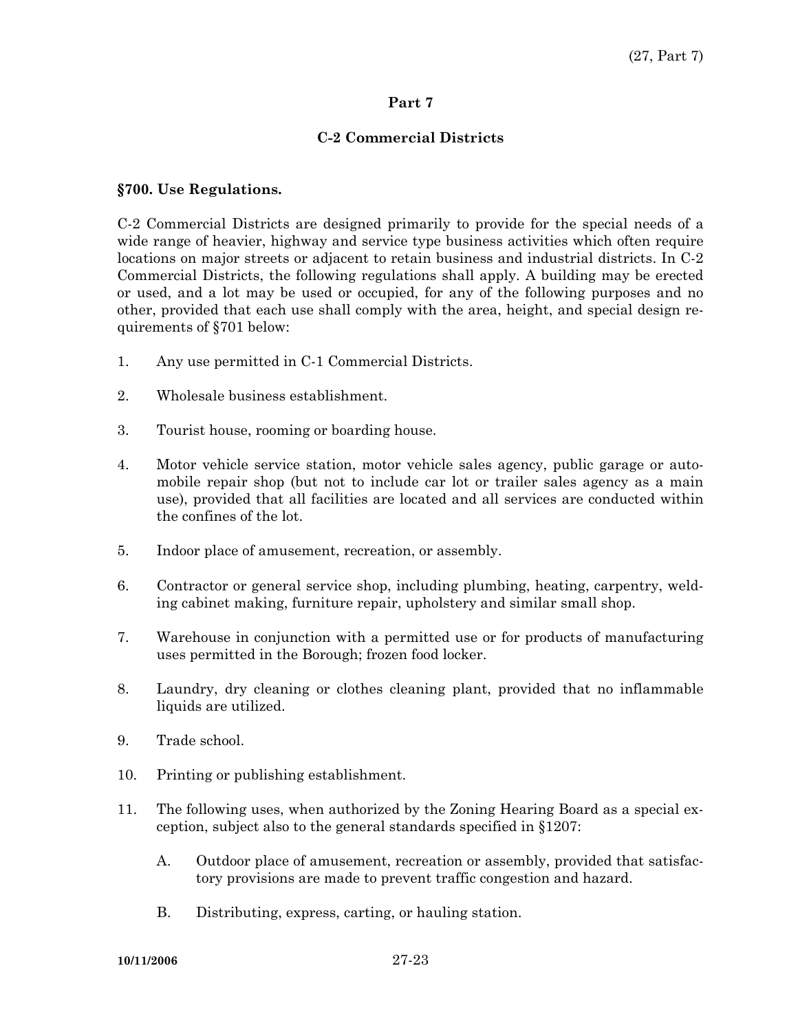# Part 7

## C-2 Commercial Districts

### §700. Use Regulations.

C-2 Commercial Districts are designed primarily to provide for the special needs of a wide range of heavier, highway and service type business activities which often require locations on major streets or adjacent to retain business and industrial districts. In C-2 Commercial Districts, the following regulations shall apply. A building may be erected or used, and a lot may be used or occupied, for any of the following purposes and no other, provided that each use shall comply with the area, height, and special design requirements of §701 below:

1. Any use permitted in C-1 Commercial Districts.

2. Wholesale business establishment.

3. Tourist house, rooming or boarding house.

4. Motor vehicle service station, motor vehicle sales agency, public garage or automobile repair shop (but not to include car lot or trailer sales agency as a main use), provided that all facilities are located and all services are conducted within the confines of the lot.

5. Indoor place of amusement, recreation, or assembly.

6. Contractor or general service shop, including plumbing, heating, carpentry, welding cabinet making, furniture repair, upholstery and similar small shop.

7. Warehouse in conjunction with a permitted use or for products of manufacturing uses permitted in the Borough; frozen food locker.

8. Laundry, dry cleaning or clothes cleaning plant, provided that no inflammable liquids are utilized.

9. Trade school.

10. Printing or publishing establishment.

11. The following uses, when authorized by the Zoning Hearing Board as a special exception, subject also to the general standards specified in §1207:

    A. Outdoor place of amusement, recreation or assembly, provided that satisfactory provisions are made to prevent traffic congestion and hazard.

    B. Distributing, express, carting, or hauling station.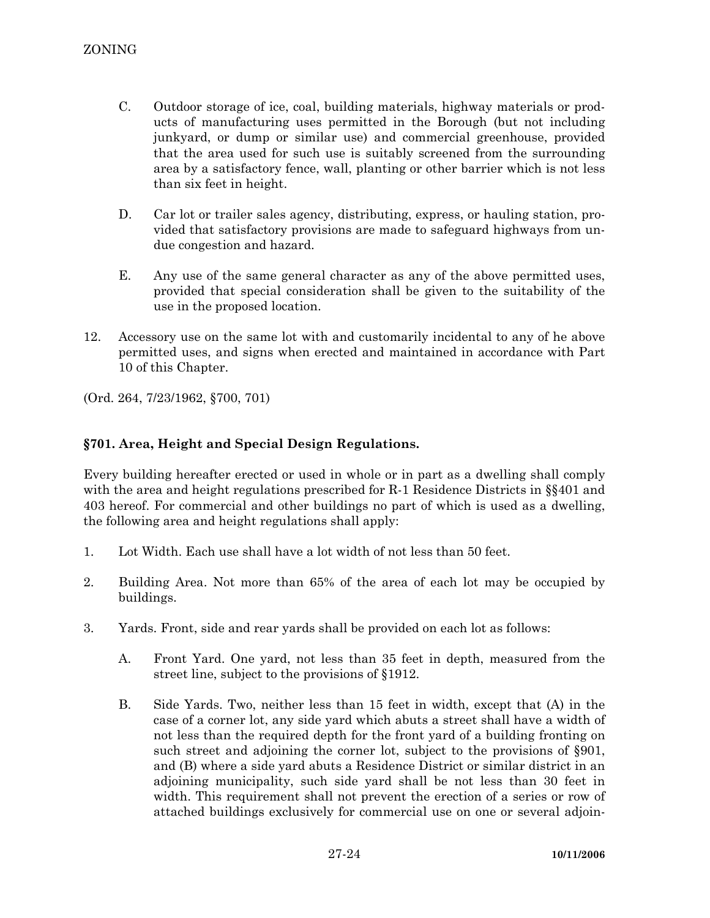C. Outdoor storage of ice, coal, building materials, highway materials or products of manufacturing uses permitted in the Borough (but not including junkyard, or dump or similar use) and commercial greenhouse, provided that the area used for such use is suitably screened from the surrounding area by a satisfactory fence, wall, planting or other barrier which is not less than six feet in height.

D. Car lot or trailer sales agency, distributing, express, or hauling station, provided that satisfactory provisions are made to safeguard highways from undue congestion and hazard.

E. Any use of the same general character as any of the above permitted uses, provided that special consideration shall be given to the suitability of the use in the proposed location.

12. Accessory use on the same lot with and customarily incidental to any of he above permitted uses, and signs when erected and maintained in accordance with Part 10 of this Chapter.

(Ord. 264, 7/23/1962, §700, 701)

### §701. Area, Height and Special Design Regulations.

Every building hereafter erected or used in whole or in part as a dwelling shall comply with the area and height regulations prescribed for R-1 Residence Districts in §§401 and 403 hereof. For commercial and other buildings no part of which is used as a dwelling, the following area and height regulations shall apply:

1. Lot Width. Each use shall have a lot width of not less than 50 feet.

2. Building Area. Not more than 65% of the area of each lot may be occupied by buildings.

3. Yards. Front, side and rear yards shall be provided on each lot as follows:

   A. Front Yard. One yard, not less than 35 feet in depth, measured from the street line, subject to the provisions of §1912.

   B. Side Yards. Two, neither less than 15 feet in width, except that (A) in the case of a corner lot, any side yard which abuts a street shall have a width of not less than the required depth for the front yard of a building fronting on such street and adjoining the corner lot, subject to the provisions of §901, and (B) where a side yard abuts a Residence District or similar district in an adjoining municipality, such side yard shall be not less than 30 feet in width. This requirement shall not prevent the erection of a series or row of attached buildings exclusively for commercial use on one or several adjoin-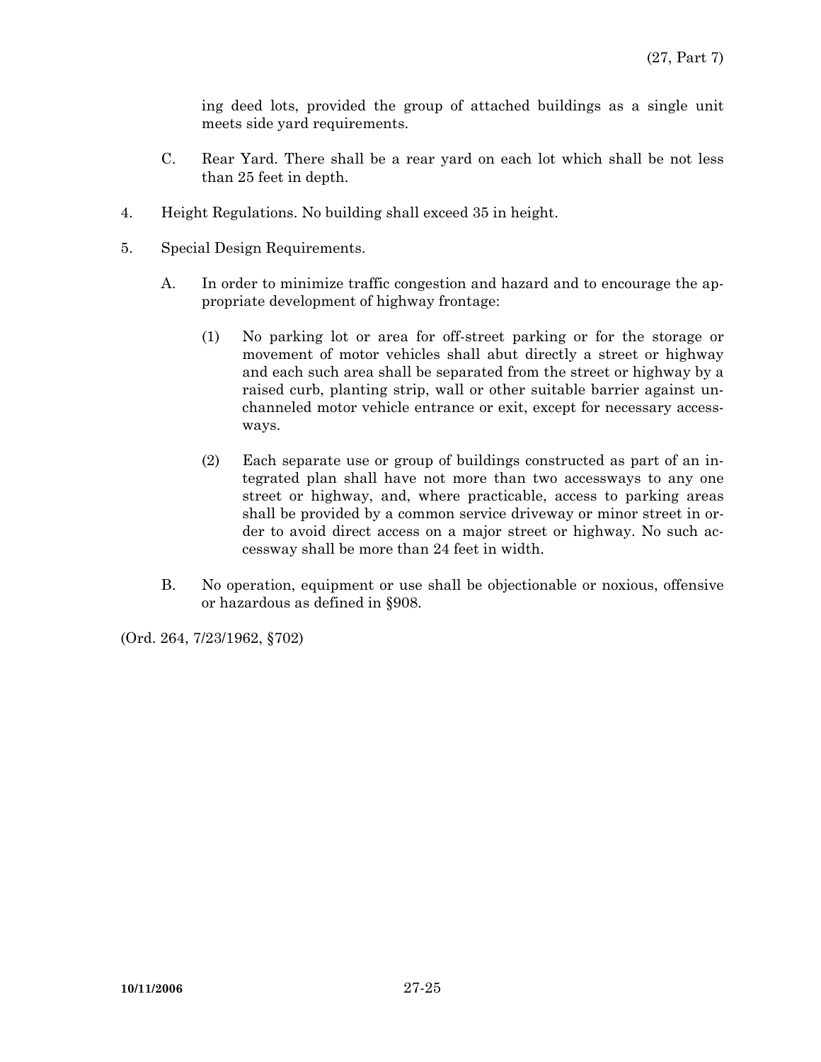ing deed lots, provided the group of attached buildings as a single unit meets side yard requirements.

C. Rear Yard. There shall be a rear yard on each lot which shall be not less than 25 feet in depth.

4. Height Regulations. No building shall exceed 35 in height.

5. Special Design Requirements.

A. In order to minimize traffic congestion and hazard and to encourage the appropriate development of highway frontage:

(1) No parking lot or area for off-street parking or for the storage or movement of motor vehicles shall abut directly a street or highway and each such area shall be separated from the street or highway by a raised curb, planting strip, wall or other suitable barrier against unchanneled motor vehicle entrance or exit, except for necessary accessways.

(2) Each separate use or group of buildings constructed as part of an integrated plan shall have not more than two accessways to any one street or highway, and, where practicable, access to parking areas shall be provided by a common service driveway or minor street in order to avoid direct access on a major street or highway. No such accessway shall be more than 24 feet in width.

B. No operation, equipment or use shall be objectionable or noxious, offensive or hazardous as defined in §908.

(Ord. 264, 7/23/1962, §702)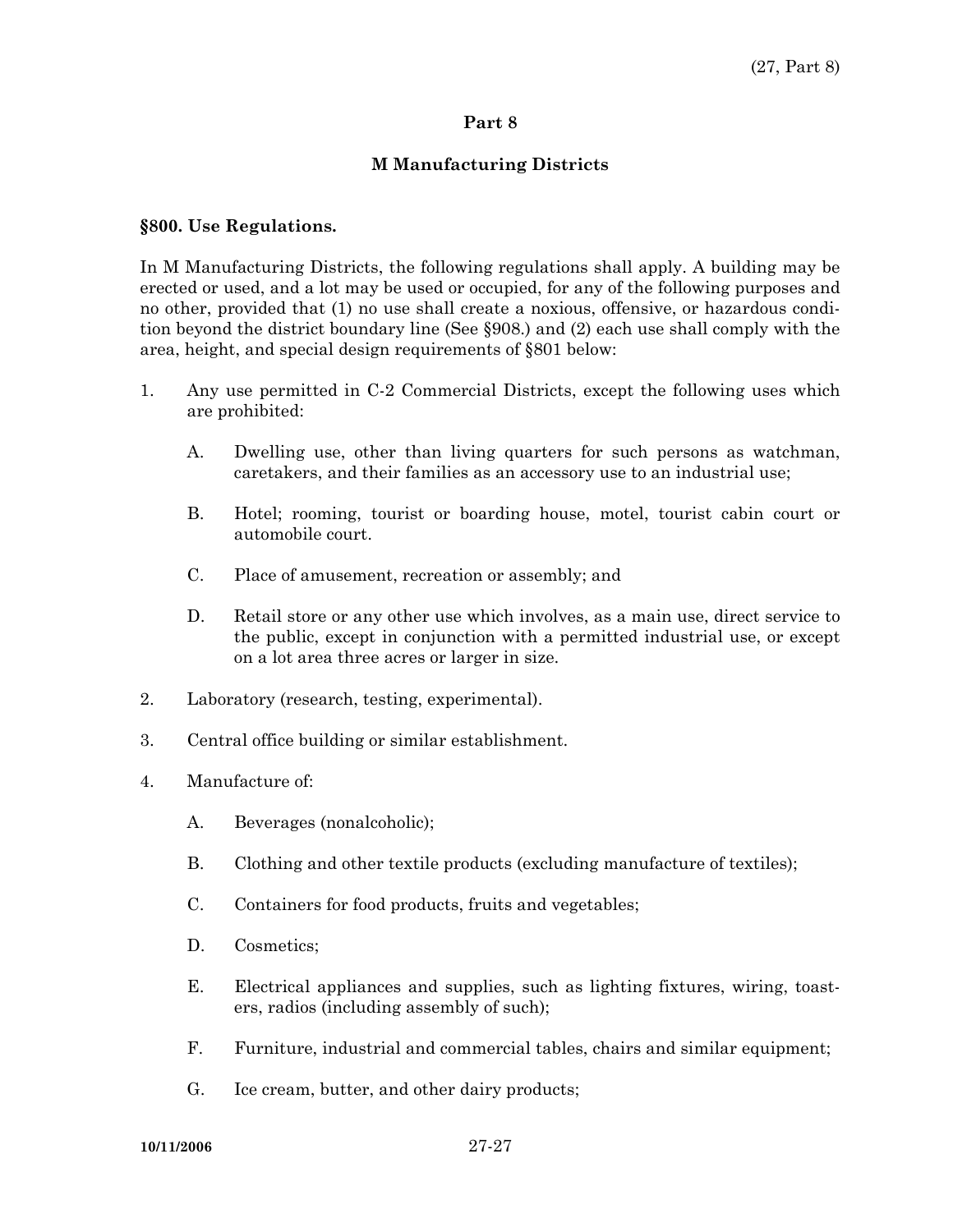## Part 8

## M Manufacturing Districts

### §800. Use Regulations.

In M Manufacturing Districts, the following regulations shall apply. A building may be erected or used, and a lot may be used or occupied, for any of the following purposes and no other, provided that (1) no use shall create a noxious, offensive, or hazardous condition beyond the district boundary line (See §908.) and (2) each use shall comply with the area, height, and special design requirements of §801 below:

1. Any use permitted in C-2 Commercial Districts, except the following uses which are prohibited:

    A. Dwelling use, other than living quarters for such persons as watchman, caretakers, and their families as an accessory use to an industrial use;

    B. Hotel; rooming, tourist or boarding house, motel, tourist cabin court or automobile court.

    C. Place of amusement, recreation or assembly; and

    D. Retail store or any other use which involves, as a main use, direct service to the public, except in conjunction with a permitted industrial use, or except on a lot area three acres or larger in size.

2. Laboratory (research, testing, experimental).

3. Central office building or similar establishment.

4. Manufacture of:

    A. Beverages (nonalcoholic);

    B. Clothing and other textile products (excluding manufacture of textiles);

    C. Containers for food products, fruits and vegetables;

    D. Cosmetics;

    E. Electrical appliances and supplies, such as lighting fixtures, wiring, toasters, radios (including assembly of such);

    F. Furniture, industrial and commercial tables, chairs and similar equipment;

    G. Ice cream, butter, and other dairy products;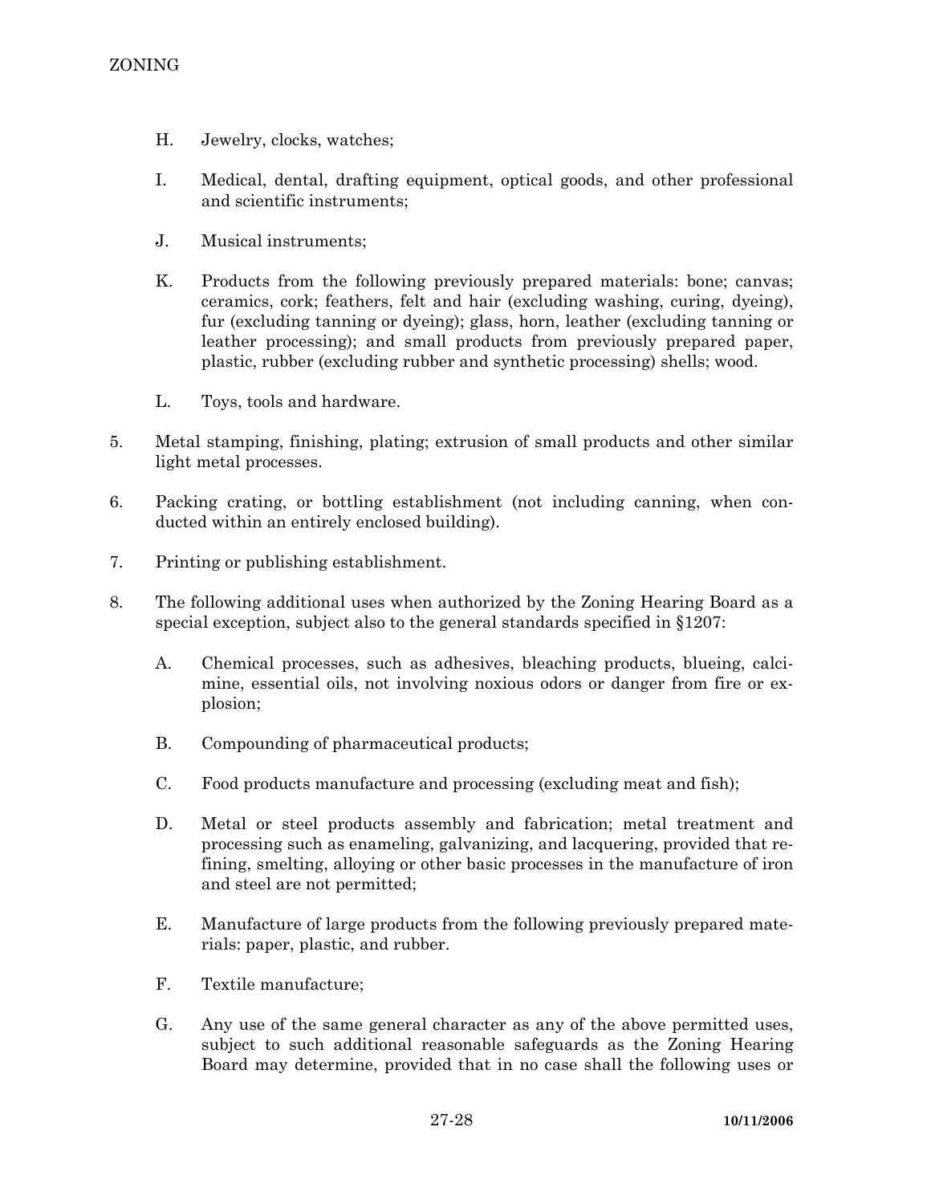H. Jewelry, clocks, watches;

I. Medical, dental, drafting equipment, optical goods, and other professional and scientific instruments;

J. Musical instruments;

K. Products from the following previously prepared materials: bone; canvas; ceramics, cork; feathers, felt and hair (excluding washing, curing, dyeing), fur (excluding tanning or dyeing); glass, horn, leather (excluding tanning or leather processing); and small products from previously prepared paper, plastic, rubber (excluding rubber and synthetic processing) shells; wood.

L. Toys, tools and hardware.

5. Metal stamping, finishing, plating; extrusion of small products and other similar light metal processes.

6. Packing crating, or bottling establishment (not including canning, when conducted within an entirely enclosed building).

7. Printing or publishing establishment.

8. The following additional uses when authorized by the Zoning Hearing Board as a special exception, subject also to the general standards specified in §1207:

   A. Chemical processes, such as adhesives, bleaching products, blueing, calcimine, essential oils, not involving noxious odors or danger from fire or explosion;

   B. Compounding of pharmaceutical products;

   C. Food products manufacture and processing (excluding meat and fish);

   D. Metal or steel products assembly and fabrication; metal treatment and processing such as enameling, galvanizing, and lacquering, provided that refining, smelting, alloying or other basic processes in the manufacture of iron and steel are not permitted;

   E. Manufacture of large products from the following previously prepared materials: paper, plastic, and rubber.

   F. Textile manufacture;

   G. Any use of the same general character as any of the above permitted uses, subject to such additional reasonable safeguards as the Zoning Hearing Board may determine, provided that in no case shall the following uses or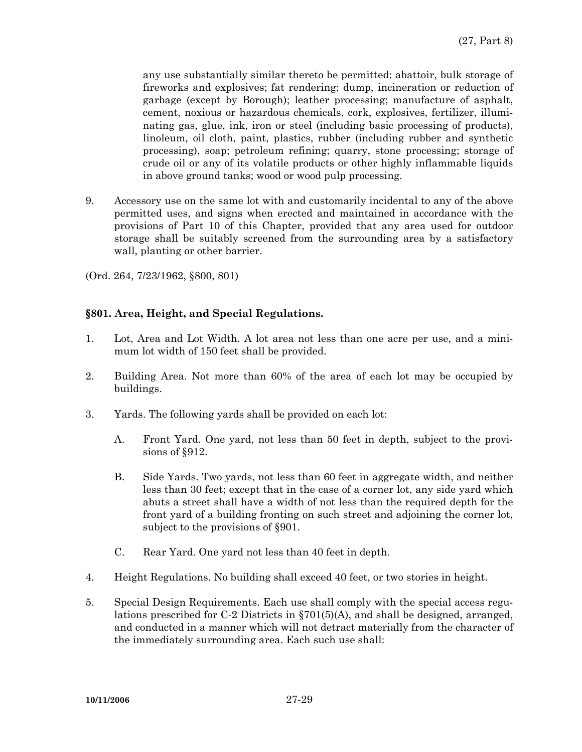any use substantially similar thereto be permitted: abattoir, bulk storage of fireworks and explosives; fat rendering; dump, incineration or reduction of garbage (except by Borough); leather processing; manufacture of asphalt, cement, noxious or hazardous chemicals, cork, explosives, fertilizer, illuminating gas, glue, ink, iron or steel (including basic processing of products), linoleum, oil cloth, paint, plastics, rubber (including rubber and synthetic processing), soap; petroleum refining; quarry, stone processing; storage of crude oil or any of its volatile products or other highly inflammable liquids in above ground tanks; wood or wood pulp processing.

9. Accessory use on the same lot with and customarily incidental to any of the above permitted uses, and signs when erected and maintained in accordance with the provisions of Part 10 of this Chapter, provided that any area used for outdoor storage shall be suitably screened from the surrounding area by a satisfactory wall, planting or other barrier.

(Ord. 264, 7/23/1962, §800, 801)

### §801. Area, Height, and Special Regulations.

1. Lot, Area and Lot Width. A lot area not less than one acre per use, and a minimum lot width of 150 feet shall be provided.

2. Building Area. Not more than 60% of the area of each lot may be occupied by buildings.

3. Yards. The following yards shall be provided on each lot:

   A. Front Yard. One yard, not less than 50 feet in depth, subject to the provisions of §912.

   B. Side Yards. Two yards, not less than 60 feet in aggregate width, and neither less than 30 feet; except that in the case of a corner lot, any side yard which abuts a street shall have a width of not less than the required depth for the front yard of a building fronting on such street and adjoining the corner lot, subject to the provisions of §901.

   C. Rear Yard. One yard not less than 40 feet in depth.

4. Height Regulations. No building shall exceed 40 feet, or two stories in height.

5. Special Design Requirements. Each use shall comply with the special access regulations prescribed for C-2 Districts in §701(5)(A), and shall be designed, arranged, and conducted in a manner which will not detract materially from the character of the immediately surrounding area. Each such use shall: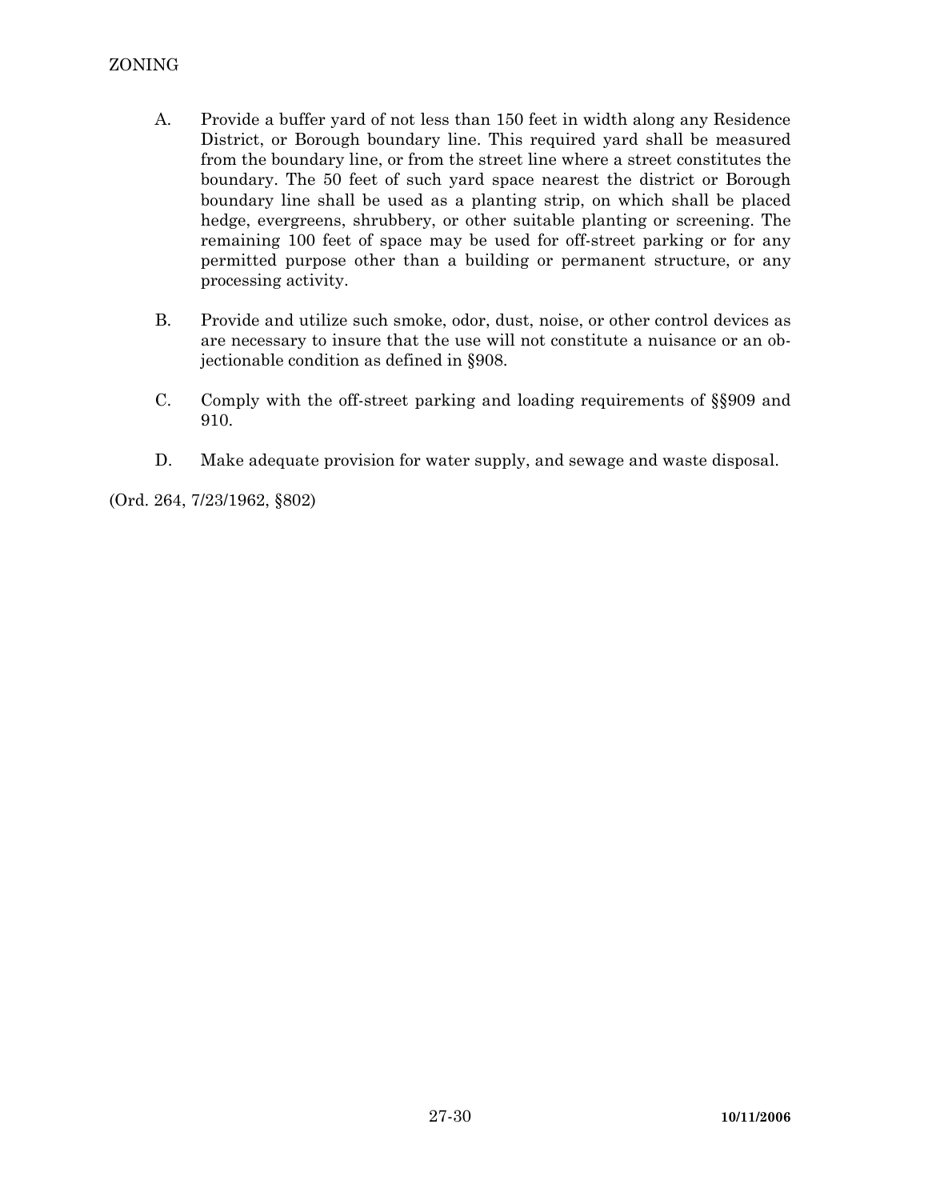A. Provide a buffer yard of not less than 150 feet in width along any Residence District, or Borough boundary line. This required yard shall be measured from the boundary line, or from the street line where a street constitutes the boundary. The 50 feet of such yard space nearest the district or Borough boundary line shall be used as a planting strip, on which shall be placed hedge, evergreens, shrubbery, or other suitable planting or screening. The remaining 100 feet of space may be used for off-street parking or for any permitted purpose other than a building or permanent structure, or any processing activity.

B. Provide and utilize such smoke, odor, dust, noise, or other control devices as are necessary to insure that the use will not constitute a nuisance or an objectionable condition as defined in §908.

C. Comply with the off-street parking and loading requirements of §§909 and 910.

D. Make adequate provision for water supply, and sewage and waste disposal.

(Ord. 264, 7/23/1962, §802)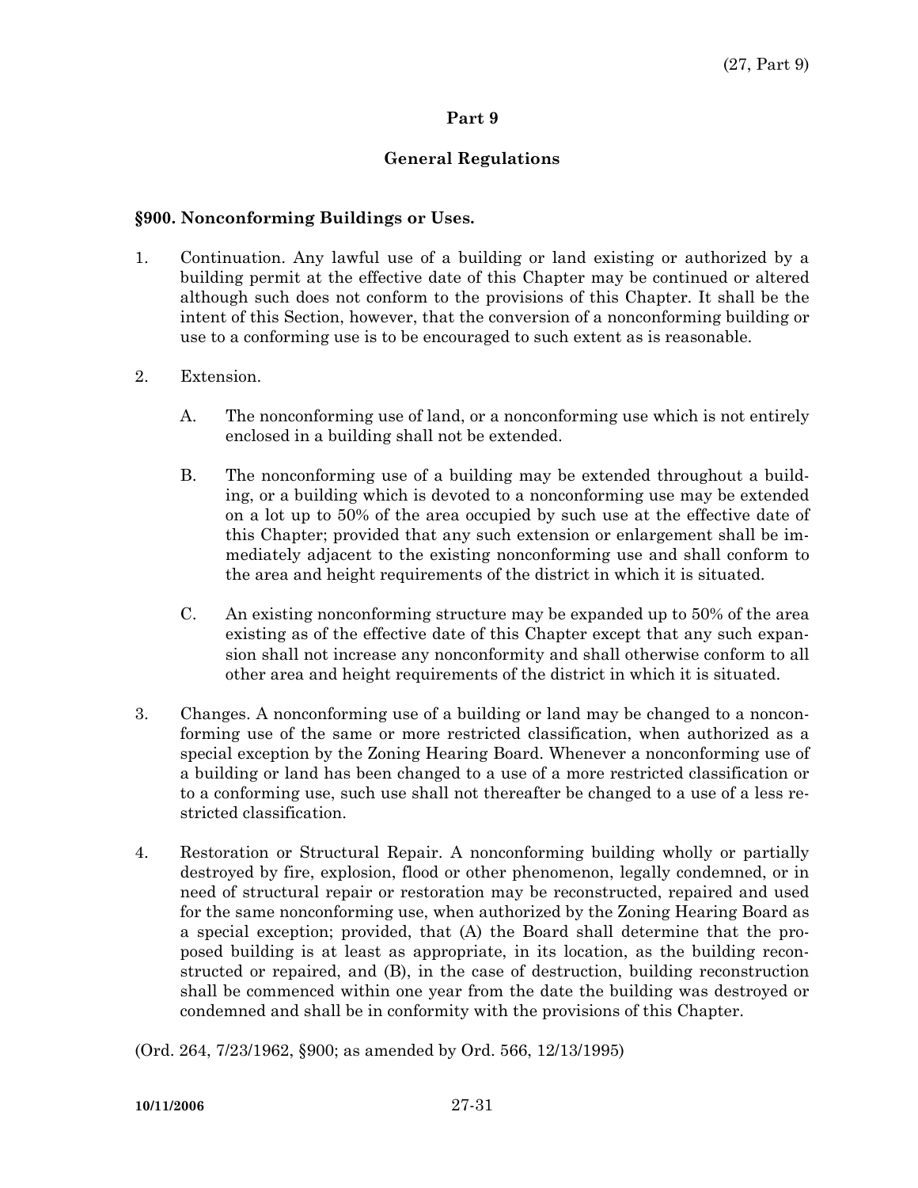## Part 9

## General Regulations

### §900. Nonconforming Buildings or Uses.

1. Continuation. Any lawful use of a building or land existing or authorized by a building permit at the effective date of this Chapter may be continued or altered although such does not conform to the provisions of this Chapter. It shall be the intent of this Section, however, that the conversion of a nonconforming building or use to a conforming use is to be encouraged to such extent as is reasonable.

2. Extension.

   A. The nonconforming use of land, or a nonconforming use which is not entirely enclosed in a building shall not be extended.

   B. The nonconforming use of a building may be extended throughout a building, or a building which is devoted to a nonconforming use may be extended on a lot up to 50% of the area occupied by such use at the effective date of this Chapter; provided that any such extension or enlargement shall be immediately adjacent to the existing nonconforming use and shall conform to the area and height requirements of the district in which it is situated.

   C. An existing nonconforming structure may be expanded up to 50% of the area existing as of the effective date of this Chapter except that any such expansion shall not increase any nonconformity and shall otherwise conform to all other area and height requirements of the district in which it is situated.

3. Changes. A nonconforming use of a building or land may be changed to a nonconforming use of the same or more restricted classification, when authorized as a special exception by the Zoning Hearing Board. Whenever a nonconforming use of a building or land has been changed to a use of a more restricted classification or to a conforming use, such use shall not thereafter be changed to a use of a less restricted classification.

4. Restoration or Structural Repair. A nonconforming building wholly or partially destroyed by fire, explosion, flood or other phenomenon, legally condemned, or in need of structural repair or restoration may be reconstructed, repaired and used for the same nonconforming use, when authorized by the Zoning Hearing Board as a special exception; provided, that (A) the Board shall determine that the proposed building is at least as appropriate, in its location, as the building reconstructed or repaired, and (B), in the case of destruction, building reconstruction shall be commenced within one year from the date the building was destroyed or condemned and shall be in conformity with the provisions of this Chapter.

(Ord. 264, 7/23/1962, §900; as amended by Ord. 566, 12/13/1995)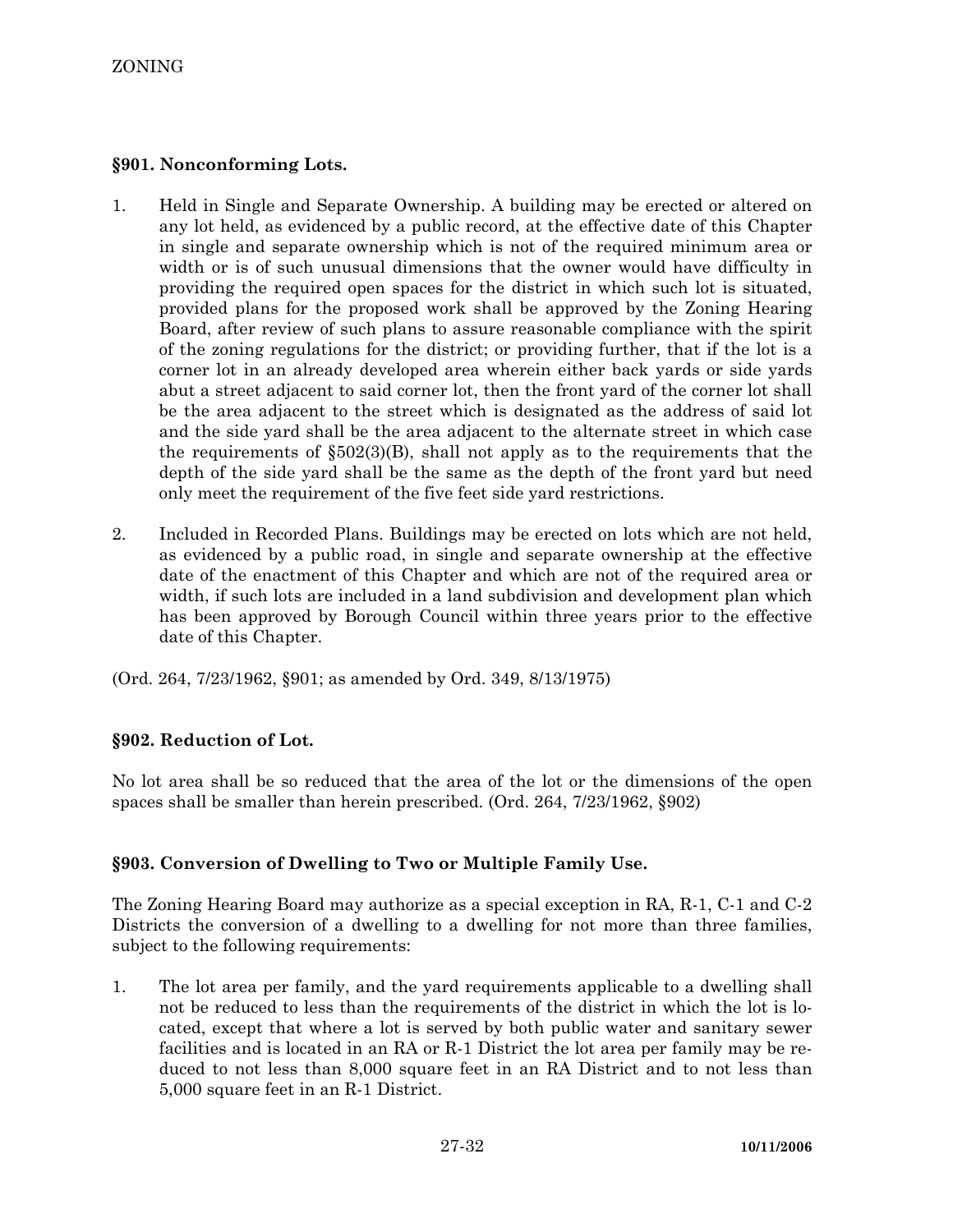## §901. Nonconforming Lots.

1. Held in Single and Separate Ownership. A building may be erected or altered on any lot held, as evidenced by a public record, at the effective date of this Chapter in single and separate ownership which is not of the required minimum area or width or is of such unusual dimensions that the owner would have difficulty in providing the required open spaces for the district in which such lot is situated, provided plans for the proposed work shall be approved by the Zoning Hearing Board, after review of such plans to assure reasonable compliance with the spirit of the zoning regulations for the district; or providing further, that if the lot is a corner lot in an already developed area wherein either back yards or side yards abut a street adjacent to said corner lot, then the front yard of the corner lot shall be the area adjacent to the street which is designated as the address of said lot and the side yard shall be the area adjacent to the alternate street in which case the requirements of §502(3)(B), shall not apply as to the requirements that the depth of the side yard shall be the same as the depth of the front yard but need only meet the requirement of the five feet side yard restrictions.

2. Included in Recorded Plans. Buildings may be erected on lots which are not held, as evidenced by a public road, in single and separate ownership at the effective date of the enactment of this Chapter and which are not of the required area or width, if such lots are included in a land subdivision and development plan which has been approved by Borough Council within three years prior to the effective date of this Chapter.

(Ord. 264, 7/23/1962, §901; as amended by Ord. 349, 8/13/1975)

## §902. Reduction of Lot.

No lot area shall be so reduced that the area of the lot or the dimensions of the open spaces shall be smaller than herein prescribed. (Ord. 264, 7/23/1962, §902)

## §903. Conversion of Dwelling to Two or Multiple Family Use.

The Zoning Hearing Board may authorize as a special exception in RA, R-1, C-1 and C-2 Districts the conversion of a dwelling to a dwelling for not more than three families, subject to the following requirements:

1. The lot area per family, and the yard requirements applicable to a dwelling shall not be reduced to less than the requirements of the district in which the lot is located, except that where a lot is served by both public water and sanitary sewer facilities and is located in an RA or R-1 District the lot area per family may be reduced to not less than 8,000 square feet in an RA District and to not less than 5,000 square feet in an R-1 District.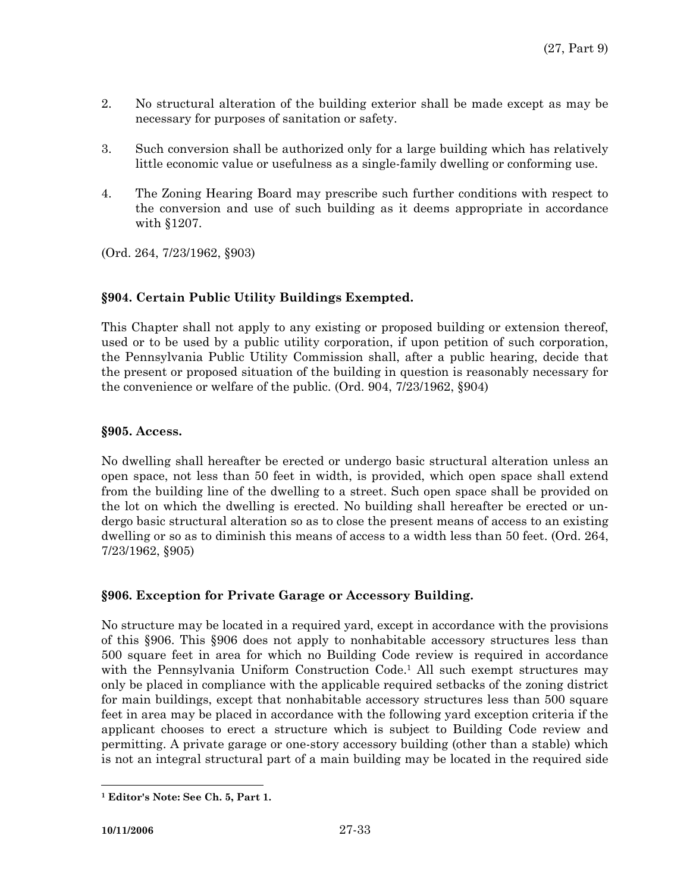2. No structural alteration of the building exterior shall be made except as may be necessary for purposes of sanitation or safety.

3. Such conversion shall be authorized only for a large building which has relatively little economic value or usefulness as a single-family dwelling or conforming use.

4. The Zoning Hearing Board may prescribe such further conditions with respect to the conversion and use of such building as it deems appropriate in accordance with §1207.

(Ord. 264, 7/23/1962, §903)

### §904. Certain Public Utility Buildings Exempted.

This Chapter shall not apply to any existing or proposed building or extension thereof, used or to be used by a public utility corporation, if upon petition of such corporation, the Pennsylvania Public Utility Commission shall, after a public hearing, decide that the present or proposed situation of the building in question is reasonably necessary for the convenience or welfare of the public. (Ord. 904, 7/23/1962, §904)

### §905. Access.

No dwelling shall hereafter be erected or undergo basic structural alteration unless an open space, not less than 50 feet in width, is provided, which open space shall extend from the building line of the dwelling to a street. Such open space shall be provided on the lot on which the dwelling is erected. No building shall hereafter be erected or undergo basic structural alteration so as to close the present means of access to an existing dwelling or so as to diminish this means of access to a width less than 50 feet. (Ord. 264, 7/23/1962, §905)

### §906. Exception for Private Garage or Accessory Building.

No structure may be located in a required yard, except in accordance with the provisions of this §906. This §906 does not apply to nonhabitable accessory structures less than 500 square feet in area for which no Building Code review is required in accordance with the Pennsylvania Uniform Construction Code.[1] All such exempt structures may only be placed in compliance with the applicable required setbacks of the zoning district for main buildings, except that nonhabitable accessory structures less than 500 square feet in area may be placed in accordance with the following yard exception criteria if the applicant chooses to erect a structure which is subject to Building Code review and permitting. A private garage or one-story accessory building (other than a stable) which is not an integral structural part of a main building may be located in the required side

---

[1] **Editor's Note: See Ch. 5, Part 1.**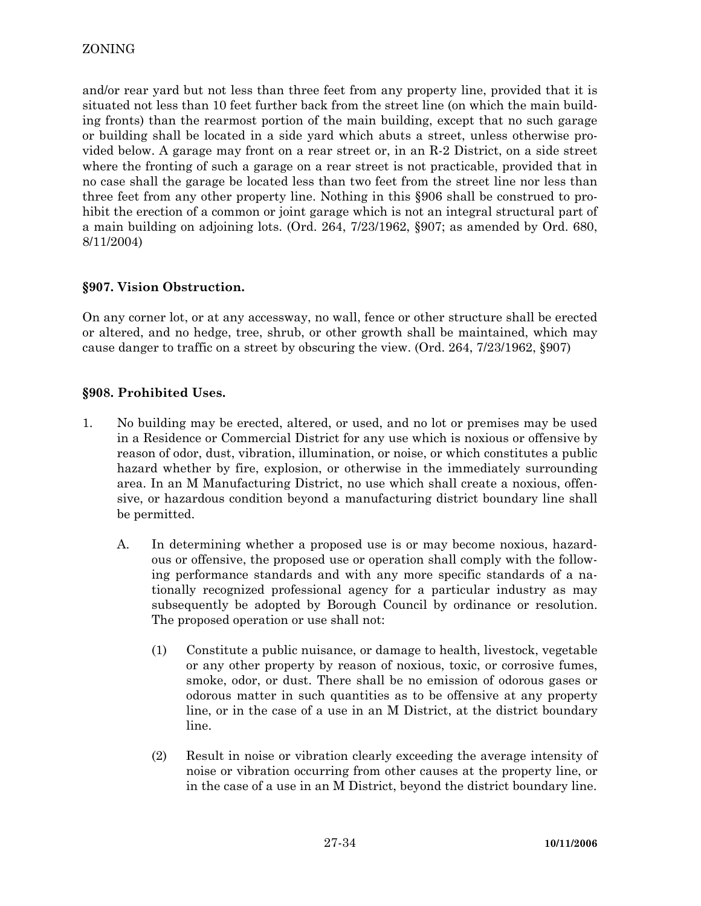and/or rear yard but not less than three feet from any property line, provided that it is situated not less than 10 feet further back from the street line (on which the main building fronts) than the rearmost portion of the main building, except that no such garage or building shall be located in a side yard which abuts a street, unless otherwise provided below. A garage may front on a rear street or, in an R-2 District, on a side street where the fronting of such a garage on a rear street is not practicable, provided that in no case shall the garage be located less than two feet from the street line nor less than three feet from any other property line. Nothing in this §906 shall be construed to prohibit the erection of a common or joint garage which is not an integral structural part of a main building on adjoining lots. (Ord. 264, 7/23/1962, §907; as amended by Ord. 680, 8/11/2004)

### §907. Vision Obstruction.

On any corner lot, or at any accessway, no wall, fence or other structure shall be erected or altered, and no hedge, tree, shrub, or other growth shall be maintained, which may cause danger to traffic on a street by obscuring the view. (Ord. 264, 7/23/1962, §907)

### §908. Prohibited Uses.

1. No building may be erected, altered, or used, and no lot or premises may be used in a Residence or Commercial District for any use which is noxious or offensive by reason of odor, dust, vibration, illumination, or noise, or which constitutes a public hazard whether by fire, explosion, or otherwise in the immediately surrounding area. In an M Manufacturing District, no use which shall create a noxious, offensive, or hazardous condition beyond a manufacturing district boundary line shall be permitted.

    A. In determining whether a proposed use is or may become noxious, hazardous or offensive, the proposed use or operation shall comply with the following performance standards and with any more specific standards of a nationally recognized professional agency for a particular industry as may subsequently be adopted by Borough Council by ordinance or resolution. The proposed operation or use shall not:

        (1) Constitute a public nuisance, or damage to health, livestock, vegetable or any other property by reason of noxious, toxic, or corrosive fumes, smoke, odor, or dust. There shall be no emission of odorous gases or odorous matter in such quantities as to be offensive at any property line, or in the case of a use in an M District, at the district boundary line.

        (2) Result in noise or vibration clearly exceeding the average intensity of noise or vibration occurring from other causes at the property line, or in the case of a use in an M District, beyond the district boundary line.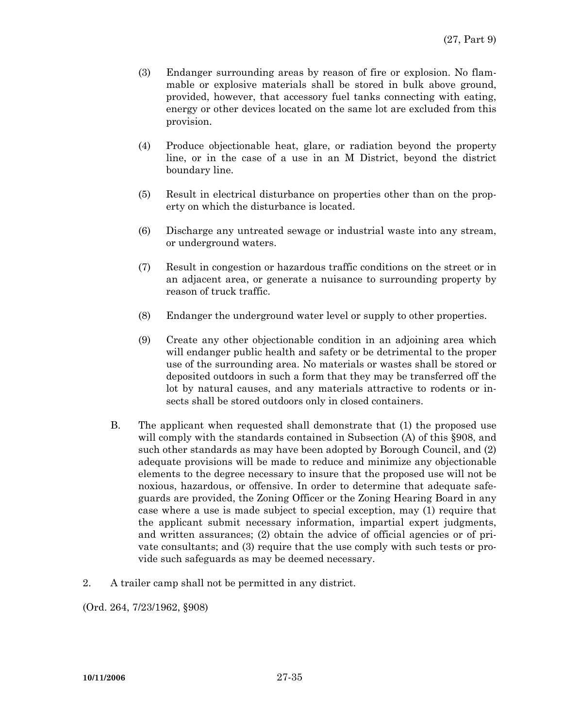(3) Endanger surrounding areas by reason of fire or explosion. No flammable or explosive materials shall be stored in bulk above ground, provided, however, that accessory fuel tanks connecting with eating, energy or other devices located on the same lot are excluded from this provision.

(4) Produce objectionable heat, glare, or radiation beyond the property line, or in the case of a use in an M District, beyond the district boundary line.

(5) Result in electrical disturbance on properties other than on the property on which the disturbance is located.

(6) Discharge any untreated sewage or industrial waste into any stream, or underground waters.

(7) Result in congestion or hazardous traffic conditions on the street or in an adjacent area, or generate a nuisance to surrounding property by reason of truck traffic.

(8) Endanger the underground water level or supply to other properties.

(9) Create any other objectionable condition in an adjoining area which will endanger public health and safety or be detrimental to the proper use of the surrounding area. No materials or wastes shall be stored or deposited outdoors in such a form that they may be transferred off the lot by natural causes, and any materials attractive to rodents or insects shall be stored outdoors only in closed containers.

B. The applicant when requested shall demonstrate that (1) the proposed use will comply with the standards contained in Subsection (A) of this §908, and such other standards as may have been adopted by Borough Council, and (2) adequate provisions will be made to reduce and minimize any objectionable elements to the degree necessary to insure that the proposed use will not be noxious, hazardous, or offensive. In order to determine that adequate safeguards are provided, the Zoning Officer or the Zoning Hearing Board in any case where a use is made subject to special exception, may (1) require that the applicant submit necessary information, impartial expert judgments, and written assurances; (2) obtain the advice of official agencies or of private consultants; and (3) require that the use comply with such tests or provide such safeguards as may be deemed necessary.

2. A trailer camp shall not be permitted in any district.

(Ord. 264, 7/23/1962, §908)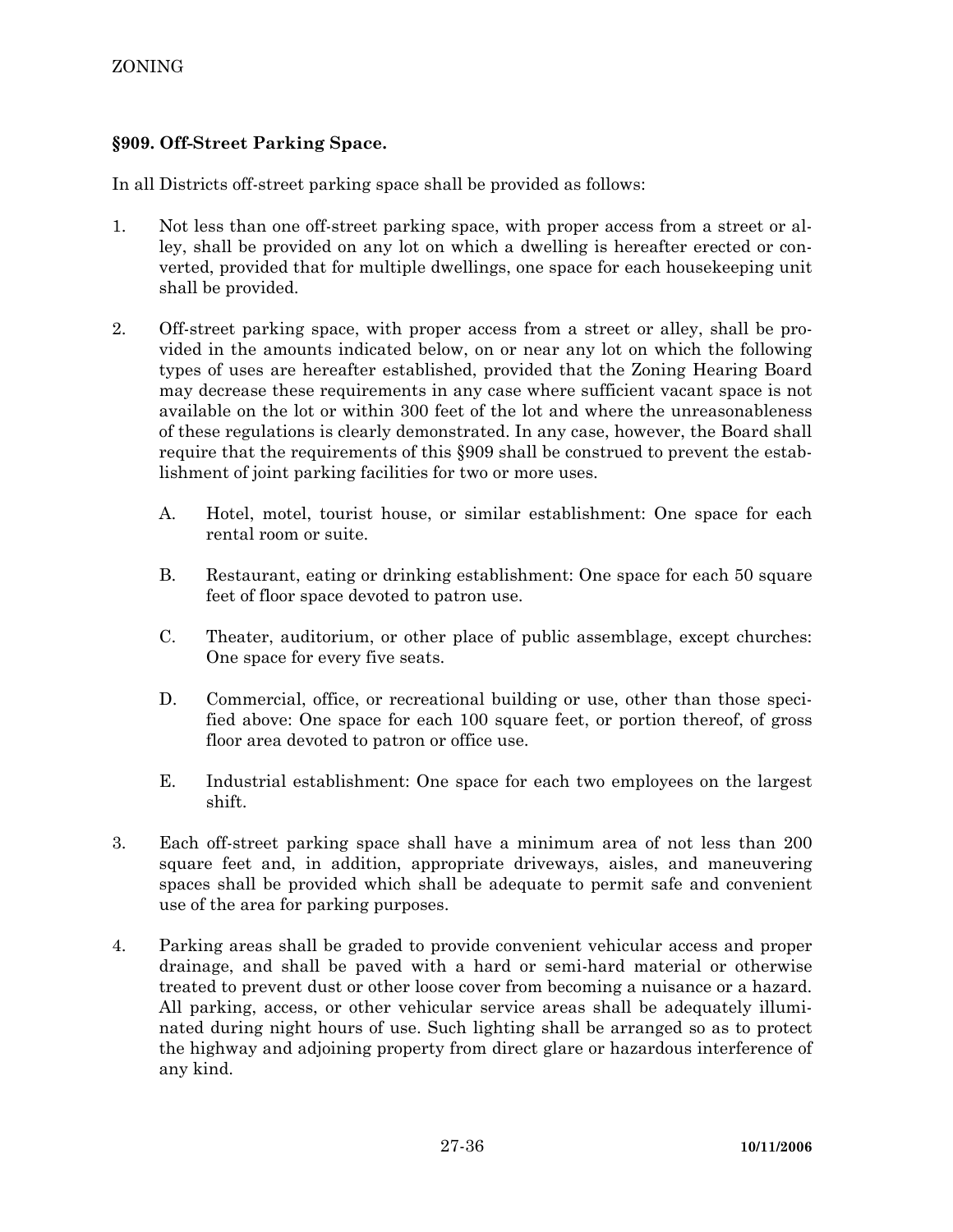## §909. Off-Street Parking Space.

In all Districts off-street parking space shall be provided as follows:

1. Not less than one off-street parking space, with proper access from a street or alley, shall be provided on any lot on which a dwelling is hereafter erected or converted, provided that for multiple dwellings, one space for each housekeeping unit shall be provided.

2. Off-street parking space, with proper access from a street or alley, shall be provided in the amounts indicated below, on or near any lot on which the following types of uses are hereafter established, provided that the Zoning Hearing Board may decrease these requirements in any case where sufficient vacant space is not available on the lot or within 300 feet of the lot and where the unreasonableness of these regulations is clearly demonstrated. In any case, however, the Board shall require that the requirements of this §909 shall be construed to prevent the establishment of joint parking facilities for two or more uses.

   A. Hotel, motel, tourist house, or similar establishment: One space for each rental room or suite.

   B. Restaurant, eating or drinking establishment: One space for each 50 square feet of floor space devoted to patron use.

   C. Theater, auditorium, or other place of public assemblage, except churches: One space for every five seats.

   D. Commercial, office, or recreational building or use, other than those specified above: One space for each 100 square feet, or portion thereof, of gross floor area devoted to patron or office use.

   E. Industrial establishment: One space for each two employees on the largest shift.

3. Each off-street parking space shall have a minimum area of not less than 200 square feet and, in addition, appropriate driveways, aisles, and maneuvering spaces shall be provided which shall be adequate to permit safe and convenient use of the area for parking purposes.

4. Parking areas shall be graded to provide convenient vehicular access and proper drainage, and shall be paved with a hard or semi-hard material or otherwise treated to prevent dust or other loose cover from becoming a nuisance or a hazard. All parking, access, or other vehicular service areas shall be adequately illuminated during night hours of use. Such lighting shall be arranged so as to protect the highway and adjoining property from direct glare or hazardous interference of any kind.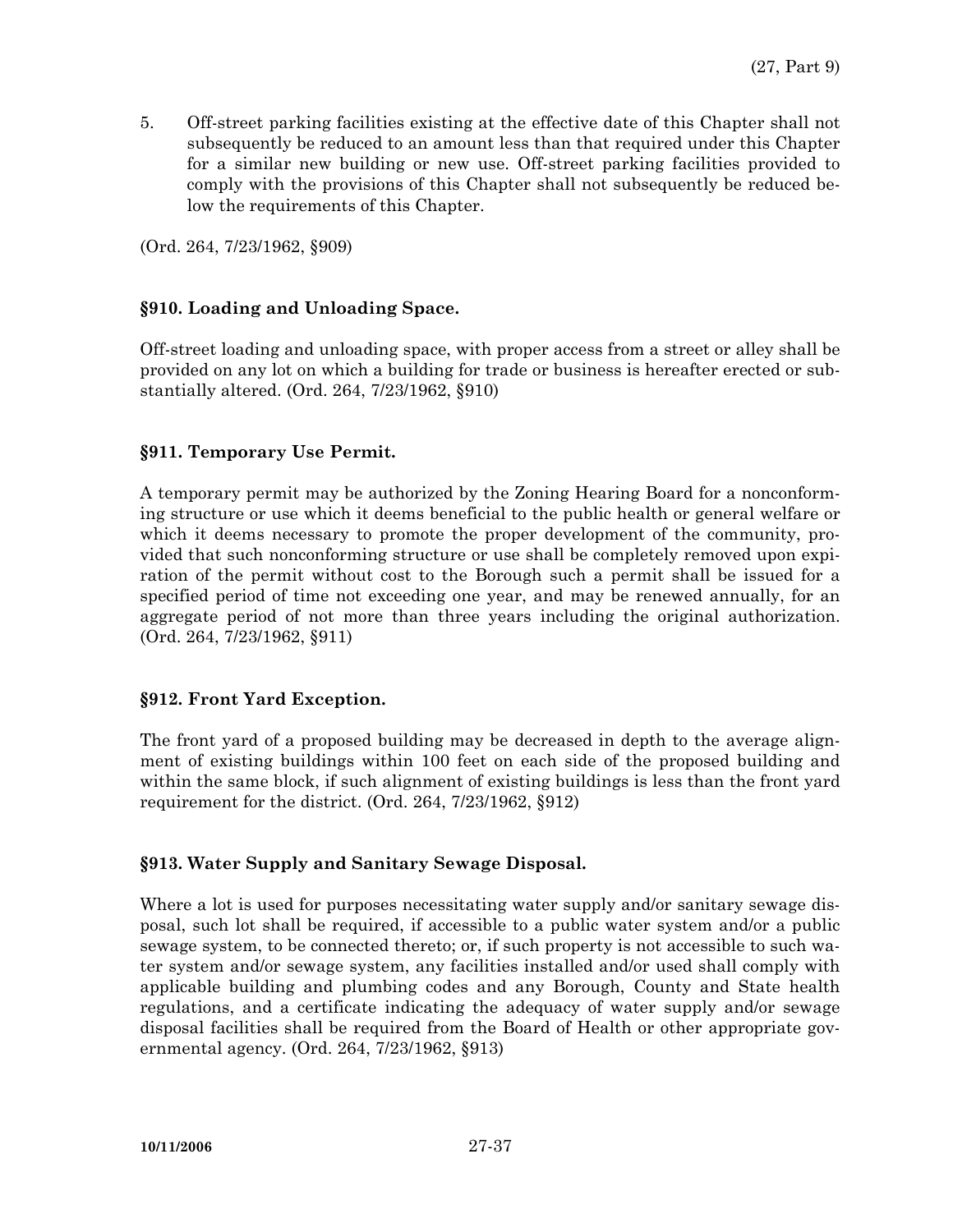5. Off-street parking facilities existing at the effective date of this Chapter shall not subsequently be reduced to an amount less than that required under this Chapter for a similar new building or new use. Off-street parking facilities provided to comply with the provisions of this Chapter shall not subsequently be reduced below the requirements of this Chapter.

(Ord. 264, 7/23/1962, §909)

## §910. Loading and Unloading Space.

Off-street loading and unloading space, with proper access from a street or alley shall be provided on any lot on which a building for trade or business is hereafter erected or substantially altered. (Ord. 264, 7/23/1962, §910)

## §911. Temporary Use Permit.

A temporary permit may be authorized by the Zoning Hearing Board for a nonconforming structure or use which it deems beneficial to the public health or general welfare or which it deems necessary to promote the proper development of the community, provided that such nonconforming structure or use shall be completely removed upon expiration of the permit without cost to the Borough such a permit shall be issued for a specified period of time not exceeding one year, and may be renewed annually, for an aggregate period of not more than three years including the original authorization. (Ord. 264, 7/23/1962, §911)

## §912. Front Yard Exception.

The front yard of a proposed building may be decreased in depth to the average alignment of existing buildings within 100 feet on each side of the proposed building and within the same block, if such alignment of existing buildings is less than the front yard requirement for the district. (Ord. 264, 7/23/1962, §912)

## §913. Water Supply and Sanitary Sewage Disposal.

Where a lot is used for purposes necessitating water supply and/or sanitary sewage disposal, such lot shall be required, if accessible to a public water system and/or a public sewage system, to be connected thereto; or, if such property is not accessible to such water system and/or sewage system, any facilities installed and/or used shall comply with applicable building and plumbing codes and any Borough, County and State health regulations, and a certificate indicating the adequacy of water supply and/or sewage disposal facilities shall be required from the Board of Health or other appropriate governmental agency. (Ord. 264, 7/23/1962, §913)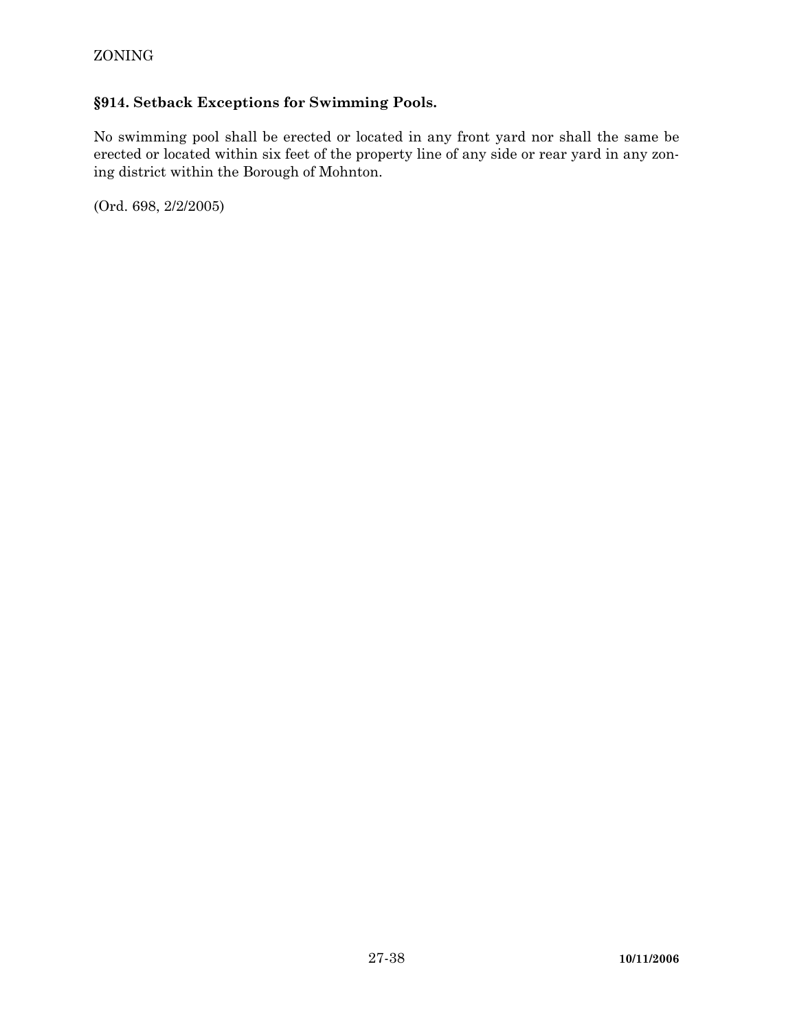## §914. Setback Exceptions for Swimming Pools.

No swimming pool shall be erected or located in any front yard nor shall the same be erected or located within six feet of the property line of any side or rear yard in any zoning district within the Borough of Mohnton.

(Ord. 698, 2/2/2005)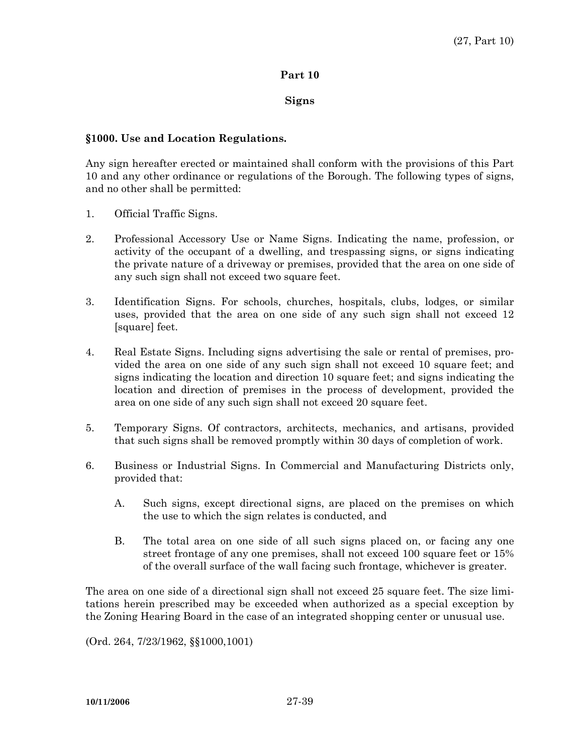# Part 10

## Signs

### §1000. Use and Location Regulations.

Any sign hereafter erected or maintained shall conform with the provisions of this Part 10 and any other ordinance or regulations of the Borough. The following types of signs, and no other shall be permitted:

1. Official Traffic Signs.

2. Professional Accessory Use or Name Signs. Indicating the name, profession, or activity of the occupant of a dwelling, and trespassing signs, or signs indicating the private nature of a driveway or premises, provided that the area on one side of any such sign shall not exceed two square feet.

3. Identification Signs. For schools, churches, hospitals, clubs, lodges, or similar uses, provided that the area on one side of any such sign shall not exceed 12 [square] feet.

4. Real Estate Signs. Including signs advertising the sale or rental of premises, provided the area on one side of any such sign shall not exceed 10 square feet; and signs indicating the location and direction 10 square feet; and signs indicating the location and direction of premises in the process of development, provided the area on one side of any such sign shall not exceed 20 square feet.

5. Temporary Signs. Of contractors, architects, mechanics, and artisans, provided that such signs shall be removed promptly within 30 days of completion of work.

6. Business or Industrial Signs. In Commercial and Manufacturing Districts only, provided that:

   A. Such signs, except directional signs, are placed on the premises on which the use to which the sign relates is conducted, and

   B. The total area on one side of all such signs placed on, or facing any one street frontage of any one premises, shall not exceed 100 square feet or 15% of the overall surface of the wall facing such frontage, whichever is greater.

The area on one side of a directional sign shall not exceed 25 square feet. The size limitations herein prescribed may be exceeded when authorized as a special exception by the Zoning Hearing Board in the case of an integrated shopping center or unusual use.

(Ord. 264, 7/23/1962, §§1000,1001)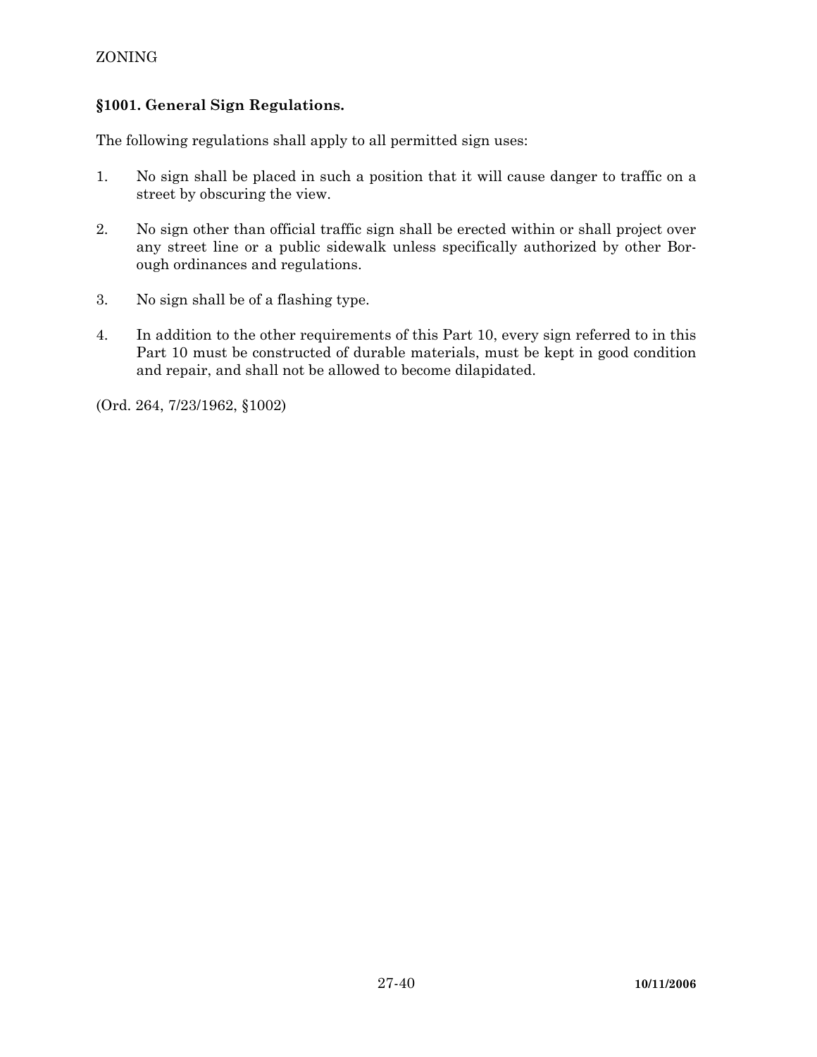## §1001. General Sign Regulations.

The following regulations shall apply to all permitted sign uses:

1. No sign shall be placed in such a position that it will cause danger to traffic on a street by obscuring the view.

2. No sign other than official traffic sign shall be erected within or shall project over any street line or a public sidewalk unless specifically authorized by other Borough ordinances and regulations.

3. No sign shall be of a flashing type.

4. In addition to the other requirements of this Part 10, every sign referred to in this Part 10 must be constructed of durable materials, must be kept in good condition and repair, and shall not be allowed to become dilapidated.

(Ord. 264, 7/23/1962, §1002)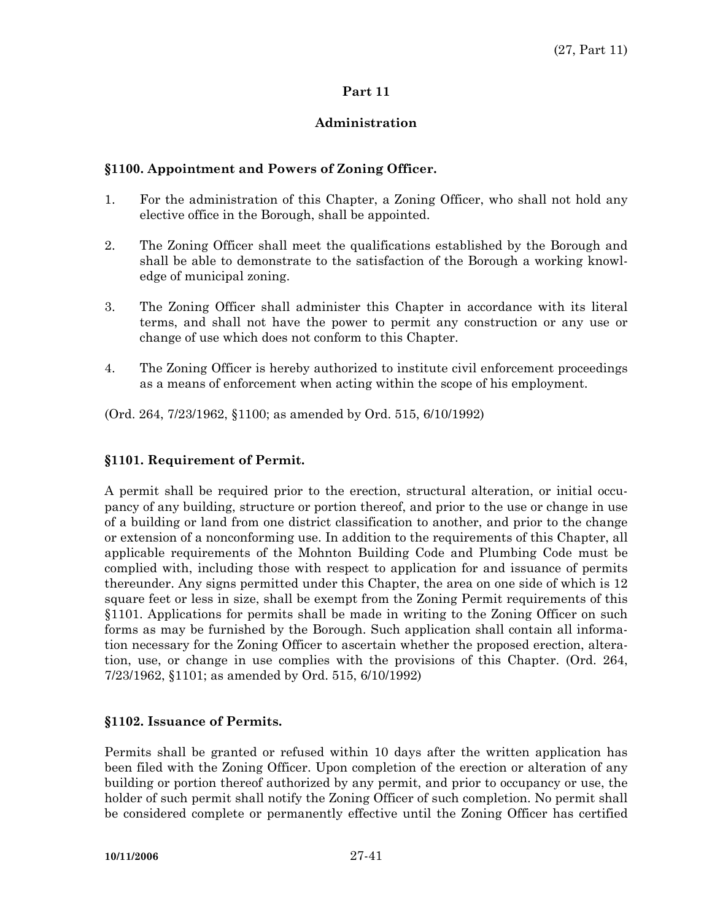## Part 11

## Administration

### §1100. Appointment and Powers of Zoning Officer.

1. For the administration of this Chapter, a Zoning Officer, who shall not hold any elective office in the Borough, shall be appointed.

2. The Zoning Officer shall meet the qualifications established by the Borough and shall be able to demonstrate to the satisfaction of the Borough a working knowledge of municipal zoning.

3. The Zoning Officer shall administer this Chapter in accordance with its literal terms, and shall not have the power to permit any construction or any use or change of use which does not conform to this Chapter.

4. The Zoning Officer is hereby authorized to institute civil enforcement proceedings as a means of enforcement when acting within the scope of his employment.

(Ord. 264, 7/23/1962, §1100; as amended by Ord. 515, 6/10/1992)

### §1101. Requirement of Permit.

A permit shall be required prior to the erection, structural alteration, or initial occupancy of any building, structure or portion thereof, and prior to the use or change in use of a building or land from one district classification to another, and prior to the change or extension of a nonconforming use. In addition to the requirements of this Chapter, all applicable requirements of the Mohnton Building Code and Plumbing Code must be complied with, including those with respect to application for and issuance of permits thereunder. Any signs permitted under this Chapter, the area on one side of which is 12 square feet or less in size, shall be exempt from the Zoning Permit requirements of this §1101. Applications for permits shall be made in writing to the Zoning Officer on such forms as may be furnished by the Borough. Such application shall contain all information necessary for the Zoning Officer to ascertain whether the proposed erection, alteration, use, or change in use complies with the provisions of this Chapter. (Ord. 264, 7/23/1962, §1101; as amended by Ord. 515, 6/10/1992)

### §1102. Issuance of Permits.

Permits shall be granted or refused within 10 days after the written application has been filed with the Zoning Officer. Upon completion of the erection or alteration of any building or portion thereof authorized by any permit, and prior to occupancy or use, the holder of such permit shall notify the Zoning Officer of such completion. No permit shall be considered complete or permanently effective until the Zoning Officer has certified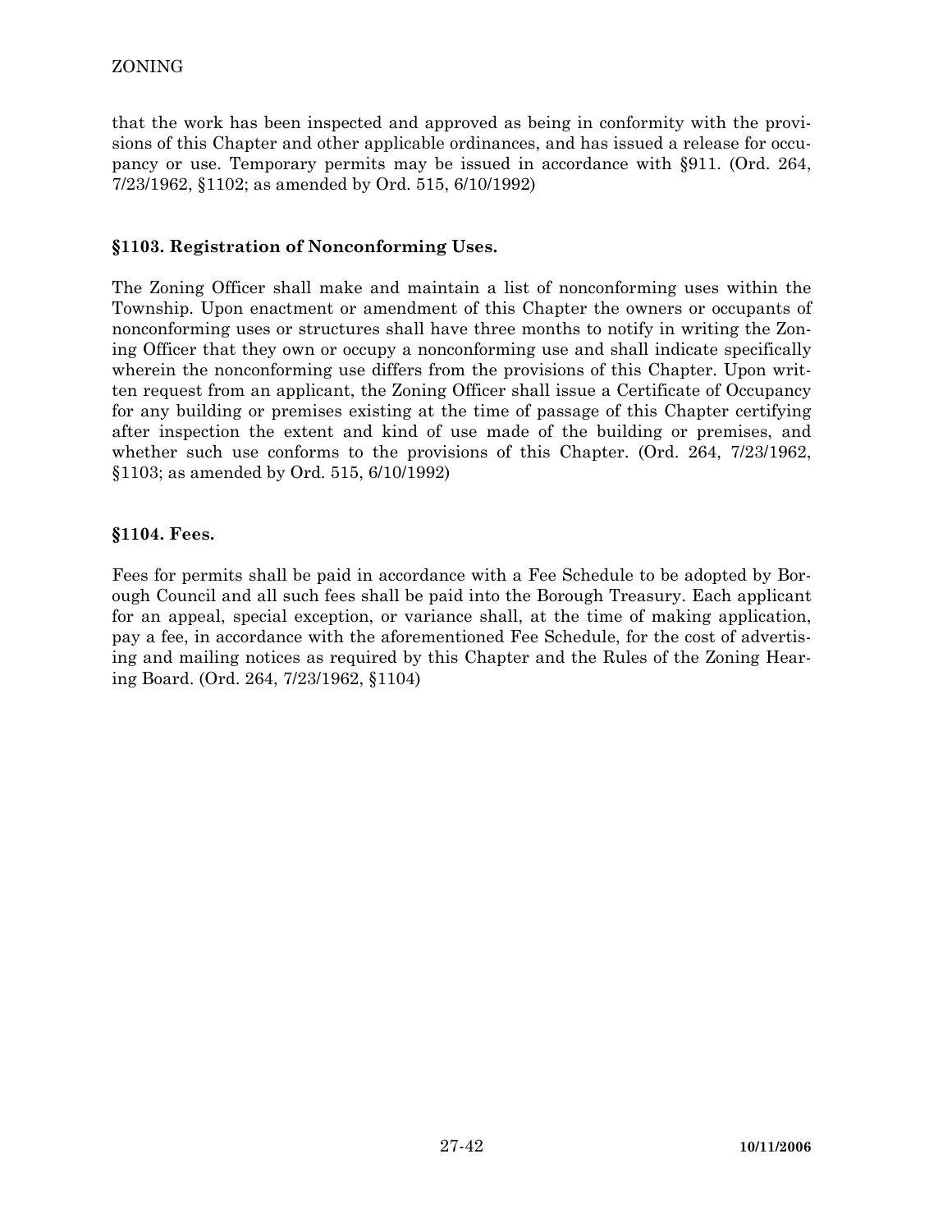that the work has been inspected and approved as being in conformity with the provisions of this Chapter and other applicable ordinances, and has issued a release for occupancy or use. Temporary permits may be issued in accordance with §911. (Ord. 264, 7/23/1962, §1102; as amended by Ord. 515, 6/10/1992)

### §1103. Registration of Nonconforming Uses.

The Zoning Officer shall make and maintain a list of nonconforming uses within the Township. Upon enactment or amendment of this Chapter the owners or occupants of nonconforming uses or structures shall have three months to notify in writing the Zoning Officer that they own or occupy a nonconforming use and shall indicate specifically wherein the nonconforming use differs from the provisions of this Chapter. Upon written request from an applicant, the Zoning Officer shall issue a Certificate of Occupancy for any building or premises existing at the time of passage of this Chapter certifying after inspection the extent and kind of use made of the building or premises, and whether such use conforms to the provisions of this Chapter. (Ord. 264, 7/23/1962, §1103; as amended by Ord. 515, 6/10/1992)

### §1104. Fees.

Fees for permits shall be paid in accordance with a Fee Schedule to be adopted by Borough Council and all such fees shall be paid into the Borough Treasury. Each applicant for an appeal, special exception, or variance shall, at the time of making application, pay a fee, in accordance with the aforementioned Fee Schedule, for the cost of advertising and mailing notices as required by this Chapter and the Rules of the Zoning Hearing Board. (Ord. 264, 7/23/1962, §1104)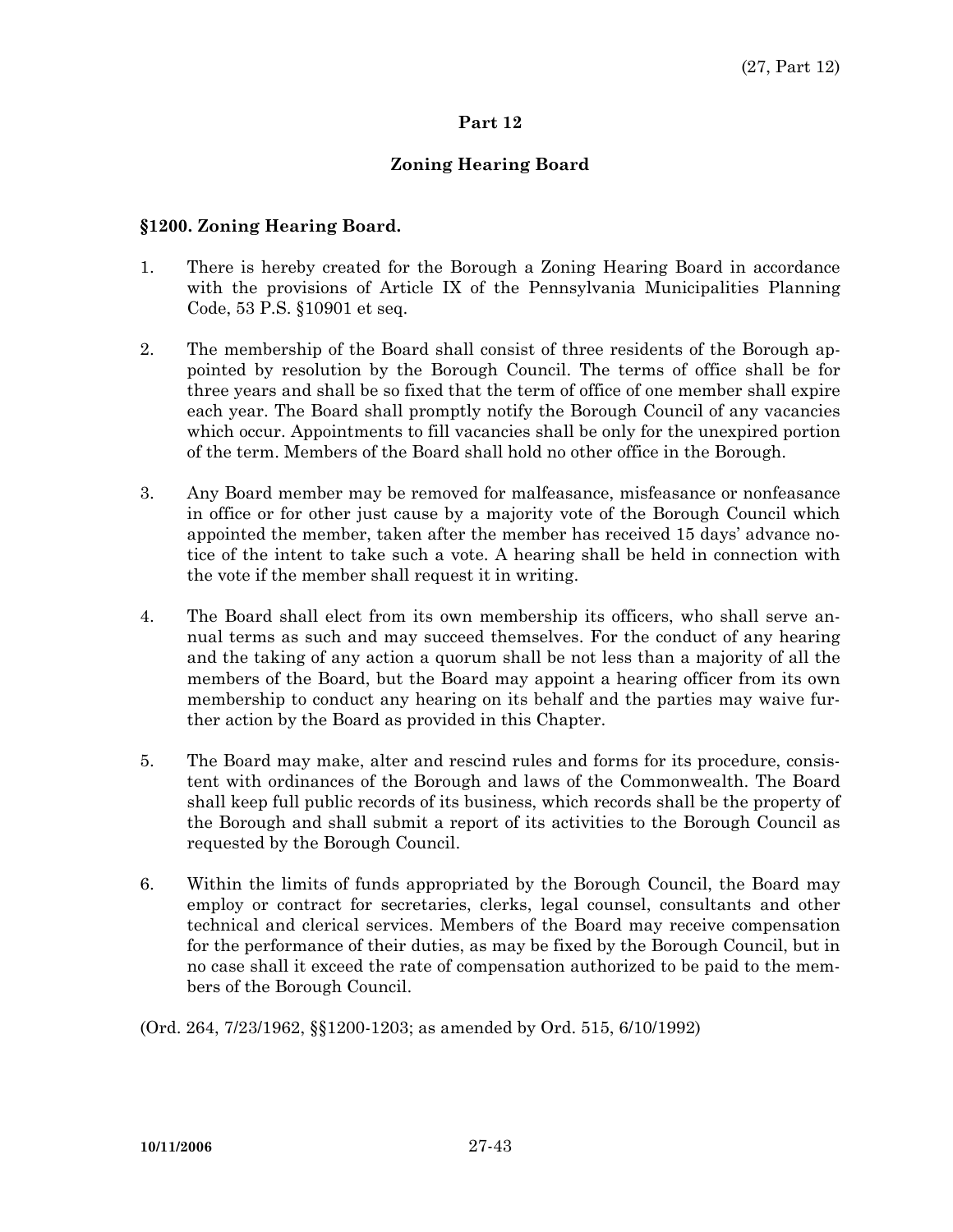# Part 12

## Zoning Hearing Board

### §1200. Zoning Hearing Board.

1. There is hereby created for the Borough a Zoning Hearing Board in accordance with the provisions of Article IX of the Pennsylvania Municipalities Planning Code, 53 P.S. §10901 et seq.

2. The membership of the Board shall consist of three residents of the Borough appointed by resolution by the Borough Council. The terms of office shall be for three years and shall be so fixed that the term of office of one member shall expire each year. The Board shall promptly notify the Borough Council of any vacancies which occur. Appointments to fill vacancies shall be only for the unexpired portion of the term. Members of the Board shall hold no other office in the Borough.

3. Any Board member may be removed for malfeasance, misfeasance or nonfeasance in office or for other just cause by a majority vote of the Borough Council which appointed the member, taken after the member has received 15 days' advance notice of the intent to take such a vote. A hearing shall be held in connection with the vote if the member shall request it in writing.

4. The Board shall elect from its own membership its officers, who shall serve annual terms as such and may succeed themselves. For the conduct of any hearing and the taking of any action a quorum shall be not less than a majority of all the members of the Board, but the Board may appoint a hearing officer from its own membership to conduct any hearing on its behalf and the parties may waive further action by the Board as provided in this Chapter.

5. The Board may make, alter and rescind rules and forms for its procedure, consistent with ordinances of the Borough and laws of the Commonwealth. The Board shall keep full public records of its business, which records shall be the property of the Borough and shall submit a report of its activities to the Borough Council as requested by the Borough Council.

6. Within the limits of funds appropriated by the Borough Council, the Board may employ or contract for secretaries, clerks, legal counsel, consultants and other technical and clerical services. Members of the Board may receive compensation for the performance of their duties, as may be fixed by the Borough Council, but in no case shall it exceed the rate of compensation authorized to be paid to the members of the Borough Council.

(Ord. 264, 7/23/1962, §§1200-1203; as amended by Ord. 515, 6/10/1992)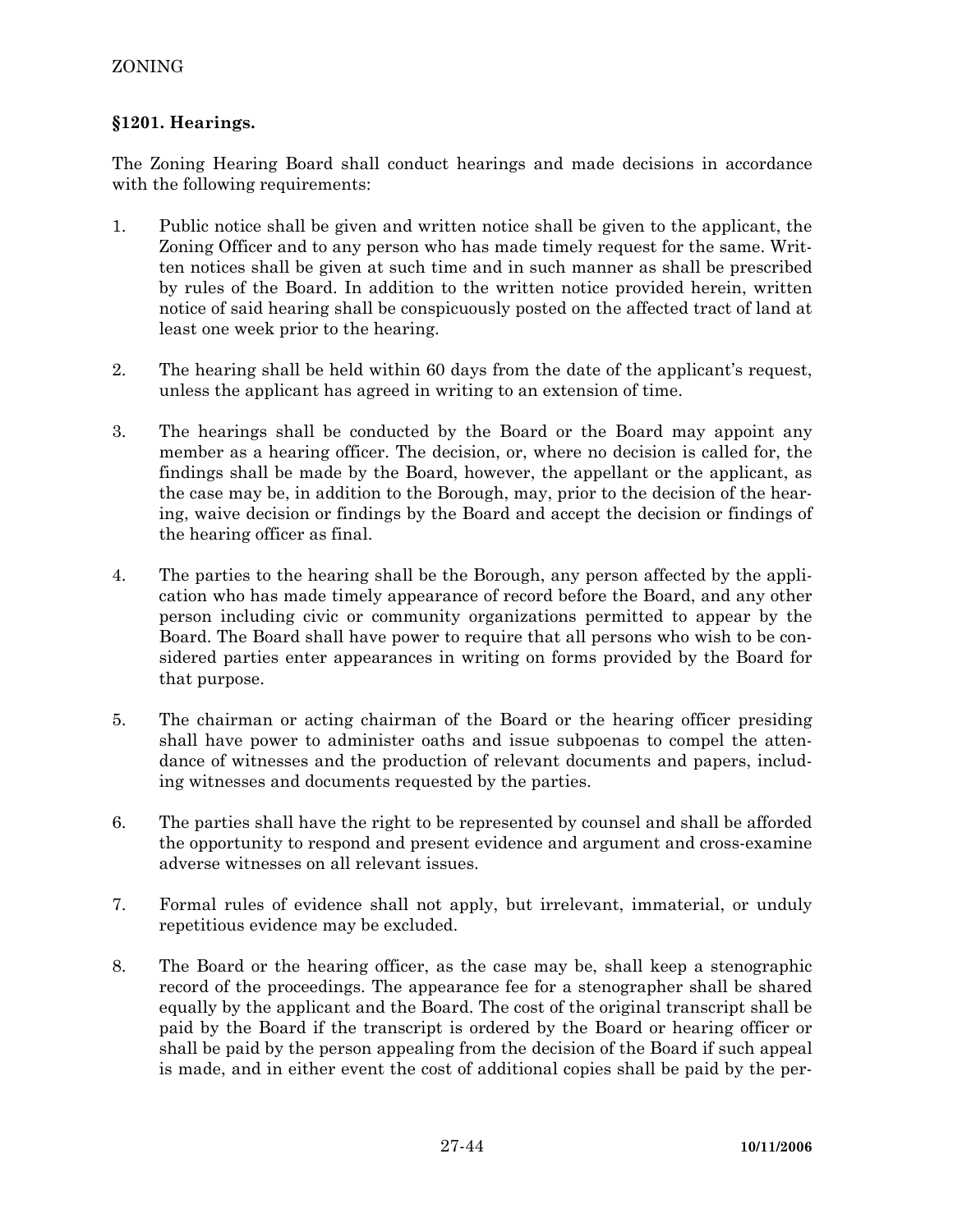## §1201. Hearings.

The Zoning Hearing Board shall conduct hearings and made decisions in accordance with the following requirements:

1. Public notice shall be given and written notice shall be given to the applicant, the Zoning Officer and to any person who has made timely request for the same. Written notices shall be given at such time and in such manner as shall be prescribed by rules of the Board. In addition to the written notice provided herein, written notice of said hearing shall be conspicuously posted on the affected tract of land at least one week prior to the hearing.

2. The hearing shall be held within 60 days from the date of the applicant's request, unless the applicant has agreed in writing to an extension of time.

3. The hearings shall be conducted by the Board or the Board may appoint any member as a hearing officer. The decision, or, where no decision is called for, the findings shall be made by the Board, however, the appellant or the applicant, as the case may be, in addition to the Borough, may, prior to the decision of the hearing, waive decision or findings by the Board and accept the decision or findings of the hearing officer as final.

4. The parties to the hearing shall be the Borough, any person affected by the application who has made timely appearance of record before the Board, and any other person including civic or community organizations permitted to appear by the Board. The Board shall have power to require that all persons who wish to be considered parties enter appearances in writing on forms provided by the Board for that purpose.

5. The chairman or acting chairman of the Board or the hearing officer presiding shall have power to administer oaths and issue subpoenas to compel the attendance of witnesses and the production of relevant documents and papers, including witnesses and documents requested by the parties.

6. The parties shall have the right to be represented by counsel and shall be afforded the opportunity to respond and present evidence and argument and cross-examine adverse witnesses on all relevant issues.

7. Formal rules of evidence shall not apply, but irrelevant, immaterial, or unduly repetitious evidence may be excluded.

8. The Board or the hearing officer, as the case may be, shall keep a stenographic record of the proceedings. The appearance fee for a stenographer shall be shared equally by the applicant and the Board. The cost of the original transcript shall be paid by the Board if the transcript is ordered by the Board or hearing officer or shall be paid by the person appealing from the decision of the Board if such appeal is made, and in either event the cost of additional copies shall be paid by the per-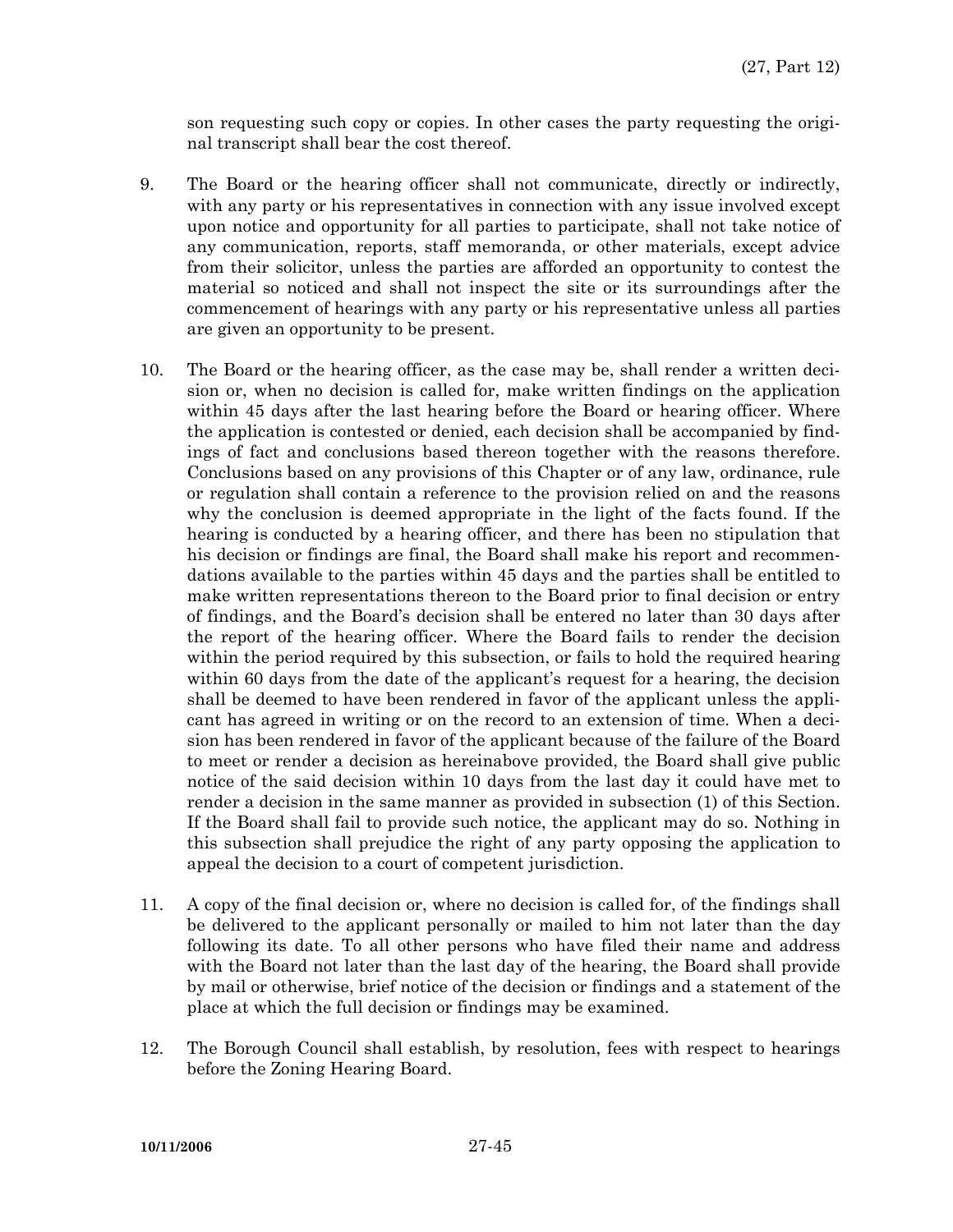son requesting such copy or copies. In other cases the party requesting the original transcript shall bear the cost thereof.

9. The Board or the hearing officer shall not communicate, directly or indirectly, with any party or his representatives in connection with any issue involved except upon notice and opportunity for all parties to participate, shall not take notice of any communication, reports, staff memoranda, or other materials, except advice from their solicitor, unless the parties are afforded an opportunity to contest the material so noticed and shall not inspect the site or its surroundings after the commencement of hearings with any party or his representative unless all parties are given an opportunity to be present.

10. The Board or the hearing officer, as the case may be, shall render a written decision or, when no decision is called for, make written findings on the application within 45 days after the last hearing before the Board or hearing officer. Where the application is contested or denied, each decision shall be accompanied by findings of fact and conclusions based thereon together with the reasons therefore. Conclusions based on any provisions of this Chapter or of any law, ordinance, rule or regulation shall contain a reference to the provision relied on and the reasons why the conclusion is deemed appropriate in the light of the facts found. If the hearing is conducted by a hearing officer, and there has been no stipulation that his decision or findings are final, the Board shall make his report and recommendations available to the parties within 45 days and the parties shall be entitled to make written representations thereon to the Board prior to final decision or entry of findings, and the Board's decision shall be entered no later than 30 days after the report of the hearing officer. Where the Board fails to render the decision within the period required by this subsection, or fails to hold the required hearing within 60 days from the date of the applicant's request for a hearing, the decision shall be deemed to have been rendered in favor of the applicant unless the applicant has agreed in writing or on the record to an extension of time. When a decision has been rendered in favor of the applicant because of the failure of the Board to meet or render a decision as hereinabove provided, the Board shall give public notice of the said decision within 10 days from the last day it could have met to render a decision in the same manner as provided in subsection (1) of this Section. If the Board shall fail to provide such notice, the applicant may do so. Nothing in this subsection shall prejudice the right of any party opposing the application to appeal the decision to a court of competent jurisdiction.

11. A copy of the final decision or, where no decision is called for, of the findings shall be delivered to the applicant personally or mailed to him not later than the day following its date. To all other persons who have filed their name and address with the Board not later than the last day of the hearing, the Board shall provide by mail or otherwise, brief notice of the decision or findings and a statement of the place at which the full decision or findings may be examined.

12. The Borough Council shall establish, by resolution, fees with respect to hearings before the Zoning Hearing Board.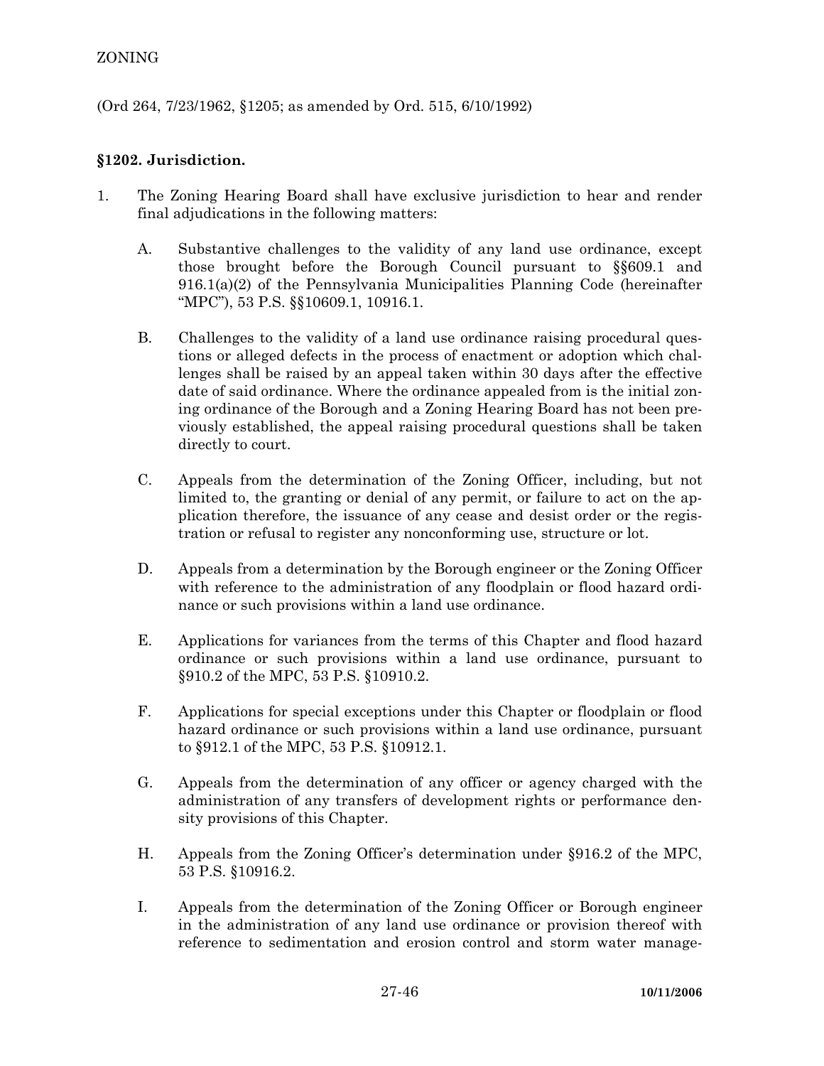(Ord 264, 7/23/1962, §1205; as amended by Ord. 515, 6/10/1992)

**§1202. Jurisdiction.**

1. The Zoning Hearing Board shall have exclusive jurisdiction to hear and render final adjudications in the following matters:

   A. Substantive challenges to the validity of any land use ordinance, except those brought before the Borough Council pursuant to §§609.1 and 916.1(a)(2) of the Pennsylvania Municipalities Planning Code (hereinafter "MPC"), 53 P.S. §§10609.1, 10916.1.

   B. Challenges to the validity of a land use ordinance raising procedural questions or alleged defects in the process of enactment or adoption which challenges shall be raised by an appeal taken within 30 days after the effective date of said ordinance. Where the ordinance appealed from is the initial zoning ordinance of the Borough and a Zoning Hearing Board has not been previously established, the appeal raising procedural questions shall be taken directly to court.

   C. Appeals from the determination of the Zoning Officer, including, but not limited to, the granting or denial of any permit, or failure to act on the application therefore, the issuance of any cease and desist order or the registration or refusal to register any nonconforming use, structure or lot.

   D. Appeals from a determination by the Borough engineer or the Zoning Officer with reference to the administration of any floodplain or flood hazard ordinance or such provisions within a land use ordinance.

   E. Applications for variances from the terms of this Chapter and flood hazard ordinance or such provisions within a land use ordinance, pursuant to §910.2 of the MPC, 53 P.S. §10910.2.

   F. Applications for special exceptions under this Chapter or floodplain or flood hazard ordinance or such provisions within a land use ordinance, pursuant to §912.1 of the MPC, 53 P.S. §10912.1.

   G. Appeals from the determination of any officer or agency charged with the administration of any transfers of development rights or performance density provisions of this Chapter.

   H. Appeals from the Zoning Officer's determination under §916.2 of the MPC, 53 P.S. §10916.2.

   I. Appeals from the determination of the Zoning Officer or Borough engineer in the administration of any land use ordinance or provision thereof with reference to sedimentation and erosion control and storm water manage-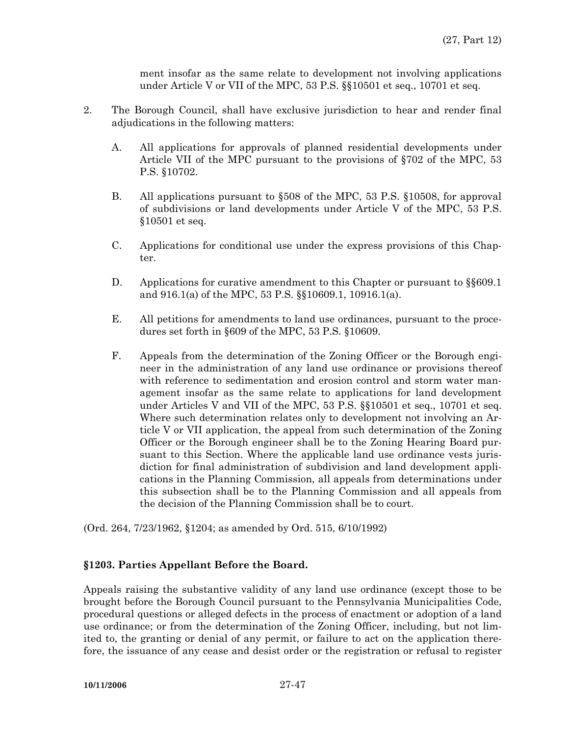ment insofar as the same relate to development not involving applications under Article V or VII of the MPC, 53 P.S. §§10501 et seq., 10701 et seq.

2. The Borough Council, shall have exclusive jurisdiction to hear and render final adjudications in the following matters:

   A. All applications for approvals of planned residential developments under Article VII of the MPC pursuant to the provisions of §702 of the MPC, 53 P.S. §10702.

   B. All applications pursuant to §508 of the MPC, 53 P.S. §10508, for approval of subdivisions or land developments under Article V of the MPC, 53 P.S. §10501 et seq.

   C. Applications for conditional use under the express provisions of this Chapter.

   D. Applications for curative amendment to this Chapter or pursuant to §§609.1 and 916.1(a) of the MPC, 53 P.S. §§10609.1, 10916.1(a).

   E. All petitions for amendments to land use ordinances, pursuant to the procedures set forth in §609 of the MPC, 53 P.S. §10609.

   F. Appeals from the determination of the Zoning Officer or the Borough engineer in the administration of any land use ordinance or provisions thereof with reference to sedimentation and erosion control and storm water management insofar as the same relate to applications for land development under Articles V and VII of the MPC, 53 P.S. §§10501 et seq., 10701 et seq. Where such determination relates only to development not involving an Article V or VII application, the appeal from such determination of the Zoning Officer or the Borough engineer shall be to the Zoning Hearing Board pursuant to this Section. Where the applicable land use ordinance vests jurisdiction for final administration of subdivision and land development applications in the Planning Commission, all appeals from determinations under this subsection shall be to the Planning Commission and all appeals from the decision of the Planning Commission shall be to court.

(Ord. 264, 7/23/1962, §1204; as amended by Ord. 515, 6/10/1992)

### §1203. Parties Appellant Before the Board.

Appeals raising the substantive validity of any land use ordinance (except those to be brought before the Borough Council pursuant to the Pennsylvania Municipalities Code, procedural questions or alleged defects in the process of enactment or adoption of a land use ordinance; or from the determination of the Zoning Officer, including, but not limited to, the granting or denial of any permit, or failure to act on the application therefore, the issuance of any cease and desist order or the registration or refusal to register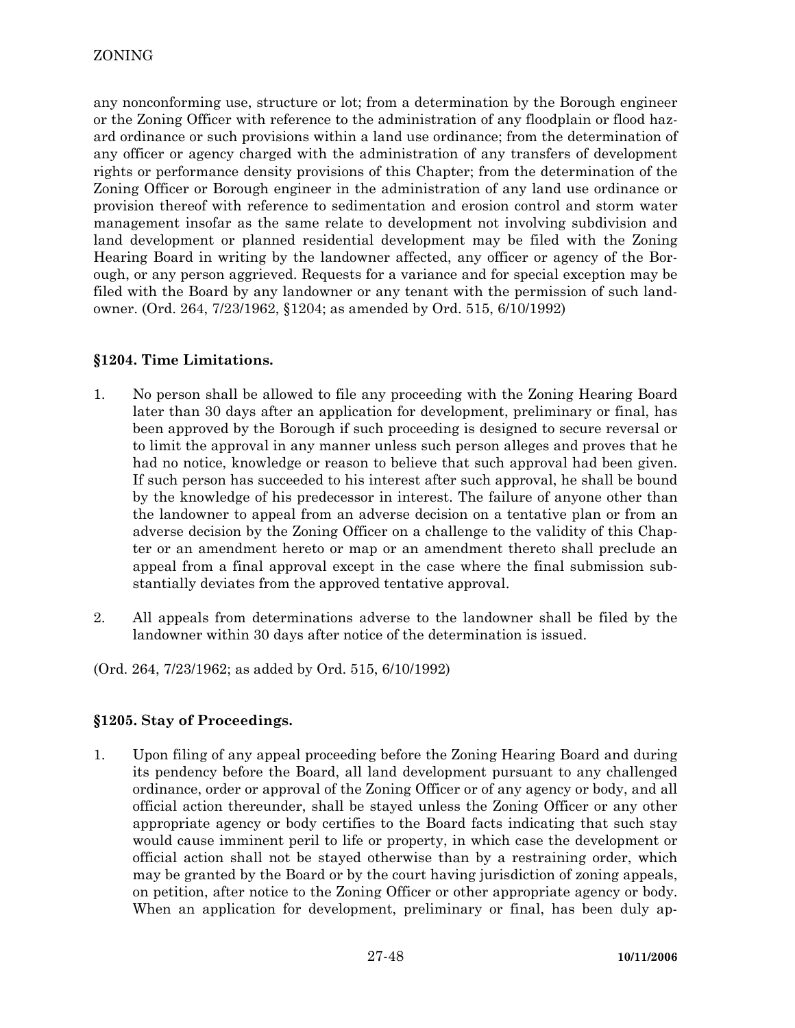any nonconforming use, structure or lot; from a determination by the Borough engineer or the Zoning Officer with reference to the administration of any floodplain or flood hazard ordinance or such provisions within a land use ordinance; from the determination of any officer or agency charged with the administration of any transfers of development rights or performance density provisions of this Chapter; from the determination of the Zoning Officer or Borough engineer in the administration of any land use ordinance or provision thereof with reference to sedimentation and erosion control and storm water management insofar as the same relate to development not involving subdivision and land development or planned residential development may be filed with the Zoning Hearing Board in writing by the landowner affected, any officer or agency of the Borough, or any person aggrieved. Requests for a variance and for special exception may be filed with the Board by any landowner or any tenant with the permission of such landowner. (Ord. 264, 7/23/1962, §1204; as amended by Ord. 515, 6/10/1992)

### §1204. Time Limitations.

1. No person shall be allowed to file any proceeding with the Zoning Hearing Board later than 30 days after an application for development, preliminary or final, has been approved by the Borough if such proceeding is designed to secure reversal or to limit the approval in any manner unless such person alleges and proves that he had no notice, knowledge or reason to believe that such approval had been given. If such person has succeeded to his interest after such approval, he shall be bound by the knowledge of his predecessor in interest. The failure of anyone other than the landowner to appeal from an adverse decision on a tentative plan or from an adverse decision by the Zoning Officer on a challenge to the validity of this Chapter or an amendment hereto or map or an amendment thereto shall preclude an appeal from a final approval except in the case where the final submission substantially deviates from the approved tentative approval.

2. All appeals from determinations adverse to the landowner shall be filed by the landowner within 30 days after notice of the determination is issued.

(Ord. 264, 7/23/1962; as added by Ord. 515, 6/10/1992)

### §1205. Stay of Proceedings.

1. Upon filing of any appeal proceeding before the Zoning Hearing Board and during its pendency before the Board, all land development pursuant to any challenged ordinance, order or approval of the Zoning Officer or of any agency or body, and all official action thereunder, shall be stayed unless the Zoning Officer or any other appropriate agency or body certifies to the Board facts indicating that such stay would cause imminent peril to life or property, in which case the development or official action shall not be stayed otherwise than by a restraining order, which may be granted by the Board or by the court having jurisdiction of zoning appeals, on petition, after notice to the Zoning Officer or other appropriate agency or body. When an application for development, preliminary or final, has been duly ap-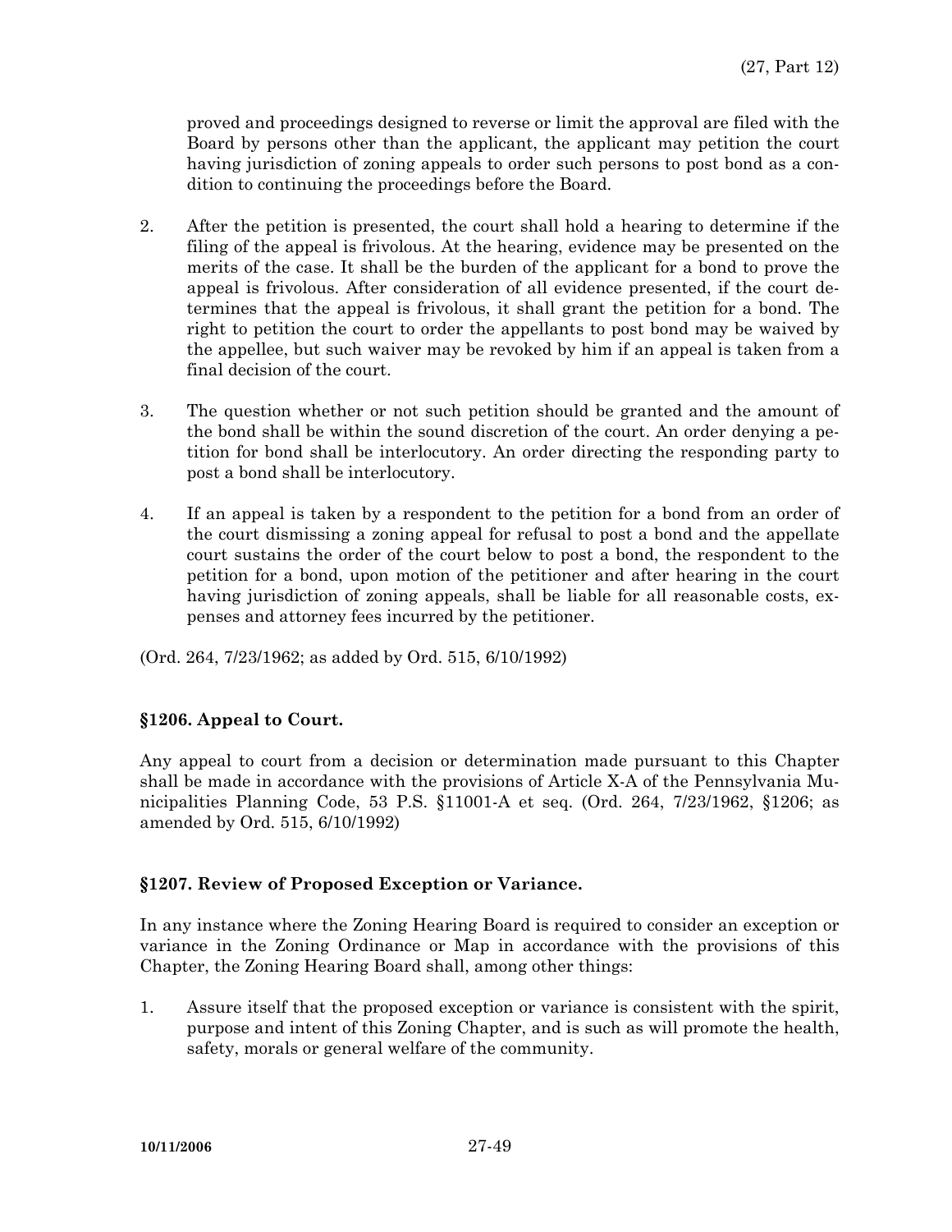proved and proceedings designed to reverse or limit the approval are filed with the Board by persons other than the applicant, the applicant may petition the court having jurisdiction of zoning appeals to order such persons to post bond as a condition to continuing the proceedings before the Board.

2. After the petition is presented, the court shall hold a hearing to determine if the filing of the appeal is frivolous. At the hearing, evidence may be presented on the merits of the case. It shall be the burden of the applicant for a bond to prove the appeal is frivolous. After consideration of all evidence presented, if the court determines that the appeal is frivolous, it shall grant the petition for a bond. The right to petition the court to order the appellants to post bond may be waived by the appellee, but such waiver may be revoked by him if an appeal is taken from a final decision of the court.

3. The question whether or not such petition should be granted and the amount of the bond shall be within the sound discretion of the court. An order denying a petition for bond shall be interlocutory. An order directing the responding party to post a bond shall be interlocutory.

4. If an appeal is taken by a respondent to the petition for a bond from an order of the court dismissing a zoning appeal for refusal to post a bond and the appellate court sustains the order of the court below to post a bond, the respondent to the petition for a bond, upon motion of the petitioner and after hearing in the court having jurisdiction of zoning appeals, shall be liable for all reasonable costs, expenses and attorney fees incurred by the petitioner.

(Ord. 264, 7/23/1962; as added by Ord. 515, 6/10/1992)

### §1206. Appeal to Court.

Any appeal to court from a decision or determination made pursuant to this Chapter shall be made in accordance with the provisions of Article X-A of the Pennsylvania Municipalities Planning Code, 53 P.S. §11001-A et seq. (Ord. 264, 7/23/1962, §1206; as amended by Ord. 515, 6/10/1992)

### §1207. Review of Proposed Exception or Variance.

In any instance where the Zoning Hearing Board is required to consider an exception or variance in the Zoning Ordinance or Map in accordance with the provisions of this Chapter, the Zoning Hearing Board shall, among other things:

1. Assure itself that the proposed exception or variance is consistent with the spirit, purpose and intent of this Zoning Chapter, and is such as will promote the health, safety, morals or general welfare of the community.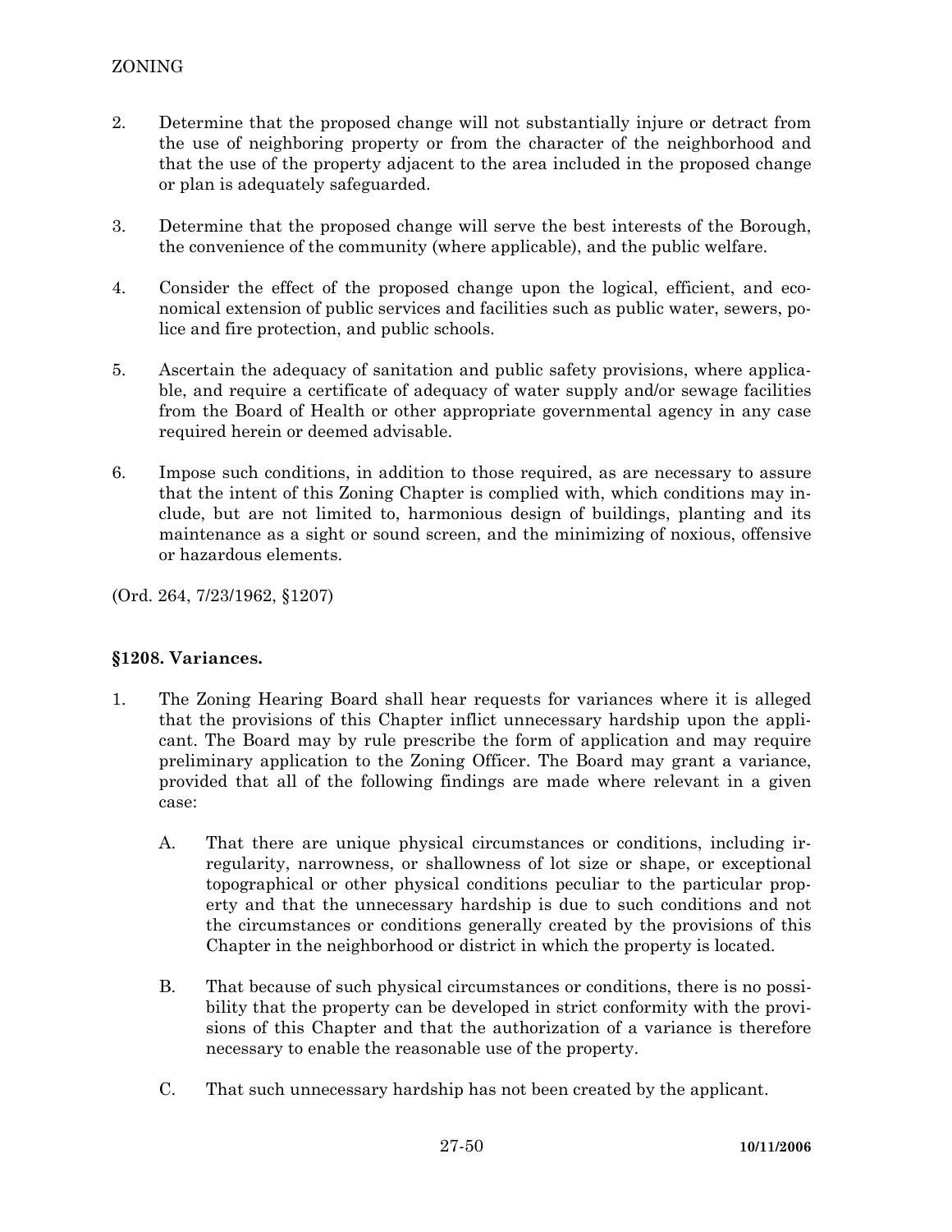2. Determine that the proposed change will not substantially injure or detract from the use of neighboring property or from the character of the neighborhood and that the use of the property adjacent to the area included in the proposed change or plan is adequately safeguarded.

3. Determine that the proposed change will serve the best interests of the Borough, the convenience of the community (where applicable), and the public welfare.

4. Consider the effect of the proposed change upon the logical, efficient, and economical extension of public services and facilities such as public water, sewers, police and fire protection, and public schools.

5. Ascertain the adequacy of sanitation and public safety provisions, where applicable, and require a certificate of adequacy of water supply and/or sewage facilities from the Board of Health or other appropriate governmental agency in any case required herein or deemed advisable.

6. Impose such conditions, in addition to those required, as are necessary to assure that the intent of this Zoning Chapter is complied with, which conditions may include, but are not limited to, harmonious design of buildings, planting and its maintenance as a sight or sound screen, and the minimizing of noxious, offensive or hazardous elements.

(Ord. 264, 7/23/1962, §1207)

### §1208. Variances.

1. The Zoning Hearing Board shall hear requests for variances where it is alleged that the provisions of this Chapter inflict unnecessary hardship upon the applicant. The Board may by rule prescribe the form of application and may require preliminary application to the Zoning Officer. The Board may grant a variance, provided that all of the following findings are made where relevant in a given case:

   A. That there are unique physical circumstances or conditions, including irregularity, narrowness, or shallowness of lot size or shape, or exceptional topographical or other physical conditions peculiar to the particular property and that the unnecessary hardship is due to such conditions and not the circumstances or conditions generally created by the provisions of this Chapter in the neighborhood or district in which the property is located.

   B. That because of such physical circumstances or conditions, there is no possibility that the property can be developed in strict conformity with the provisions of this Chapter and that the authorization of a variance is therefore necessary to enable the reasonable use of the property.

   C. That such unnecessary hardship has not been created by the applicant.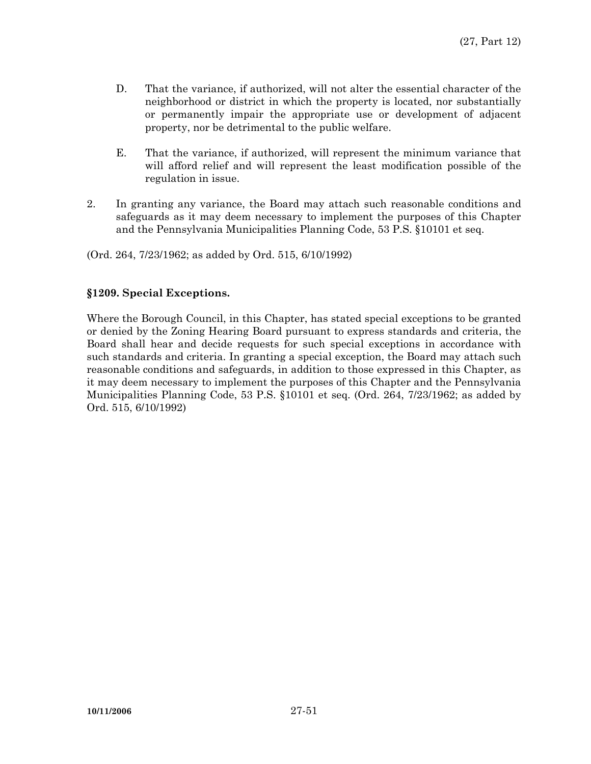D. That the variance, if authorized, will not alter the essential character of the neighborhood or district in which the property is located, nor substantially or permanently impair the appropriate use or development of adjacent property, nor be detrimental to the public welfare.

E. That the variance, if authorized, will represent the minimum variance that will afford relief and will represent the least modification possible of the regulation in issue.

2. In granting any variance, the Board may attach such reasonable conditions and safeguards as it may deem necessary to implement the purposes of this Chapter and the Pennsylvania Municipalities Planning Code, 53 P.S. §10101 et seq.

(Ord. 264, 7/23/1962; as added by Ord. 515, 6/10/1992)

**§1209. Special Exceptions.**

Where the Borough Council, in this Chapter, has stated special exceptions to be granted or denied by the Zoning Hearing Board pursuant to express standards and criteria, the Board shall hear and decide requests for such special exceptions in accordance with such standards and criteria. In granting a special exception, the Board may attach such reasonable conditions and safeguards, in addition to those expressed in this Chapter, as it may deem necessary to implement the purposes of this Chapter and the Pennsylvania Municipalities Planning Code, 53 P.S. §10101 et seq. (Ord. 264, 7/23/1962; as added by Ord. 515, 6/10/1992)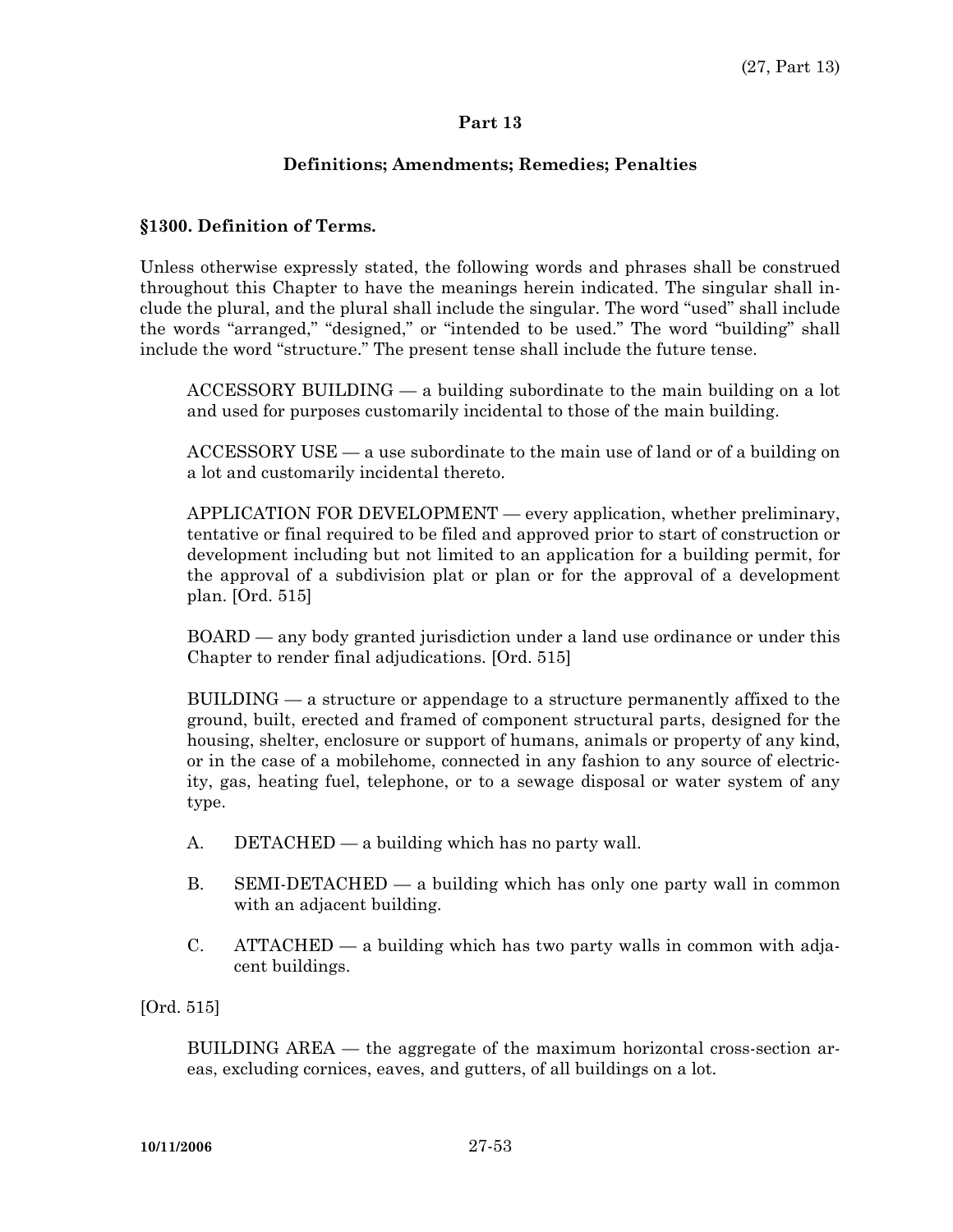## Part 13

### Definitions; Amendments; Remedies; Penalties

**§1300. Definition of Terms.**

Unless otherwise expressly stated, the following words and phrases shall be construed throughout this Chapter to have the meanings herein indicated. The singular shall include the plural, and the plural shall include the singular. The word "used" shall include the words "arranged," "designed," or "intended to be used." The word "building" shall include the word "structure." The present tense shall include the future tense.

ACCESSORY BUILDING — a building subordinate to the main building on a lot and used for purposes customarily incidental to those of the main building.

ACCESSORY USE — a use subordinate to the main use of land or of a building on a lot and customarily incidental thereto.

APPLICATION FOR DEVELOPMENT — every application, whether preliminary, tentative or final required to be filed and approved prior to start of construction or development including but not limited to an application for a building permit, for the approval of a subdivision plat or plan or for the approval of a development plan. [Ord. 515]

BOARD — any body granted jurisdiction under a land use ordinance or under this Chapter to render final adjudications. [Ord. 515]

BUILDING — a structure or appendage to a structure permanently affixed to the ground, built, erected and framed of component structural parts, designed for the housing, shelter, enclosure or support of humans, animals or property of any kind, or in the case of a mobilehome, connected in any fashion to any source of electricity, gas, heating fuel, telephone, or to a sewage disposal or water system of any type.

A. DETACHED — a building which has no party wall.

B. SEMI-DETACHED — a building which has only one party wall in common with an adjacent building.

C. ATTACHED — a building which has two party walls in common with adjacent buildings.

[Ord. 515]

BUILDING AREA — the aggregate of the maximum horizontal cross-section areas, excluding cornices, eaves, and gutters, of all buildings on a lot.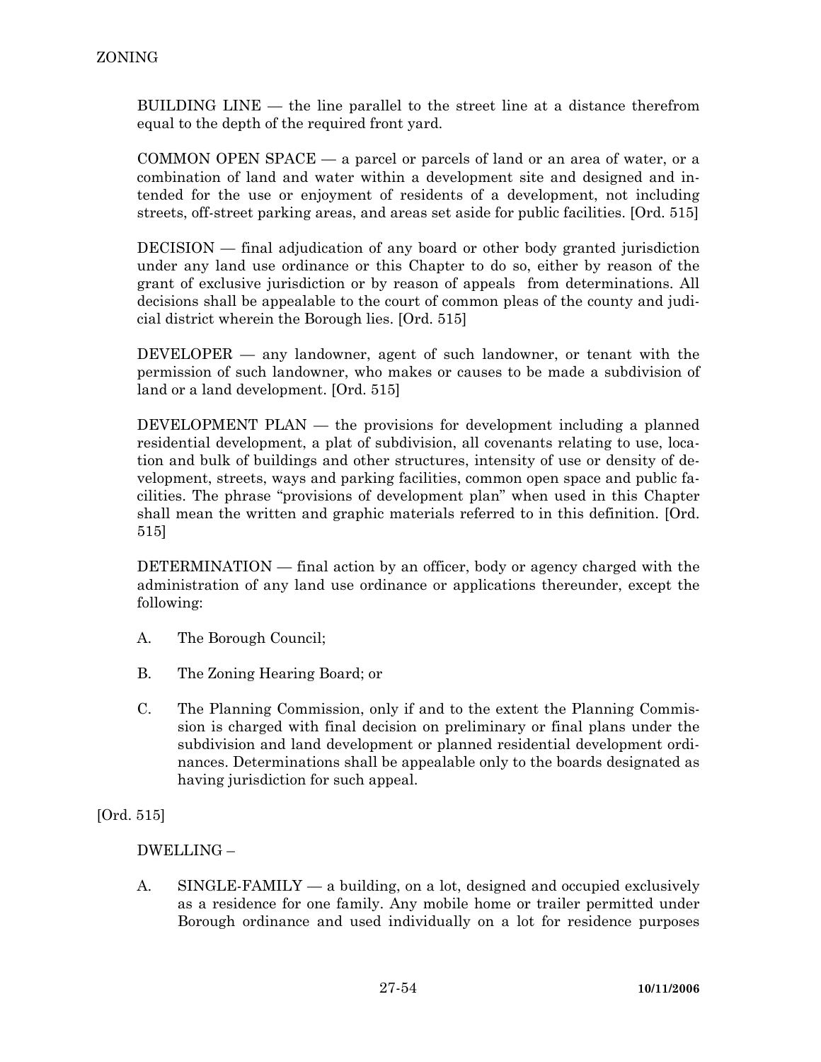BUILDING LINE — the line parallel to the street line at a distance therefrom equal to the depth of the required front yard.

COMMON OPEN SPACE — a parcel or parcels of land or an area of water, or a combination of land and water within a development site and designed and intended for the use or enjoyment of residents of a development, not including streets, off-street parking areas, and areas set aside for public facilities. [Ord. 515]

DECISION — final adjudication of any board or other body granted jurisdiction under any land use ordinance or this Chapter to do so, either by reason of the grant of exclusive jurisdiction or by reason of appeals from determinations. All decisions shall be appealable to the court of common pleas of the county and judicial district wherein the Borough lies. [Ord. 515]

DEVELOPER — any landowner, agent of such landowner, or tenant with the permission of such landowner, who makes or causes to be made a subdivision of land or a land development. [Ord. 515]

DEVELOPMENT PLAN — the provisions for development including a planned residential development, a plat of subdivision, all covenants relating to use, location and bulk of buildings and other structures, intensity of use or density of development, streets, ways and parking facilities, common open space and public facilities. The phrase "provisions of development plan" when used in this Chapter shall mean the written and graphic materials referred to in this definition. [Ord. 515]

DETERMINATION — final action by an officer, body or agency charged with the administration of any land use ordinance or applications thereunder, except the following:

A. The Borough Council;

B. The Zoning Hearing Board; or

C. The Planning Commission, only if and to the extent the Planning Commission is charged with final decision on preliminary or final plans under the subdivision and land development or planned residential development ordinances. Determinations shall be appealable only to the boards designated as having jurisdiction for such appeal.

[Ord. 515]

DWELLING –

A. SINGLE-FAMILY — a building, on a lot, designed and occupied exclusively as a residence for one family. Any mobile home or trailer permitted under Borough ordinance and used individually on a lot for residence purposes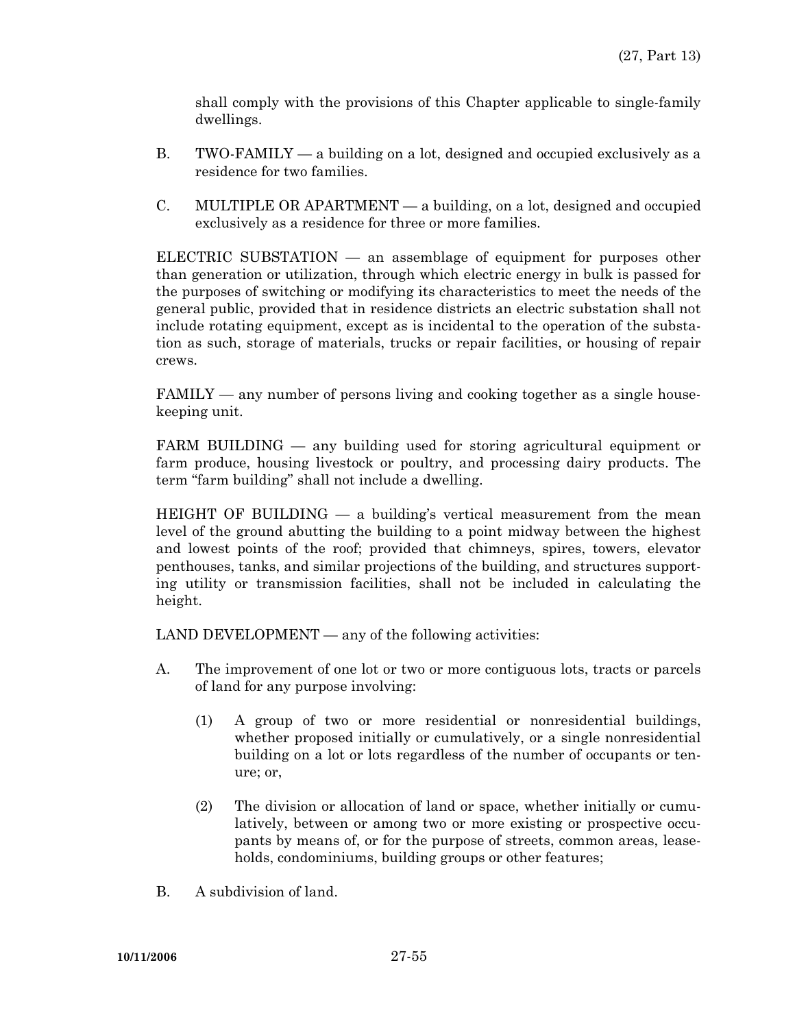shall comply with the provisions of this Chapter applicable to single-family dwellings.

B. TWO-FAMILY — a building on a lot, designed and occupied exclusively as a residence for two families.

C. MULTIPLE OR APARTMENT — a building, on a lot, designed and occupied exclusively as a residence for three or more families.

ELECTRIC SUBSTATION — an assemblage of equipment for purposes other than generation or utilization, through which electric energy in bulk is passed for the purposes of switching or modifying its characteristics to meet the needs of the general public, provided that in residence districts an electric substation shall not include rotating equipment, except as is incidental to the operation of the substation as such, storage of materials, trucks or repair facilities, or housing of repair crews.

FAMILY — any number of persons living and cooking together as a single housekeeping unit.

FARM BUILDING — any building used for storing agricultural equipment or farm produce, housing livestock or poultry, and processing dairy products. The term "farm building" shall not include a dwelling.

HEIGHT OF BUILDING — a building's vertical measurement from the mean level of the ground abutting the building to a point midway between the highest and lowest points of the roof; provided that chimneys, spires, towers, elevator penthouses, tanks, and similar projections of the building, and structures supporting utility or transmission facilities, shall not be included in calculating the height.

LAND DEVELOPMENT — any of the following activities:

A. The improvement of one lot or two or more contiguous lots, tracts or parcels of land for any purpose involving:

   (1) A group of two or more residential or nonresidential buildings, whether proposed initially or cumulatively, or a single nonresidential building on a lot or lots regardless of the number of occupants or tenure; or,

   (2) The division or allocation of land or space, whether initially or cumulatively, between or among two or more existing or prospective occupants by means of, or for the purpose of streets, common areas, leaseholds, condominiums, building groups or other features;

B. A subdivision of land.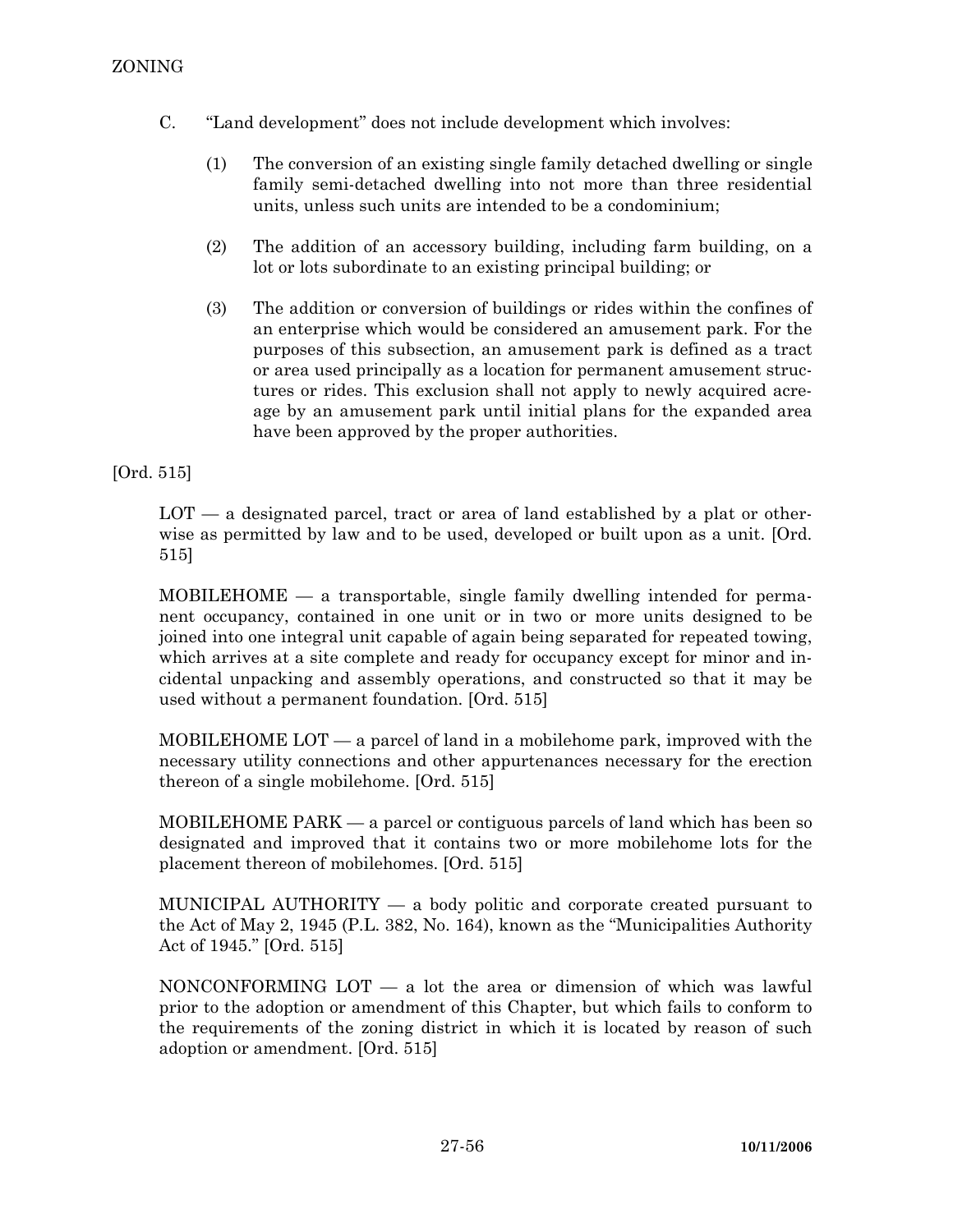C. "Land development" does not include development which involves:

(1) The conversion of an existing single family detached dwelling or single family semi-detached dwelling into not more than three residential units, unless such units are intended to be a condominium;

(2) The addition of an accessory building, including farm building, on a lot or lots subordinate to an existing principal building; or

(3) The addition or conversion of buildings or rides within the confines of an enterprise which would be considered an amusement park. For the purposes of this subsection, an amusement park is defined as a tract or area used principally as a location for permanent amusement structures or rides. This exclusion shall not apply to newly acquired acreage by an amusement park until initial plans for the expanded area have been approved by the proper authorities.

[Ord. 515]

LOT — a designated parcel, tract or area of land established by a plat or otherwise as permitted by law and to be used, developed or built upon as a unit. [Ord. 515]

MOBILEHOME — a transportable, single family dwelling intended for permanent occupancy, contained in one unit or in two or more units designed to be joined into one integral unit capable of again being separated for repeated towing, which arrives at a site complete and ready for occupancy except for minor and incidental unpacking and assembly operations, and constructed so that it may be used without a permanent foundation. [Ord. 515]

MOBILEHOME LOT — a parcel of land in a mobilehome park, improved with the necessary utility connections and other appurtenances necessary for the erection thereon of a single mobilehome. [Ord. 515]

MOBILEHOME PARK — a parcel or contiguous parcels of land which has been so designated and improved that it contains two or more mobilehome lots for the placement thereon of mobilehomes. [Ord. 515]

MUNICIPAL AUTHORITY — a body politic and corporate created pursuant to the Act of May 2, 1945 (P.L. 382, No. 164), known as the "Municipalities Authority Act of 1945." [Ord. 515]

NONCONFORMING LOT — a lot the area or dimension of which was lawful prior to the adoption or amendment of this Chapter, but which fails to conform to the requirements of the zoning district in which it is located by reason of such adoption or amendment. [Ord. 515]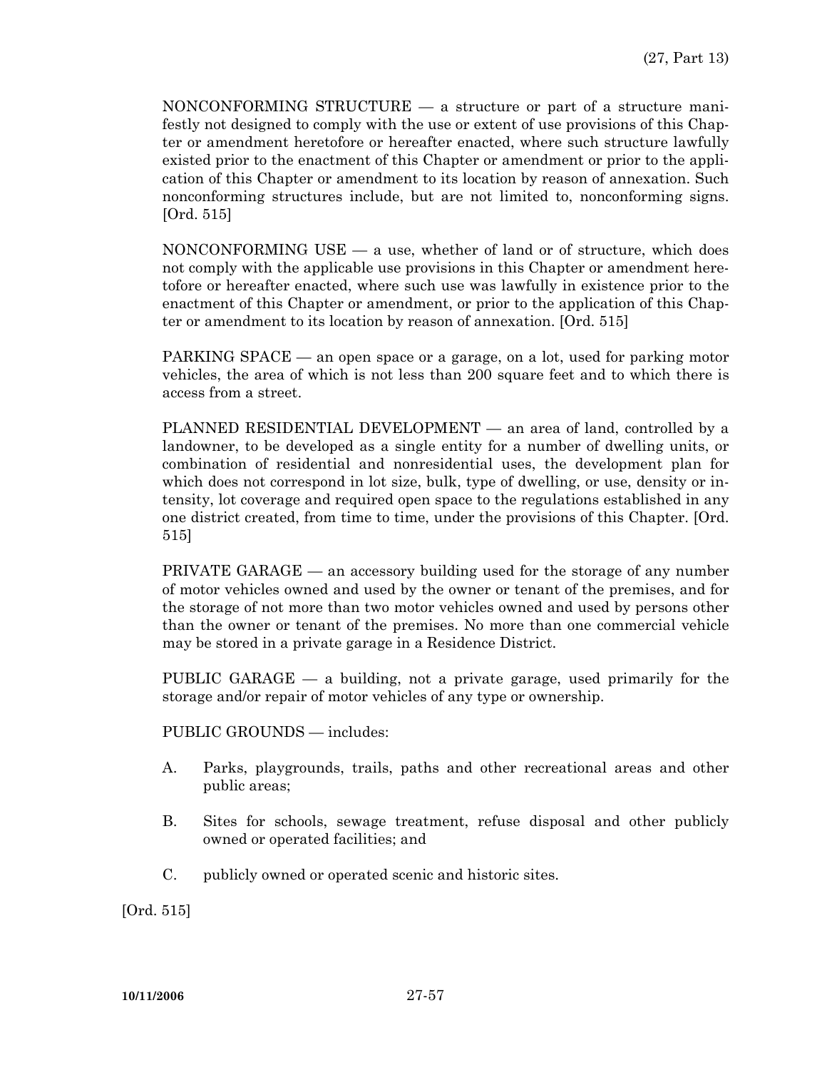NONCONFORMING STRUCTURE — a structure or part of a structure manifestly not designed to comply with the use or extent of use provisions of this Chapter or amendment heretofore or hereafter enacted, where such structure lawfully existed prior to the enactment of this Chapter or amendment or prior to the application of this Chapter or amendment to its location by reason of annexation. Such nonconforming structures include, but are not limited to, nonconforming signs. [Ord. 515]

NONCONFORMING USE — a use, whether of land or of structure, which does not comply with the applicable use provisions in this Chapter or amendment heretofore or hereafter enacted, where such use was lawfully in existence prior to the enactment of this Chapter or amendment, or prior to the application of this Chapter or amendment to its location by reason of annexation. [Ord. 515]

PARKING SPACE — an open space or a garage, on a lot, used for parking motor vehicles, the area of which is not less than 200 square feet and to which there is access from a street.

PLANNED RESIDENTIAL DEVELOPMENT — an area of land, controlled by a landowner, to be developed as a single entity for a number of dwelling units, or combination of residential and nonresidential uses, the development plan for which does not correspond in lot size, bulk, type of dwelling, or use, density or intensity, lot coverage and required open space to the regulations established in any one district created, from time to time, under the provisions of this Chapter. [Ord. 515]

PRIVATE GARAGE — an accessory building used for the storage of any number of motor vehicles owned and used by the owner or tenant of the premises, and for the storage of not more than two motor vehicles owned and used by persons other than the owner or tenant of the premises. No more than one commercial vehicle may be stored in a private garage in a Residence District.

PUBLIC GARAGE — a building, not a private garage, used primarily for the storage and/or repair of motor vehicles of any type or ownership.

PUBLIC GROUNDS — includes:

A. Parks, playgrounds, trails, paths and other recreational areas and other public areas;

B. Sites for schools, sewage treatment, refuse disposal and other publicly owned or operated facilities; and

C. publicly owned or operated scenic and historic sites.

[Ord. 515]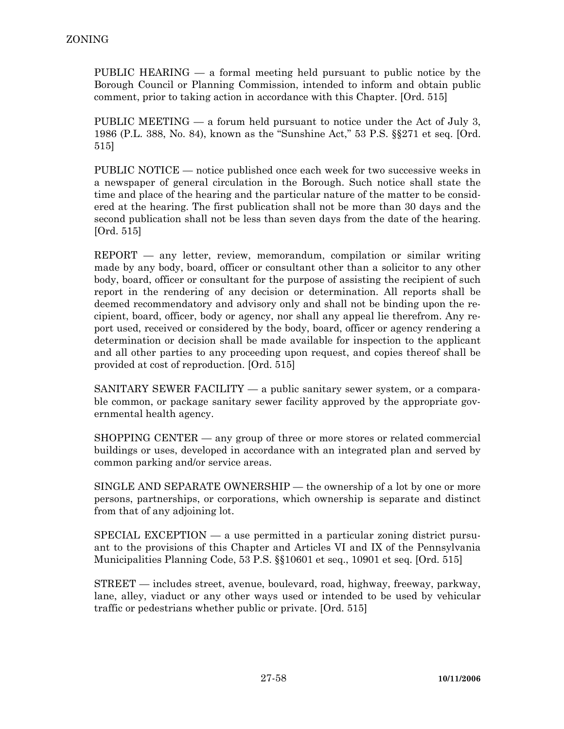PUBLIC HEARING — a formal meeting held pursuant to public notice by the Borough Council or Planning Commission, intended to inform and obtain public comment, prior to taking action in accordance with this Chapter. [Ord. 515]

PUBLIC MEETING — a forum held pursuant to notice under the Act of July 3, 1986 (P.L. 388, No. 84), known as the "Sunshine Act," 53 P.S. §§271 et seq. [Ord. 515]

PUBLIC NOTICE — notice published once each week for two successive weeks in a newspaper of general circulation in the Borough. Such notice shall state the time and place of the hearing and the particular nature of the matter to be considered at the hearing. The first publication shall not be more than 30 days and the second publication shall not be less than seven days from the date of the hearing. [Ord. 515]

REPORT — any letter, review, memorandum, compilation or similar writing made by any body, board, officer or consultant other than a solicitor to any other body, board, officer or consultant for the purpose of assisting the recipient of such report in the rendering of any decision or determination. All reports shall be deemed recommendatory and advisory only and shall not be binding upon the recipient, board, officer, body or agency, nor shall any appeal lie therefrom. Any report used, received or considered by the body, board, officer or agency rendering a determination or decision shall be made available for inspection to the applicant and all other parties to any proceeding upon request, and copies thereof shall be provided at cost of reproduction. [Ord. 515]

SANITARY SEWER FACILITY — a public sanitary sewer system, or a comparable common, or package sanitary sewer facility approved by the appropriate governmental health agency.

SHOPPING CENTER — any group of three or more stores or related commercial buildings or uses, developed in accordance with an integrated plan and served by common parking and/or service areas.

SINGLE AND SEPARATE OWNERSHIP — the ownership of a lot by one or more persons, partnerships, or corporations, which ownership is separate and distinct from that of any adjoining lot.

SPECIAL EXCEPTION — a use permitted in a particular zoning district pursuant to the provisions of this Chapter and Articles VI and IX of the Pennsylvania Municipalities Planning Code, 53 P.S. §§10601 et seq., 10901 et seq. [Ord. 515]

STREET — includes street, avenue, boulevard, road, highway, freeway, parkway, lane, alley, viaduct or any other ways used or intended to be used by vehicular traffic or pedestrians whether public or private. [Ord. 515]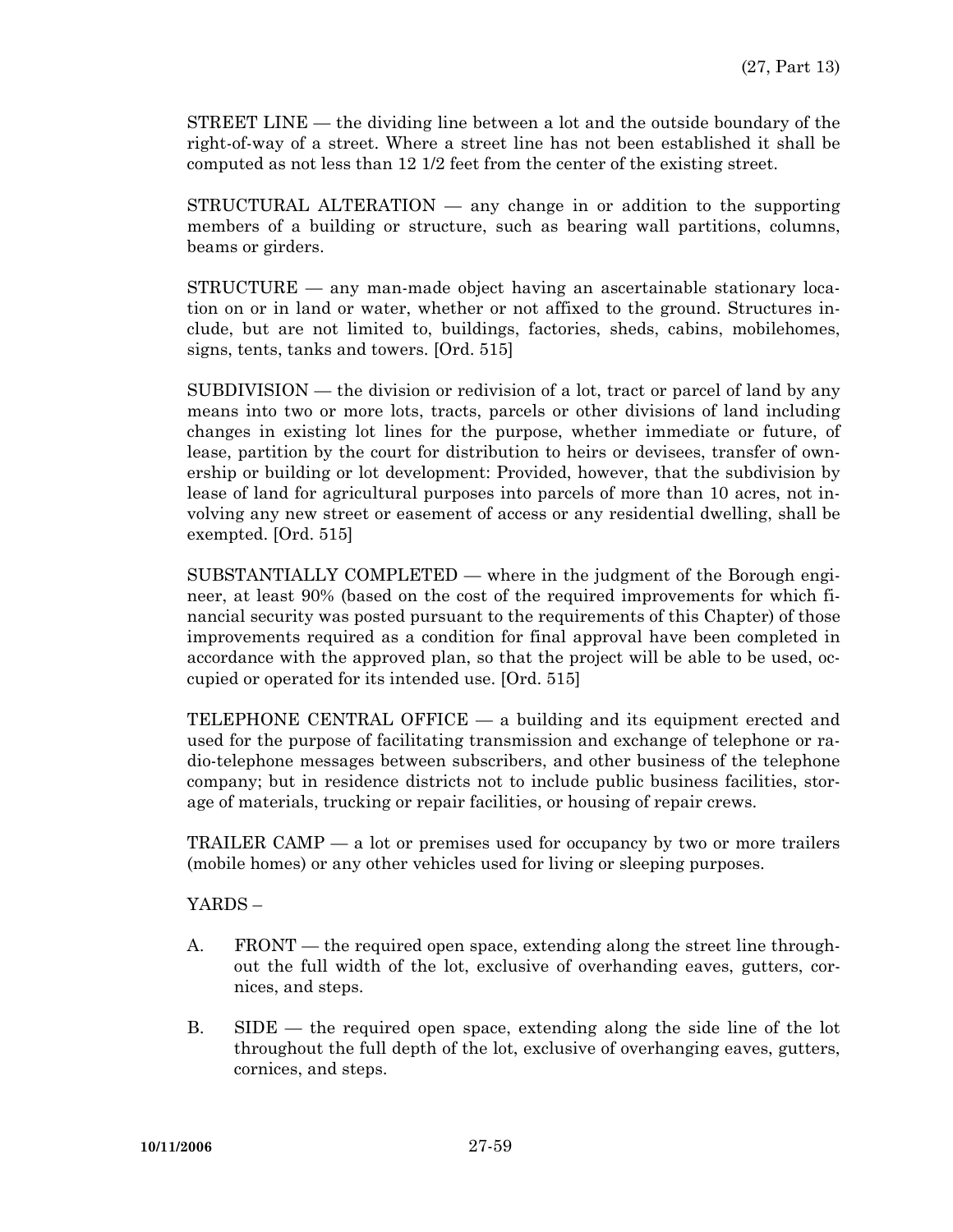STREET LINE — the dividing line between a lot and the outside boundary of the right-of-way of a street. Where a street line has not been established it shall be computed as not less than 12 1/2 feet from the center of the existing street.

STRUCTURAL ALTERATION — any change in or addition to the supporting members of a building or structure, such as bearing wall partitions, columns, beams or girders.

STRUCTURE — any man-made object having an ascertainable stationary location on or in land or water, whether or not affixed to the ground. Structures include, but are not limited to, buildings, factories, sheds, cabins, mobilehomes, signs, tents, tanks and towers. [Ord. 515]

SUBDIVISION — the division or redivision of a lot, tract or parcel of land by any means into two or more lots, tracts, parcels or other divisions of land including changes in existing lot lines for the purpose, whether immediate or future, of lease, partition by the court for distribution to heirs or devisees, transfer of ownership or building or lot development: Provided, however, that the subdivision by lease of land for agricultural purposes into parcels of more than 10 acres, not involving any new street or easement of access or any residential dwelling, shall be exempted. [Ord. 515]

SUBSTANTIALLY COMPLETED — where in the judgment of the Borough engineer, at least 90% (based on the cost of the required improvements for which financial security was posted pursuant to the requirements of this Chapter) of those improvements required as a condition for final approval have been completed in accordance with the approved plan, so that the project will be able to be used, occupied or operated for its intended use. [Ord. 515]

TELEPHONE CENTRAL OFFICE — a building and its equipment erected and used for the purpose of facilitating transmission and exchange of telephone or radio-telephone messages between subscribers, and other business of the telephone company; but in residence districts not to include public business facilities, storage of materials, trucking or repair facilities, or housing of repair crews.

TRAILER CAMP — a lot or premises used for occupancy by two or more trailers (mobile homes) or any other vehicles used for living or sleeping purposes.

YARDS –

A. FRONT — the required open space, extending along the street line throughout the full width of the lot, exclusive of overhanding eaves, gutters, cornices, and steps.

B. SIDE — the required open space, extending along the side line of the lot throughout the full depth of the lot, exclusive of overhanging eaves, gutters, cornices, and steps.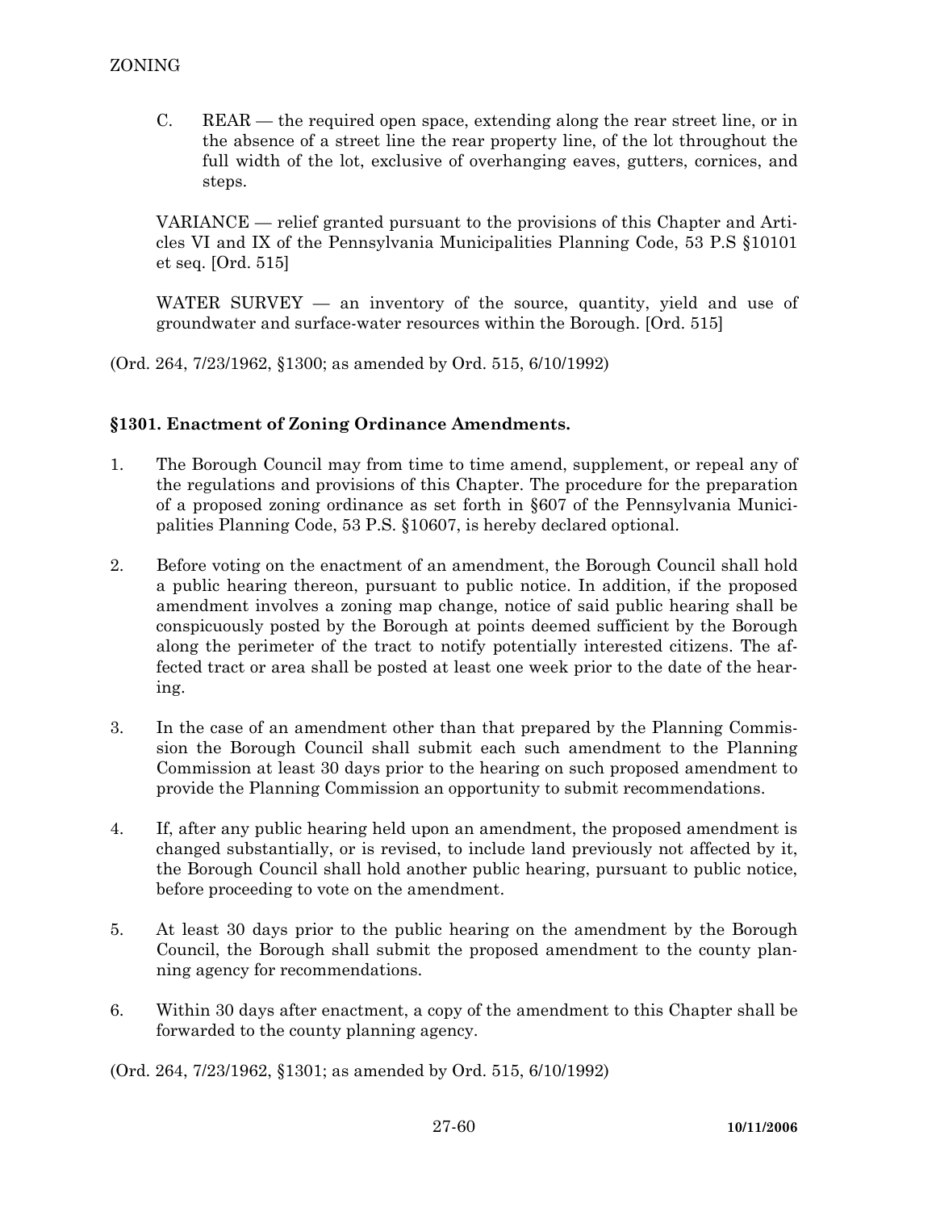C. REAR — the required open space, extending along the rear street line, or in the absence of a street line the rear property line, of the lot throughout the full width of the lot, exclusive of overhanging eaves, gutters, cornices, and steps.

VARIANCE — relief granted pursuant to the provisions of this Chapter and Articles VI and IX of the Pennsylvania Municipalities Planning Code, 53 P.S §10101 et seq. [Ord. 515]

WATER SURVEY — an inventory of the source, quantity, yield and use of groundwater and surface-water resources within the Borough. [Ord. 515]

(Ord. 264, 7/23/1962, §1300; as amended by Ord. 515, 6/10/1992)

### §1301. Enactment of Zoning Ordinance Amendments.

1. The Borough Council may from time to time amend, supplement, or repeal any of the regulations and provisions of this Chapter. The procedure for the preparation of a proposed zoning ordinance as set forth in §607 of the Pennsylvania Municipalities Planning Code, 53 P.S. §10607, is hereby declared optional.

2. Before voting on the enactment of an amendment, the Borough Council shall hold a public hearing thereon, pursuant to public notice. In addition, if the proposed amendment involves a zoning map change, notice of said public hearing shall be conspicuously posted by the Borough at points deemed sufficient by the Borough along the perimeter of the tract to notify potentially interested citizens. The affected tract or area shall be posted at least one week prior to the date of the hearing.

3. In the case of an amendment other than that prepared by the Planning Commission the Borough Council shall submit each such amendment to the Planning Commission at least 30 days prior to the hearing on such proposed amendment to provide the Planning Commission an opportunity to submit recommendations.

4. If, after any public hearing held upon an amendment, the proposed amendment is changed substantially, or is revised, to include land previously not affected by it, the Borough Council shall hold another public hearing, pursuant to public notice, before proceeding to vote on the amendment.

5. At least 30 days prior to the public hearing on the amendment by the Borough Council, the Borough shall submit the proposed amendment to the county planning agency for recommendations.

6. Within 30 days after enactment, a copy of the amendment to this Chapter shall be forwarded to the county planning agency.

(Ord. 264, 7/23/1962, §1301; as amended by Ord. 515, 6/10/1992)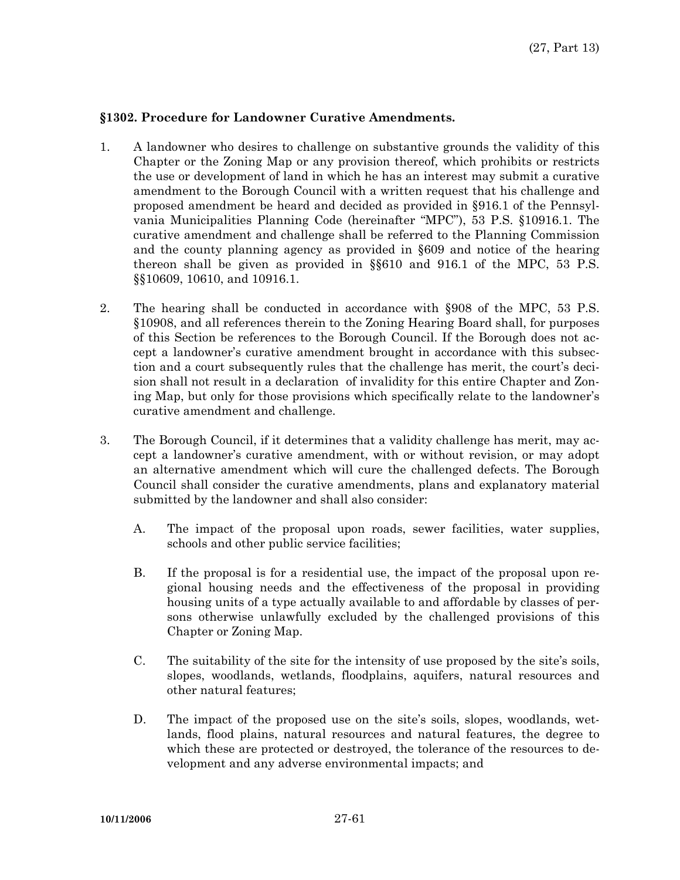**§1302. Procedure for Landowner Curative Amendments.**

1. A landowner who desires to challenge on substantive grounds the validity of this Chapter or the Zoning Map or any provision thereof, which prohibits or restricts the use or development of land in which he has an interest may submit a curative amendment to the Borough Council with a written request that his challenge and proposed amendment be heard and decided as provided in §916.1 of the Pennsylvania Municipalities Planning Code (hereinafter "MPC"), 53 P.S. §10916.1. The curative amendment and challenge shall be referred to the Planning Commission and the county planning agency as provided in §609 and notice of the hearing thereon shall be given as provided in §§610 and 916.1 of the MPC, 53 P.S. §§10609, 10610, and 10916.1.

2. The hearing shall be conducted in accordance with §908 of the MPC, 53 P.S. §10908, and all references therein to the Zoning Hearing Board shall, for purposes of this Section be references to the Borough Council. If the Borough does not accept a landowner's curative amendment brought in accordance with this subsection and a court subsequently rules that the challenge has merit, the court's decision shall not result in a declaration of invalidity for this entire Chapter and Zoning Map, but only for those provisions which specifically relate to the landowner's curative amendment and challenge.

3. The Borough Council, if it determines that a validity challenge has merit, may accept a landowner's curative amendment, with or without revision, or may adopt an alternative amendment which will cure the challenged defects. The Borough Council shall consider the curative amendments, plans and explanatory material submitted by the landowner and shall also consider:

   A. The impact of the proposal upon roads, sewer facilities, water supplies, schools and other public service facilities;

   B. If the proposal is for a residential use, the impact of the proposal upon regional housing needs and the effectiveness of the proposal in providing housing units of a type actually available to and affordable by classes of persons otherwise unlawfully excluded by the challenged provisions of this Chapter or Zoning Map.

   C. The suitability of the site for the intensity of use proposed by the site's soils, slopes, woodlands, wetlands, floodplains, aquifers, natural resources and other natural features;

   D. The impact of the proposed use on the site's soils, slopes, woodlands, wetlands, flood plains, natural resources and natural features, the degree to which these are protected or destroyed, the tolerance of the resources to development and any adverse environmental impacts; and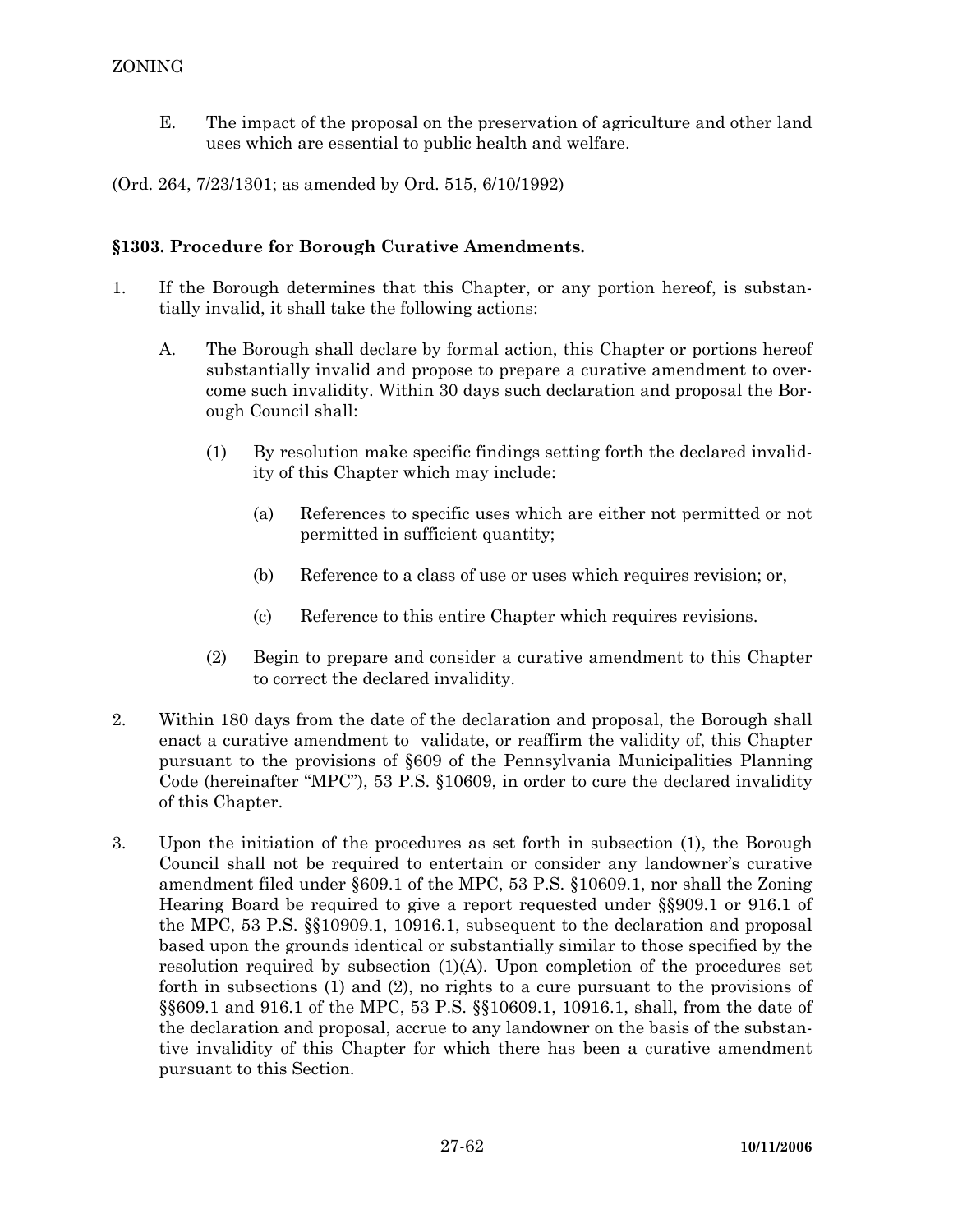E. The impact of the proposal on the preservation of agriculture and other land uses which are essential to public health and welfare.

(Ord. 264, 7/23/1301; as amended by Ord. 515, 6/10/1992)

**§1303. Procedure for Borough Curative Amendments.**

1. If the Borough determines that this Chapter, or any portion hereof, is substantially invalid, it shall take the following actions:

   A. The Borough shall declare by formal action, this Chapter or portions hereof substantially invalid and propose to prepare a curative amendment to overcome such invalidity. Within 30 days such declaration and proposal the Borough Council shall:

      (1) By resolution make specific findings setting forth the declared invalidity of this Chapter which may include:

         (a) References to specific uses which are either not permitted or not permitted in sufficient quantity;

         (b) Reference to a class of use or uses which requires revision; or,

         (c) Reference to this entire Chapter which requires revisions.

      (2) Begin to prepare and consider a curative amendment to this Chapter to correct the declared invalidity.

2. Within 180 days from the date of the declaration and proposal, the Borough shall enact a curative amendment to validate, or reaffirm the validity of, this Chapter pursuant to the provisions of §609 of the Pennsylvania Municipalities Planning Code (hereinafter "MPC"), 53 P.S. §10609, in order to cure the declared invalidity of this Chapter.

3. Upon the initiation of the procedures as set forth in subsection (1), the Borough Council shall not be required to entertain or consider any landowner's curative amendment filed under §609.1 of the MPC, 53 P.S. §10609.1, nor shall the Zoning Hearing Board be required to give a report requested under §§909.1 or 916.1 of the MPC, 53 P.S. §§10909.1, 10916.1, subsequent to the declaration and proposal based upon the grounds identical or substantially similar to those specified by the resolution required by subsection (1)(A). Upon completion of the procedures set forth in subsections (1) and (2), no rights to a cure pursuant to the provisions of §§609.1 and 916.1 of the MPC, 53 P.S. §§10609.1, 10916.1, shall, from the date of the declaration and proposal, accrue to any landowner on the basis of the substantive invalidity of this Chapter for which there has been a curative amendment pursuant to this Section.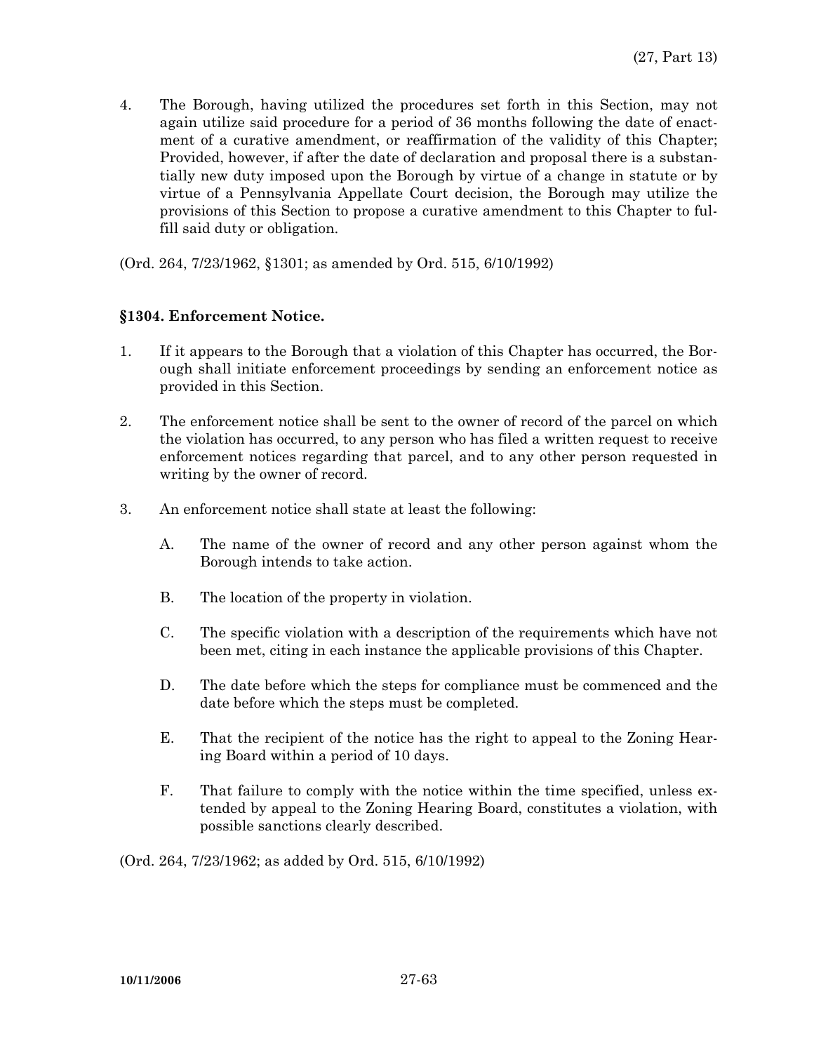4. The Borough, having utilized the procedures set forth in this Section, may not again utilize said procedure for a period of 36 months following the date of enactment of a curative amendment, or reaffirmation of the validity of this Chapter; Provided, however, if after the date of declaration and proposal there is a substantially new duty imposed upon the Borough by virtue of a change in statute or by virtue of a Pennsylvania Appellate Court decision, the Borough may utilize the provisions of this Section to propose a curative amendment to this Chapter to fulfill said duty or obligation.

(Ord. 264, 7/23/1962, §1301; as amended by Ord. 515, 6/10/1992)

**§1304. Enforcement Notice.**

1. If it appears to the Borough that a violation of this Chapter has occurred, the Borough shall initiate enforcement proceedings by sending an enforcement notice as provided in this Section.

2. The enforcement notice shall be sent to the owner of record of the parcel on which the violation has occurred, to any person who has filed a written request to receive enforcement notices regarding that parcel, and to any other person requested in writing by the owner of record.

3. An enforcement notice shall state at least the following:

   A. The name of the owner of record and any other person against whom the Borough intends to take action.

   B. The location of the property in violation.

   C. The specific violation with a description of the requirements which have not been met, citing in each instance the applicable provisions of this Chapter.

   D. The date before which the steps for compliance must be commenced and the date before which the steps must be completed.

   E. That the recipient of the notice has the right to appeal to the Zoning Hearing Board within a period of 10 days.

   F. That failure to comply with the notice within the time specified, unless extended by appeal to the Zoning Hearing Board, constitutes a violation, with possible sanctions clearly described.

(Ord. 264, 7/23/1962; as added by Ord. 515, 6/10/1992)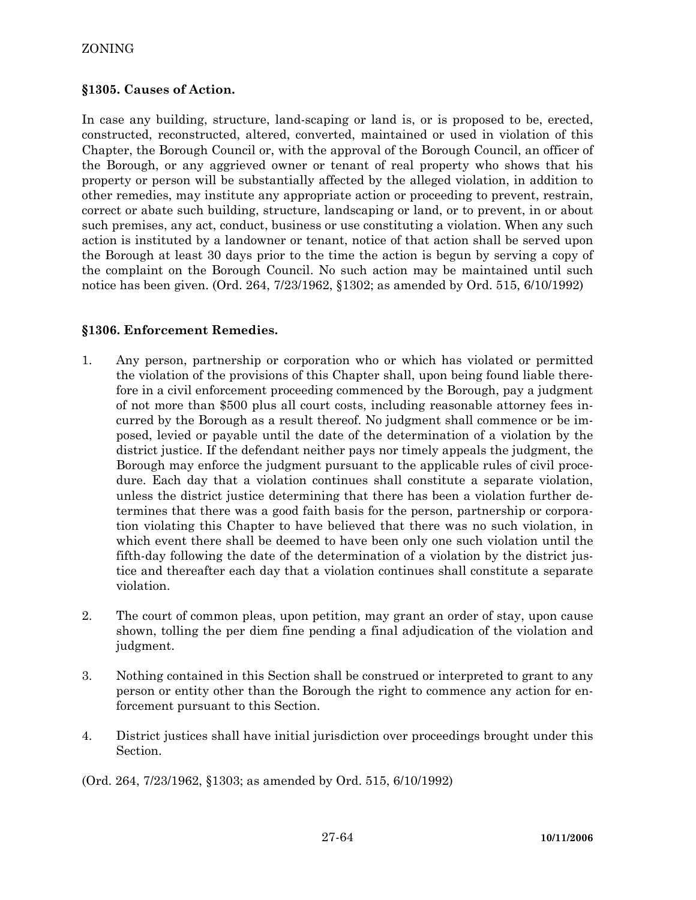## §1305. Causes of Action.

In case any building, structure, land-scaping or land is, or is proposed to be, erected, constructed, reconstructed, altered, converted, maintained or used in violation of this Chapter, the Borough Council or, with the approval of the Borough Council, an officer of the Borough, or any aggrieved owner or tenant of real property who shows that his property or person will be substantially affected by the alleged violation, in addition to other remedies, may institute any appropriate action or proceeding to prevent, restrain, correct or abate such building, structure, landscaping or land, or to prevent, in or about such premises, any act, conduct, business or use constituting a violation. When any such action is instituted by a landowner or tenant, notice of that action shall be served upon the Borough at least 30 days prior to the time the action is begun by serving a copy of the complaint on the Borough Council. No such action may be maintained until such notice has been given. (Ord. 264, 7/23/1962, §1302; as amended by Ord. 515, 6/10/1992)

## §1306. Enforcement Remedies.

1. Any person, partnership or corporation who or which has violated or permitted the violation of the provisions of this Chapter shall, upon being found liable therefore in a civil enforcement proceeding commenced by the Borough, pay a judgment of not more than $500 plus all court costs, including reasonable attorney fees incurred by the Borough as a result thereof. No judgment shall commence or be imposed, levied or payable until the date of the determination of a violation by the district justice. If the defendant neither pays nor timely appeals the judgment, the Borough may enforce the judgment pursuant to the applicable rules of civil procedure. Each day that a violation continues shall constitute a separate violation, unless the district justice determining that there has been a violation further determines that there was a good faith basis for the person, partnership or corporation violating this Chapter to have believed that there was no such violation, in which event there shall be deemed to have been only one such violation until the fifth-day following the date of the determination of a violation by the district justice and thereafter each day that a violation continues shall constitute a separate violation.

2. The court of common pleas, upon petition, may grant an order of stay, upon cause shown, tolling the per diem fine pending a final adjudication of the violation and judgment.

3. Nothing contained in this Section shall be construed or interpreted to grant to any person or entity other than the Borough the right to commence any action for enforcement pursuant to this Section.

4. District justices shall have initial jurisdiction over proceedings brought under this Section.

(Ord. 264, 7/23/1962, §1303; as amended by Ord. 515, 6/10/1992)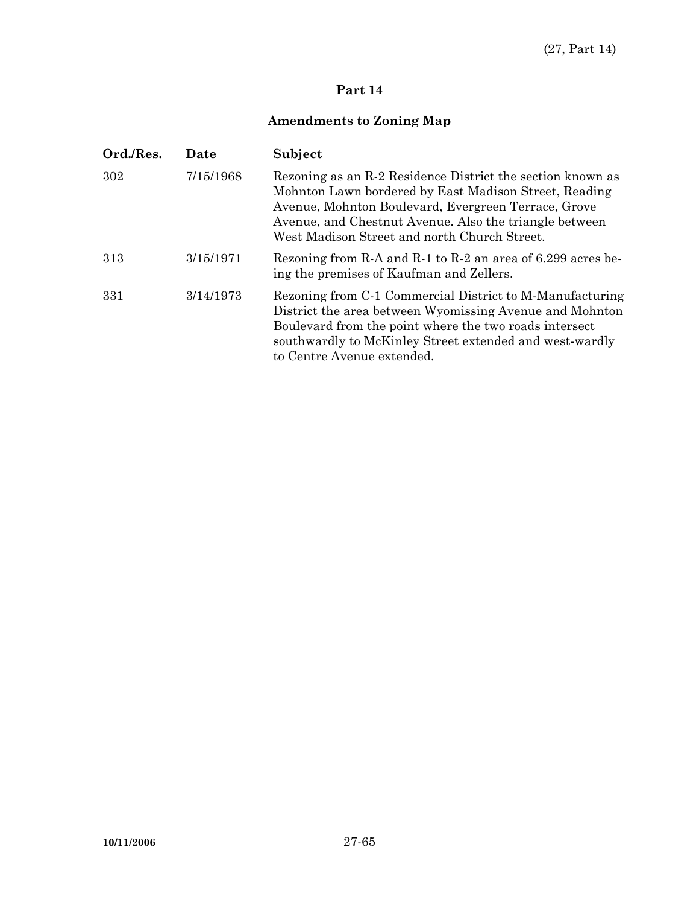# Part 14

## Amendments to Zoning Map

| Ord./Res. | Date | Subject |
|---|---|---|
| 302 | 7/15/1968 | Rezoning as an R-2 Residence District the section known as Mohnton Lawn bordered by East Madison Street, Reading Avenue, Mohnton Boulevard, Evergreen Terrace, Grove Avenue, and Chestnut Avenue. Also the triangle between West Madison Street and north Church Street. |
| 313 | 3/15/1971 | Rezoning from R-A and R-1 to R-2 an area of 6.299 acres being the premises of Kaufman and Zellers. |
| 331 | 3/14/1973 | Rezoning from C-1 Commercial District to M-Manufacturing District the area between Wyomissing Avenue and Mohnton Boulevard from the point where the two roads intersect southwardly to McKinley Street extended and west-wardly to Centre Avenue extended. |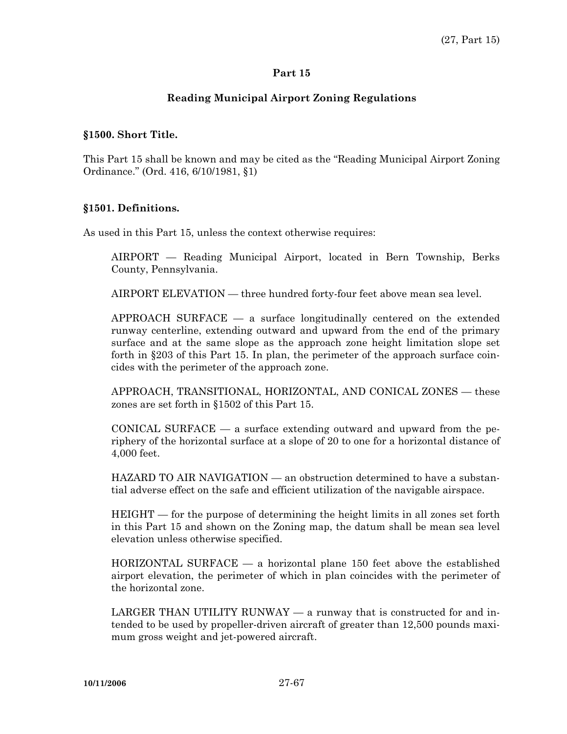## Part 15

## Reading Municipal Airport Zoning Regulations

### §1500. Short Title.

This Part 15 shall be known and may be cited as the "Reading Municipal Airport Zoning Ordinance." (Ord. 416, 6/10/1981, §1)

### §1501. Definitions.

As used in this Part 15, unless the context otherwise requires:

AIRPORT — Reading Municipal Airport, located in Bern Township, Berks County, Pennsylvania.

AIRPORT ELEVATION — three hundred forty-four feet above mean sea level.

APPROACH SURFACE — a surface longitudinally centered on the extended runway centerline, extending outward and upward from the end of the primary surface and at the same slope as the approach zone height limitation slope set forth in §203 of this Part 15. In plan, the perimeter of the approach surface coincides with the perimeter of the approach zone.

APPROACH, TRANSITIONAL, HORIZONTAL, AND CONICAL ZONES — these zones are set forth in §1502 of this Part 15.

CONICAL SURFACE — a surface extending outward and upward from the periphery of the horizontal surface at a slope of 20 to one for a horizontal distance of 4,000 feet.

HAZARD TO AIR NAVIGATION — an obstruction determined to have a substantial adverse effect on the safe and efficient utilization of the navigable airspace.

HEIGHT — for the purpose of determining the height limits in all zones set forth in this Part 15 and shown on the Zoning map, the datum shall be mean sea level elevation unless otherwise specified.

HORIZONTAL SURFACE — a horizontal plane 150 feet above the established airport elevation, the perimeter of which in plan coincides with the perimeter of the horizontal zone.

LARGER THAN UTILITY RUNWAY — a runway that is constructed for and intended to be used by propeller-driven aircraft of greater than 12,500 pounds maximum gross weight and jet-powered aircraft.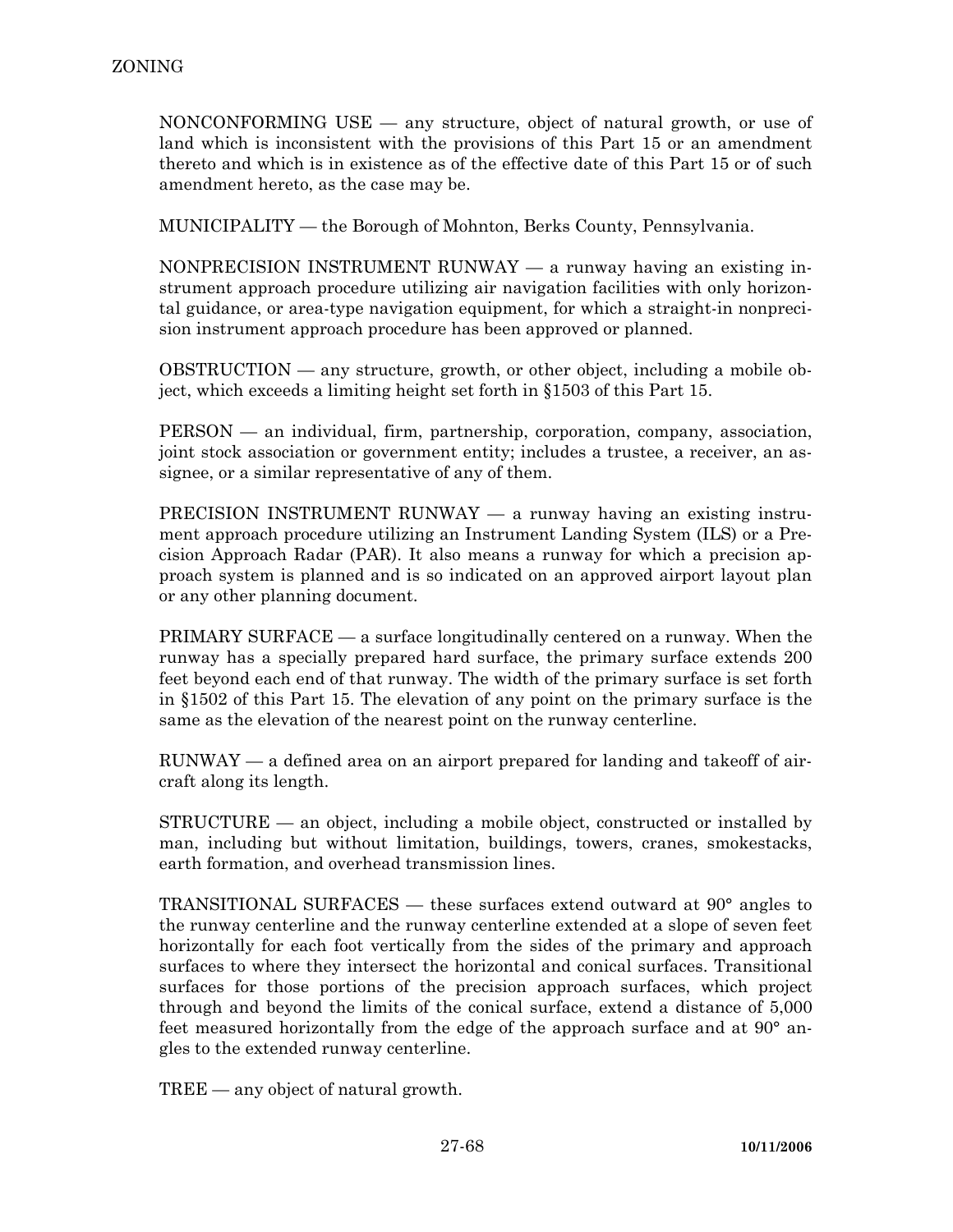NONCONFORMING USE — any structure, object of natural growth, or use of land which is inconsistent with the provisions of this Part 15 or an amendment thereto and which is in existence as of the effective date of this Part 15 or of such amendment hereto, as the case may be.

MUNICIPALITY — the Borough of Mohnton, Berks County, Pennsylvania.

NONPRECISION INSTRUMENT RUNWAY — a runway having an existing instrument approach procedure utilizing air navigation facilities with only horizontal guidance, or area-type navigation equipment, for which a straight-in nonprecision instrument approach procedure has been approved or planned.

OBSTRUCTION — any structure, growth, or other object, including a mobile object, which exceeds a limiting height set forth in §1503 of this Part 15.

PERSON — an individual, firm, partnership, corporation, company, association, joint stock association or government entity; includes a trustee, a receiver, an assignee, or a similar representative of any of them.

PRECISION INSTRUMENT RUNWAY — a runway having an existing instrument approach procedure utilizing an Instrument Landing System (ILS) or a Precision Approach Radar (PAR). It also means a runway for which a precision approach system is planned and is so indicated on an approved airport layout plan or any other planning document.

PRIMARY SURFACE — a surface longitudinally centered on a runway. When the runway has a specially prepared hard surface, the primary surface extends 200 feet beyond each end of that runway. The width of the primary surface is set forth in §1502 of this Part 15. The elevation of any point on the primary surface is the same as the elevation of the nearest point on the runway centerline.

RUNWAY — a defined area on an airport prepared for landing and takeoff of aircraft along its length.

STRUCTURE — an object, including a mobile object, constructed or installed by man, including but without limitation, buildings, towers, cranes, smokestacks, earth formation, and overhead transmission lines.

TRANSITIONAL SURFACES — these surfaces extend outward at 90° angles to the runway centerline and the runway centerline extended at a slope of seven feet horizontally for each foot vertically from the sides of the primary and approach surfaces to where they intersect the horizontal and conical surfaces. Transitional surfaces for those portions of the precision approach surfaces, which project through and beyond the limits of the conical surface, extend a distance of 5,000 feet measured horizontally from the edge of the approach surface and at 90° angles to the extended runway centerline.

TREE — any object of natural growth.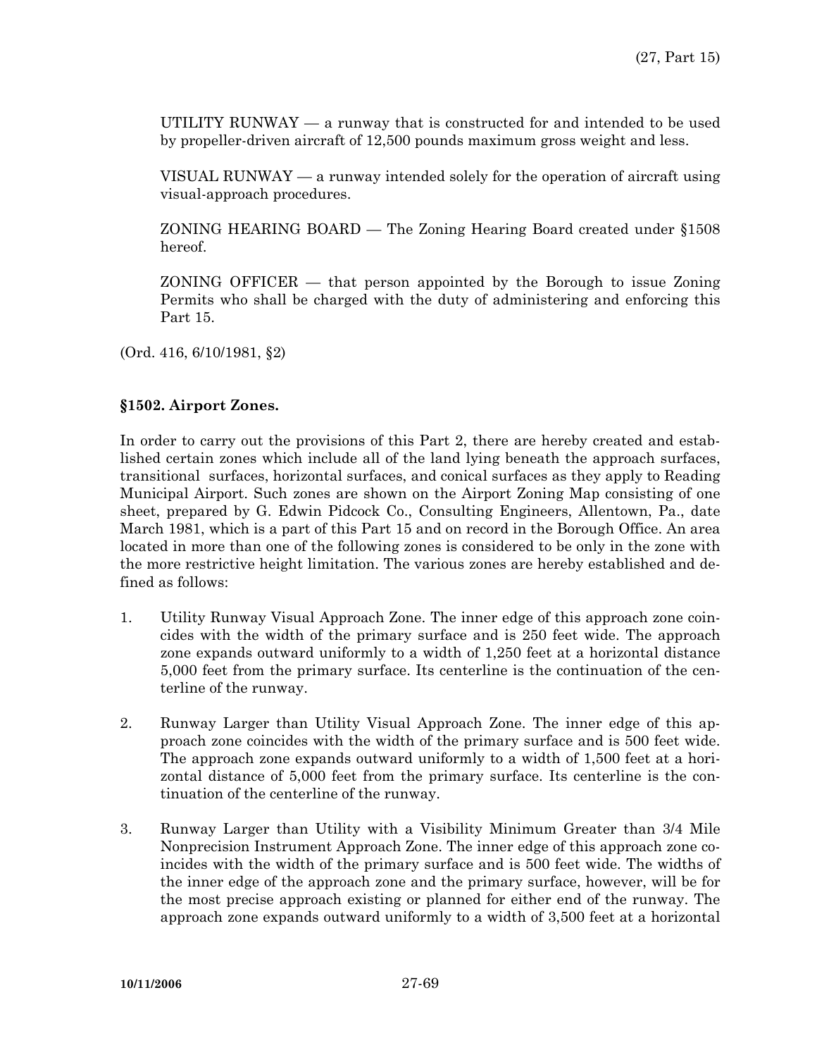UTILITY RUNWAY — a runway that is constructed for and intended to be used by propeller-driven aircraft of 12,500 pounds maximum gross weight and less.

VISUAL RUNWAY — a runway intended solely for the operation of aircraft using visual-approach procedures.

ZONING HEARING BOARD — The Zoning Hearing Board created under §1508 hereof.

ZONING OFFICER — that person appointed by the Borough to issue Zoning Permits who shall be charged with the duty of administering and enforcing this Part 15.

(Ord. 416, 6/10/1981, §2)

### §1502. Airport Zones.

In order to carry out the provisions of this Part 2, there are hereby created and established certain zones which include all of the land lying beneath the approach surfaces, transitional surfaces, horizontal surfaces, and conical surfaces as they apply to Reading Municipal Airport. Such zones are shown on the Airport Zoning Map consisting of one sheet, prepared by G. Edwin Pidcock Co., Consulting Engineers, Allentown, Pa., date March 1981, which is a part of this Part 15 and on record in the Borough Office. An area located in more than one of the following zones is considered to be only in the zone with the more restrictive height limitation. The various zones are hereby established and defined as follows:

1. Utility Runway Visual Approach Zone. The inner edge of this approach zone coincides with the width of the primary surface and is 250 feet wide. The approach zone expands outward uniformly to a width of 1,250 feet at a horizontal distance 5,000 feet from the primary surface. Its centerline is the continuation of the centerline of the runway.

2. Runway Larger than Utility Visual Approach Zone. The inner edge of this approach zone coincides with the width of the primary surface and is 500 feet wide. The approach zone expands outward uniformly to a width of 1,500 feet at a horizontal distance of 5,000 feet from the primary surface. Its centerline is the continuation of the centerline of the runway.

3. Runway Larger than Utility with a Visibility Minimum Greater than 3/4 Mile Nonprecision Instrument Approach Zone. The inner edge of this approach zone coincides with the width of the primary surface and is 500 feet wide. The widths of the inner edge of the approach zone and the primary surface, however, will be for the most precise approach existing or planned for either end of the runway. The approach zone expands outward uniformly to a width of 3,500 feet at a horizontal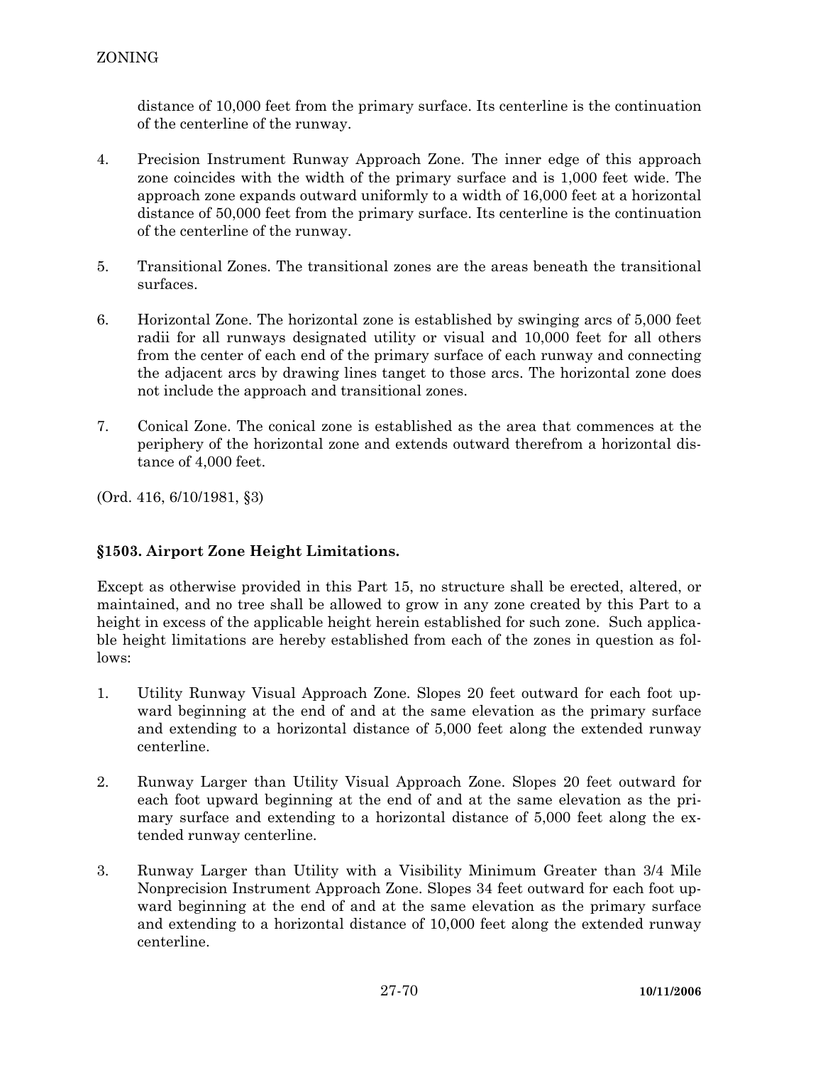distance of 10,000 feet from the primary surface. Its centerline is the continuation of the centerline of the runway.

4. Precision Instrument Runway Approach Zone. The inner edge of this approach zone coincides with the width of the primary surface and is 1,000 feet wide. The approach zone expands outward uniformly to a width of 16,000 feet at a horizontal distance of 50,000 feet from the primary surface. Its centerline is the continuation of the centerline of the runway.

5. Transitional Zones. The transitional zones are the areas beneath the transitional surfaces.

6. Horizontal Zone. The horizontal zone is established by swinging arcs of 5,000 feet radii for all runways designated utility or visual and 10,000 feet for all others from the center of each end of the primary surface of each runway and connecting the adjacent arcs by drawing lines tanget to those arcs. The horizontal zone does not include the approach and transitional zones.

7. Conical Zone. The conical zone is established as the area that commences at the periphery of the horizontal zone and extends outward therefrom a horizontal distance of 4,000 feet.

(Ord. 416, 6/10/1981, §3)

### §1503. Airport Zone Height Limitations.

Except as otherwise provided in this Part 15, no structure shall be erected, altered, or maintained, and no tree shall be allowed to grow in any zone created by this Part to a height in excess of the applicable height herein established for such zone. Such applicable height limitations are hereby established from each of the zones in question as follows:

1. Utility Runway Visual Approach Zone. Slopes 20 feet outward for each foot upward beginning at the end of and at the same elevation as the primary surface and extending to a horizontal distance of 5,000 feet along the extended runway centerline.

2. Runway Larger than Utility Visual Approach Zone. Slopes 20 feet outward for each foot upward beginning at the end of and at the same elevation as the primary surface and extending to a horizontal distance of 5,000 feet along the extended runway centerline.

3. Runway Larger than Utility with a Visibility Minimum Greater than 3/4 Mile Nonprecision Instrument Approach Zone. Slopes 34 feet outward for each foot upward beginning at the end of and at the same elevation as the primary surface and extending to a horizontal distance of 10,000 feet along the extended runway centerline.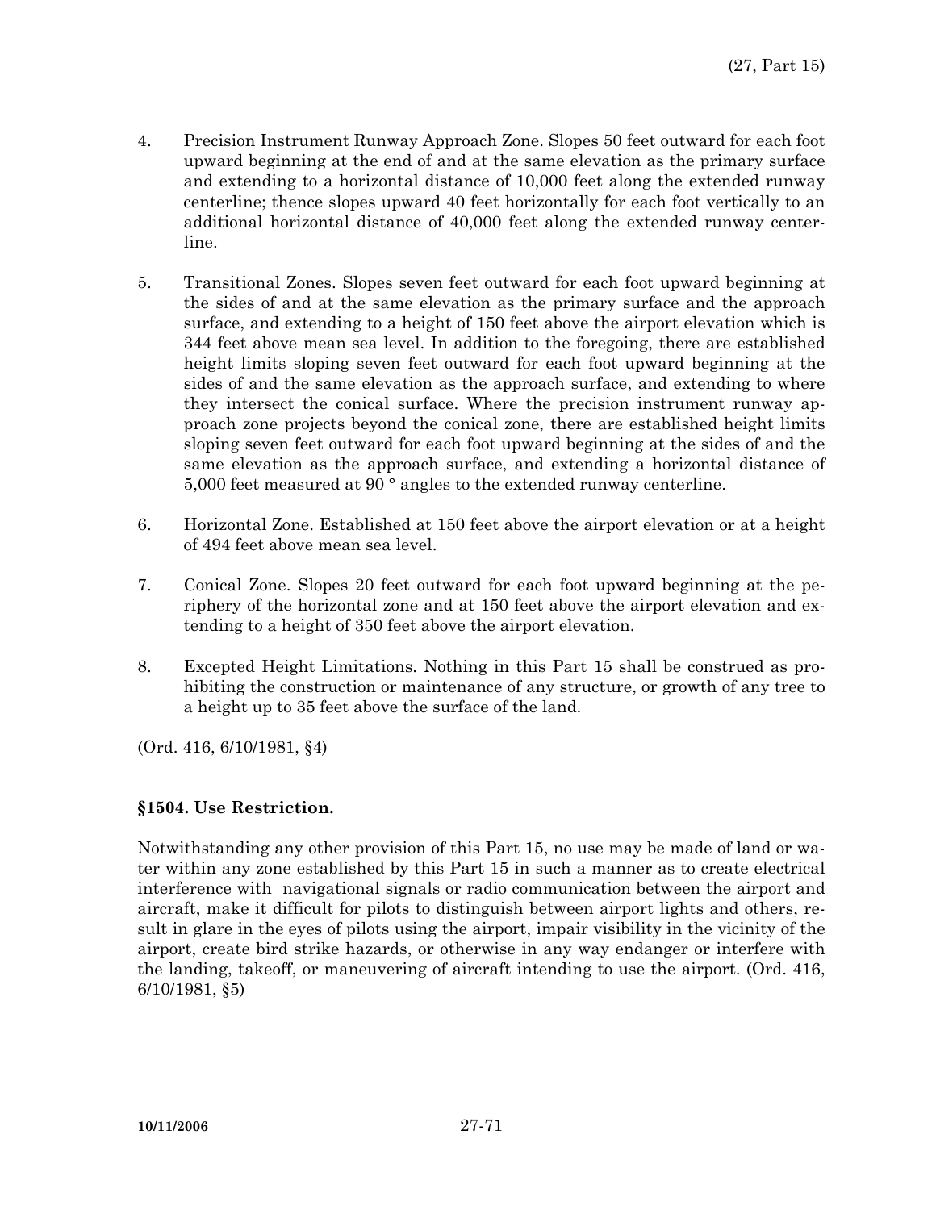4. Precision Instrument Runway Approach Zone. Slopes 50 feet outward for each foot upward beginning at the end of and at the same elevation as the primary surface and extending to a horizontal distance of 10,000 feet along the extended runway centerline; thence slopes upward 40 feet horizontally for each foot vertically to an additional horizontal distance of 40,000 feet along the extended runway centerline.

5. Transitional Zones. Slopes seven feet outward for each foot upward beginning at the sides of and at the same elevation as the primary surface and the approach surface, and extending to a height of 150 feet above the airport elevation which is 344 feet above mean sea level. In addition to the foregoing, there are established height limits sloping seven feet outward for each foot upward beginning at the sides of and the same elevation as the approach surface, and extending to where they intersect the conical surface. Where the precision instrument runway approach zone projects beyond the conical zone, there are established height limits sloping seven feet outward for each foot upward beginning at the sides of and the same elevation as the approach surface, and extending a horizontal distance of 5,000 feet measured at 90 ° angles to the extended runway centerline.

6. Horizontal Zone. Established at 150 feet above the airport elevation or at a height of 494 feet above mean sea level.

7. Conical Zone. Slopes 20 feet outward for each foot upward beginning at the periphery of the horizontal zone and at 150 feet above the airport elevation and extending to a height of 350 feet above the airport elevation.

8. Excepted Height Limitations. Nothing in this Part 15 shall be construed as prohibiting the construction or maintenance of any structure, or growth of any tree to a height up to 35 feet above the surface of the land.

(Ord. 416, 6/10/1981, §4)

### §1504. Use Restriction.

Notwithstanding any other provision of this Part 15, no use may be made of land or water within any zone established by this Part 15 in such a manner as to create electrical interference with navigational signals or radio communication between the airport and aircraft, make it difficult for pilots to distinguish between airport lights and others, result in glare in the eyes of pilots using the airport, impair visibility in the vicinity of the airport, create bird strike hazards, or otherwise in any way endanger or interfere with the landing, takeoff, or maneuvering of aircraft intending to use the airport. (Ord. 416, 6/10/1981, §5)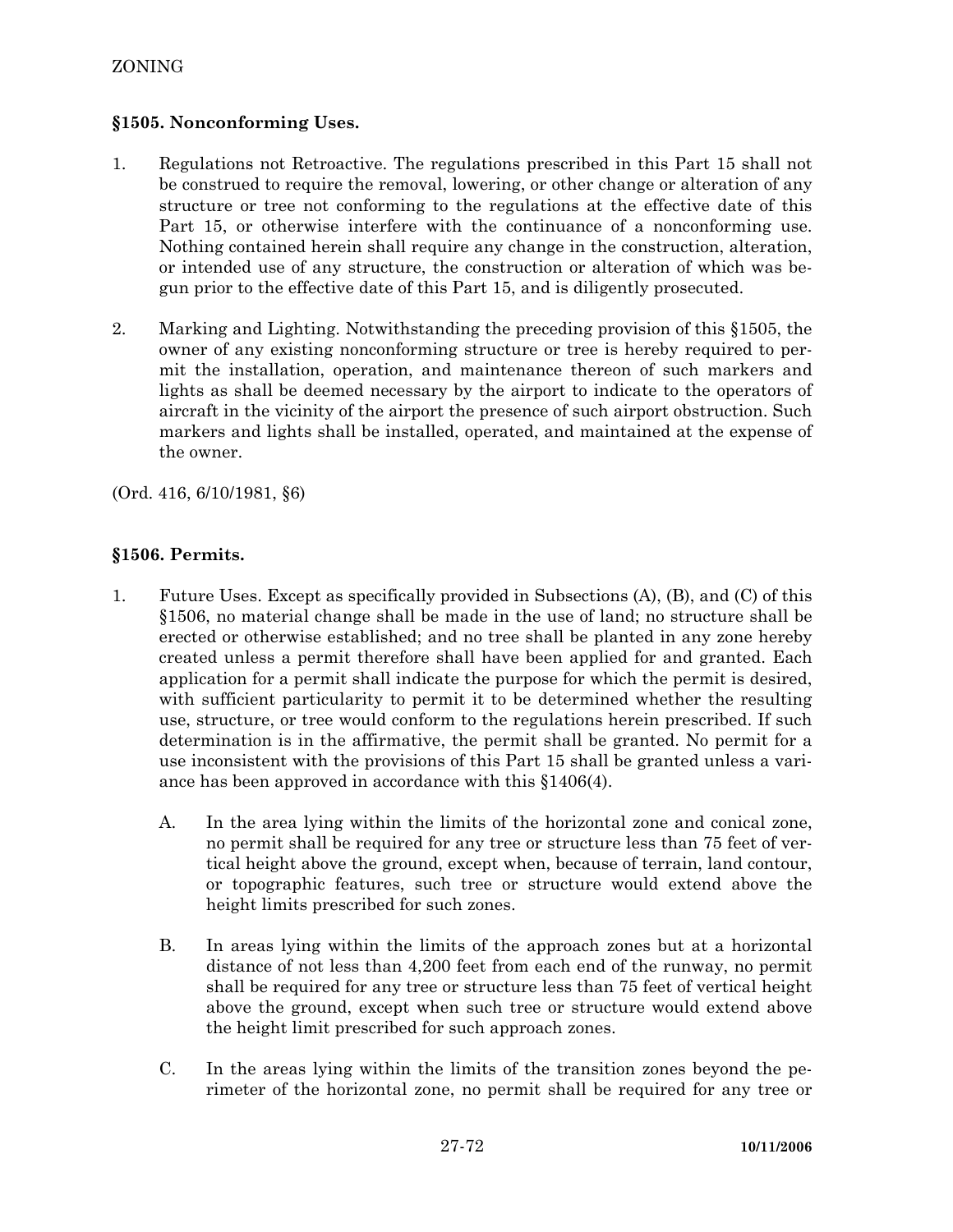## §1505. Nonconforming Uses.

1. Regulations not Retroactive. The regulations prescribed in this Part 15 shall not be construed to require the removal, lowering, or other change or alteration of any structure or tree not conforming to the regulations at the effective date of this Part 15, or otherwise interfere with the continuance of a nonconforming use. Nothing contained herein shall require any change in the construction, alteration, or intended use of any structure, the construction or alteration of which was begun prior to the effective date of this Part 15, and is diligently prosecuted.

2. Marking and Lighting. Notwithstanding the preceding provision of this §1505, the owner of any existing nonconforming structure or tree is hereby required to permit the installation, operation, and maintenance thereon of such markers and lights as shall be deemed necessary by the airport to indicate to the operators of aircraft in the vicinity of the airport the presence of such airport obstruction. Such markers and lights shall be installed, operated, and maintained at the expense of the owner.

(Ord. 416, 6/10/1981, §6)

## §1506. Permits.

1. Future Uses. Except as specifically provided in Subsections (A), (B), and (C) of this §1506, no material change shall be made in the use of land; no structure shall be erected or otherwise established; and no tree shall be planted in any zone hereby created unless a permit therefore shall have been applied for and granted. Each application for a permit shall indicate the purpose for which the permit is desired, with sufficient particularity to permit it to be determined whether the resulting use, structure, or tree would conform to the regulations herein prescribed. If such determination is in the affirmative, the permit shall be granted. No permit for a use inconsistent with the provisions of this Part 15 shall be granted unless a variance has been approved in accordance with this §1406(4).

   A. In the area lying within the limits of the horizontal zone and conical zone, no permit shall be required for any tree or structure less than 75 feet of vertical height above the ground, except when, because of terrain, land contour, or topographic features, such tree or structure would extend above the height limits prescribed for such zones.

   B. In areas lying within the limits of the approach zones but at a horizontal distance of not less than 4,200 feet from each end of the runway, no permit shall be required for any tree or structure less than 75 feet of vertical height above the ground, except when such tree or structure would extend above the height limit prescribed for such approach zones.

   C. In the areas lying within the limits of the transition zones beyond the perimeter of the horizontal zone, no permit shall be required for any tree or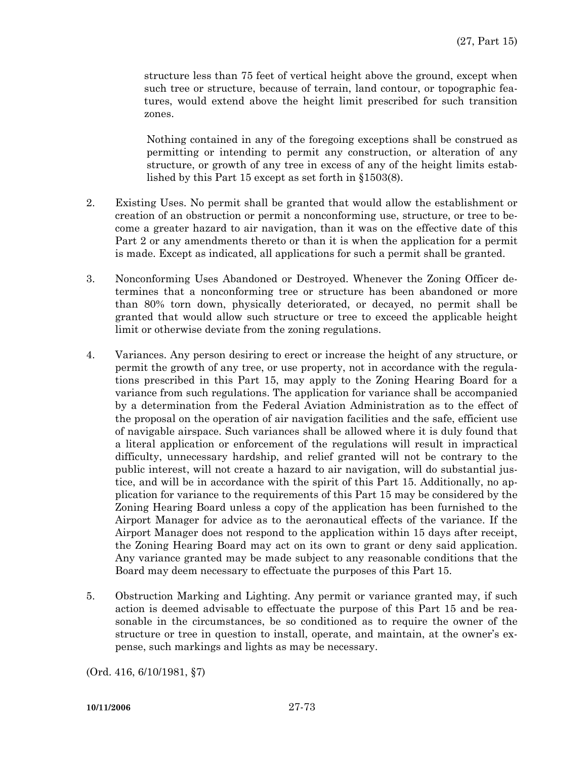structure less than 75 feet of vertical height above the ground, except when such tree or structure, because of terrain, land contour, or topographic features, would extend above the height limit prescribed for such transition zones.

Nothing contained in any of the foregoing exceptions shall be construed as permitting or intending to permit any construction, or alteration of any structure, or growth of any tree in excess of any of the height limits established by this Part 15 except as set forth in §1503(8).

2. Existing Uses. No permit shall be granted that would allow the establishment or creation of an obstruction or permit a nonconforming use, structure, or tree to become a greater hazard to air navigation, than it was on the effective date of this Part 2 or any amendments thereto or than it is when the application for a permit is made. Except as indicated, all applications for such a permit shall be granted.

3. Nonconforming Uses Abandoned or Destroyed. Whenever the Zoning Officer determines that a nonconforming tree or structure has been abandoned or more than 80% torn down, physically deteriorated, or decayed, no permit shall be granted that would allow such structure or tree to exceed the applicable height limit or otherwise deviate from the zoning regulations.

4. Variances. Any person desiring to erect or increase the height of any structure, or permit the growth of any tree, or use property, not in accordance with the regulations prescribed in this Part 15, may apply to the Zoning Hearing Board for a variance from such regulations. The application for variance shall be accompanied by a determination from the Federal Aviation Administration as to the effect of the proposal on the operation of air navigation facilities and the safe, efficient use of navigable airspace. Such variances shall be allowed where it is duly found that a literal application or enforcement of the regulations will result in impractical difficulty, unnecessary hardship, and relief granted will not be contrary to the public interest, will not create a hazard to air navigation, will do substantial justice, and will be in accordance with the spirit of this Part 15. Additionally, no application for variance to the requirements of this Part 15 may be considered by the Zoning Hearing Board unless a copy of the application has been furnished to the Airport Manager for advice as to the aeronautical effects of the variance. If the Airport Manager does not respond to the application within 15 days after receipt, the Zoning Hearing Board may act on its own to grant or deny said application. Any variance granted may be made subject to any reasonable conditions that the Board may deem necessary to effectuate the purposes of this Part 15.

5. Obstruction Marking and Lighting. Any permit or variance granted may, if such action is deemed advisable to effectuate the purpose of this Part 15 and be reasonable in the circumstances, be so conditioned as to require the owner of the structure or tree in question to install, operate, and maintain, at the owner's expense, such markings and lights as may be necessary.

(Ord. 416, 6/10/1981, §7)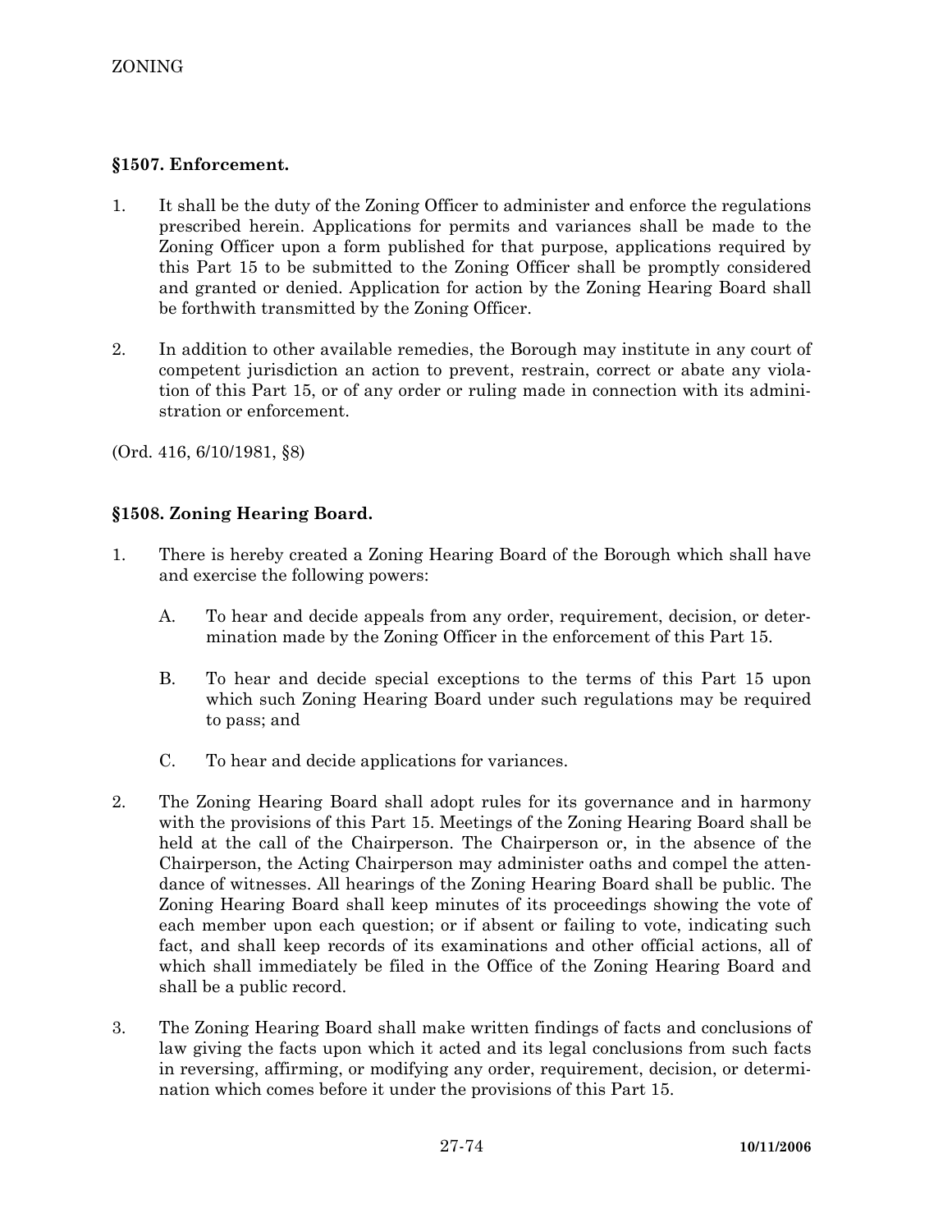## §1507. Enforcement.

1. It shall be the duty of the Zoning Officer to administer and enforce the regulations prescribed herein. Applications for permits and variances shall be made to the Zoning Officer upon a form published for that purpose, applications required by this Part 15 to be submitted to the Zoning Officer shall be promptly considered and granted or denied. Application for action by the Zoning Hearing Board shall be forthwith transmitted by the Zoning Officer.

2. In addition to other available remedies, the Borough may institute in any court of competent jurisdiction an action to prevent, restrain, correct or abate any violation of this Part 15, or of any order or ruling made in connection with its administration or enforcement.

(Ord. 416, 6/10/1981, §8)

## §1508. Zoning Hearing Board.

1. There is hereby created a Zoning Hearing Board of the Borough which shall have and exercise the following powers:

   A. To hear and decide appeals from any order, requirement, decision, or determination made by the Zoning Officer in the enforcement of this Part 15.

   B. To hear and decide special exceptions to the terms of this Part 15 upon which such Zoning Hearing Board under such regulations may be required to pass; and

   C. To hear and decide applications for variances.

2. The Zoning Hearing Board shall adopt rules for its governance and in harmony with the provisions of this Part 15. Meetings of the Zoning Hearing Board shall be held at the call of the Chairperson. The Chairperson or, in the absence of the Chairperson, the Acting Chairperson may administer oaths and compel the attendance of witnesses. All hearings of the Zoning Hearing Board shall be public. The Zoning Hearing Board shall keep minutes of its proceedings showing the vote of each member upon each question; or if absent or failing to vote, indicating such fact, and shall keep records of its examinations and other official actions, all of which shall immediately be filed in the Office of the Zoning Hearing Board and shall be a public record.

3. The Zoning Hearing Board shall make written findings of facts and conclusions of law giving the facts upon which it acted and its legal conclusions from such facts in reversing, affirming, or modifying any order, requirement, decision, or determination which comes before it under the provisions of this Part 15.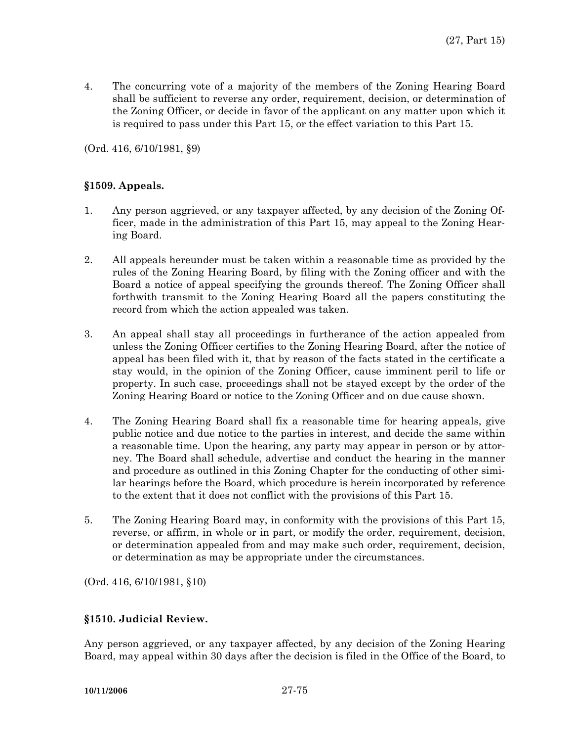4. The concurring vote of a majority of the members of the Zoning Hearing Board shall be sufficient to reverse any order, requirement, decision, or determination of the Zoning Officer, or decide in favor of the applicant on any matter upon which it is required to pass under this Part 15, or the effect variation to this Part 15.

(Ord. 416, 6/10/1981, §9)

### §1509. Appeals.

1. Any person aggrieved, or any taxpayer affected, by any decision of the Zoning Officer, made in the administration of this Part 15, may appeal to the Zoning Hearing Board.

2. All appeals hereunder must be taken within a reasonable time as provided by the rules of the Zoning Hearing Board, by filing with the Zoning officer and with the Board a notice of appeal specifying the grounds thereof. The Zoning Officer shall forthwith transmit to the Zoning Hearing Board all the papers constituting the record from which the action appealed was taken.

3. An appeal shall stay all proceedings in furtherance of the action appealed from unless the Zoning Officer certifies to the Zoning Hearing Board, after the notice of appeal has been filed with it, that by reason of the facts stated in the certificate a stay would, in the opinion of the Zoning Officer, cause imminent peril to life or property. In such case, proceedings shall not be stayed except by the order of the Zoning Hearing Board or notice to the Zoning Officer and on due cause shown.

4. The Zoning Hearing Board shall fix a reasonable time for hearing appeals, give public notice and due notice to the parties in interest, and decide the same within a reasonable time. Upon the hearing, any party may appear in person or by attorney. The Board shall schedule, advertise and conduct the hearing in the manner and procedure as outlined in this Zoning Chapter for the conducting of other similar hearings before the Board, which procedure is herein incorporated by reference to the extent that it does not conflict with the provisions of this Part 15.

5. The Zoning Hearing Board may, in conformity with the provisions of this Part 15, reverse, or affirm, in whole or in part, or modify the order, requirement, decision, or determination appealed from and may make such order, requirement, decision, or determination as may be appropriate under the circumstances.

(Ord. 416, 6/10/1981, §10)

### §1510. Judicial Review.

Any person aggrieved, or any taxpayer affected, by any decision of the Zoning Hearing Board, may appeal within 30 days after the decision is filed in the Office of the Board, to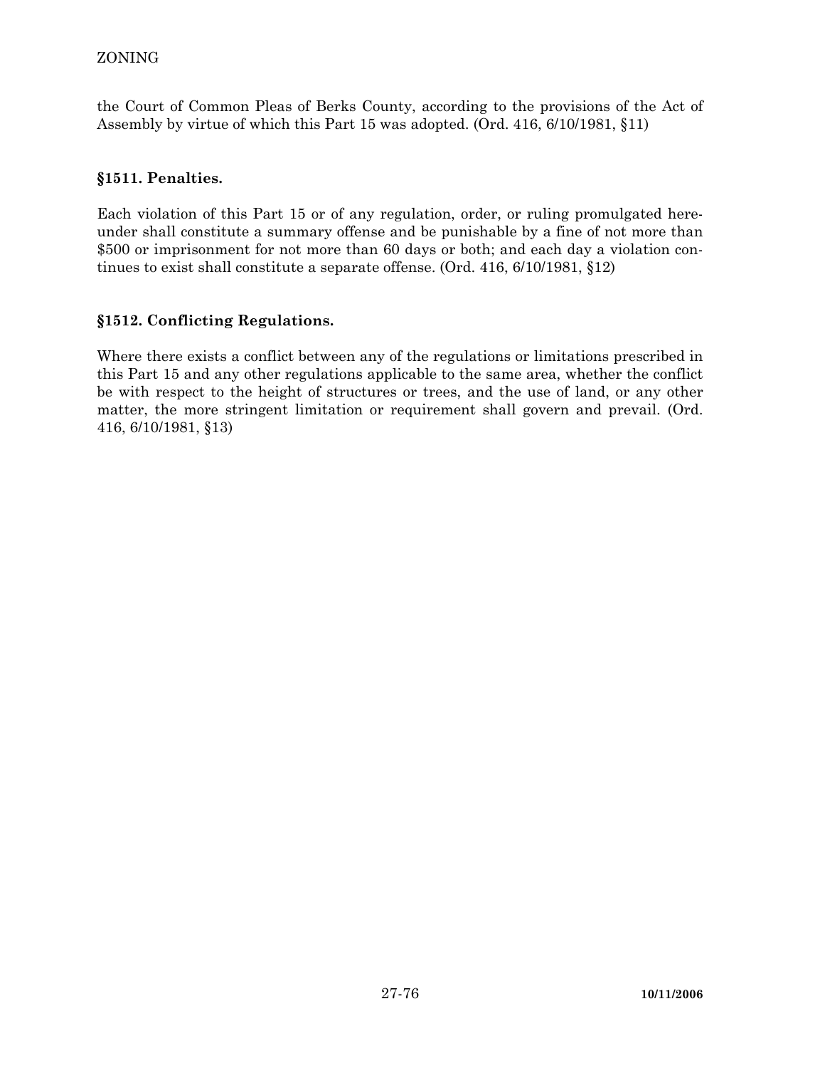the Court of Common Pleas of Berks County, according to the provisions of the Act of Assembly by virtue of which this Part 15 was adopted. (Ord. 416, 6/10/1981, §11)

### §1511. Penalties.

Each violation of this Part 15 or of any regulation, order, or ruling promulgated hereunder shall constitute a summary offense and be punishable by a fine of not more than $500 or imprisonment for not more than 60 days or both; and each day a violation continues to exist shall constitute a separate offense. (Ord. 416, 6/10/1981, §12)

### §1512. Conflicting Regulations.

Where there exists a conflict between any of the regulations or limitations prescribed in this Part 15 and any other regulations applicable to the same area, whether the conflict be with respect to the height of structures or trees, and the use of land, or any other matter, the more stringent limitation or requirement shall govern and prevail. (Ord. 416, 6/10/1981, §13)